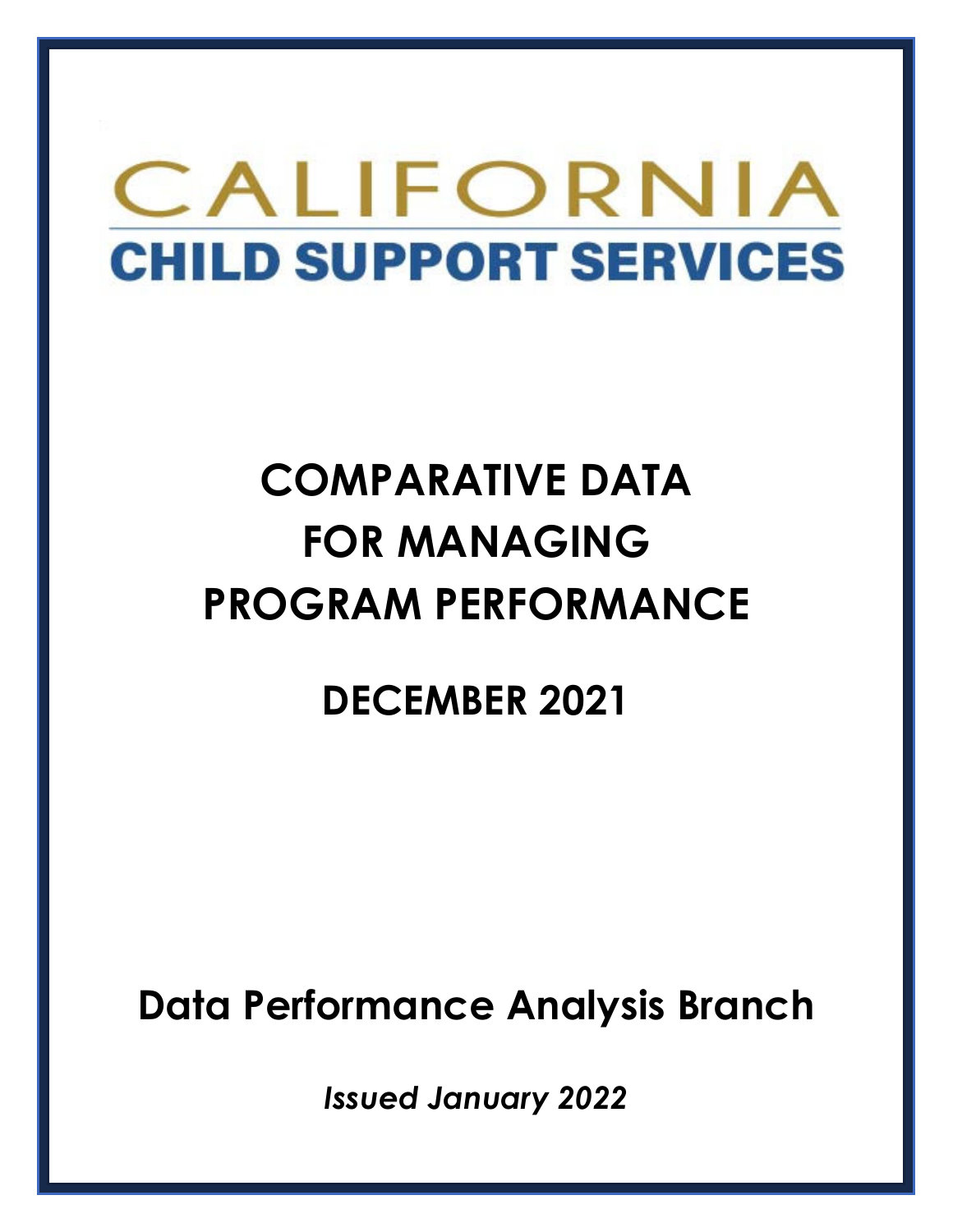# CALIFORNIA
## CHILD SUPPORT SERVICES

# COMPARATIVE DATA FOR MANAGING PROGRAM PERFORMANCE

## DECEMBER 2021

## Data Performance Analysis Branch

*Issued January 2022*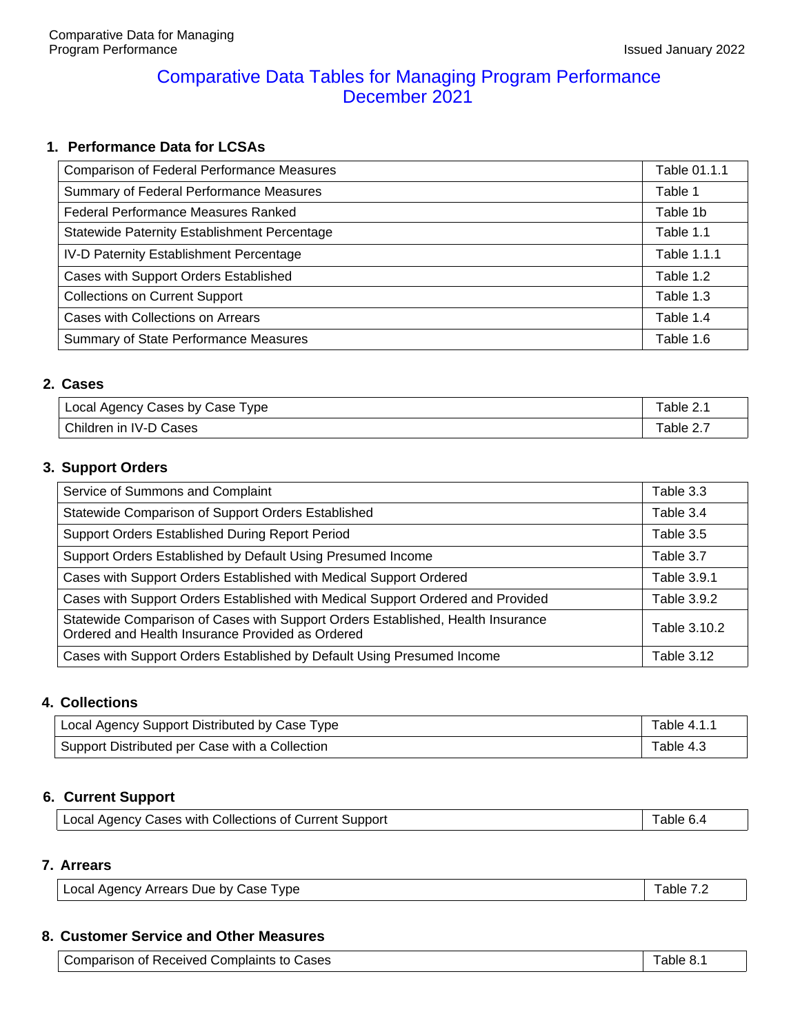# Comparative Data Tables for Managing Program Performance
## December 2021

### 1. Performance Data for LCSAs

| | |
|---|---|
| Comparison of Federal Performance Measures | Table 01.1.1 |
| Summary of Federal Performance Measures | Table 1 |
| Federal Performance Measures Ranked | Table 1b |
| Statewide Paternity Establishment Percentage | Table 1.1 |
| IV-D Paternity Establishment Percentage | Table 1.1.1 |
| Cases with Support Orders Established | Table 1.2 |
| Collections on Current Support | Table 1.3 |
| Cases with Collections on Arrears | Table 1.4 |
| Summary of State Performance Measures | Table 1.6 |

### 2. Cases

| | |
|---|---|
| Local Agency Cases by Case Type | Table 2.1 |
| Children in IV-D Cases | Table 2.7 |

### 3. Support Orders

| | |
|---|---|
| Service of Summons and Complaint | Table 3.3 |
| Statewide Comparison of Support Orders Established | Table 3.4 |
| Support Orders Established During Report Period | Table 3.5 |
| Support Orders Established by Default Using Presumed Income | Table 3.7 |
| Cases with Support Orders Established with Medical Support Ordered | Table 3.9.1 |
| Cases with Support Orders Established with Medical Support Ordered and Provided | Table 3.9.2 |
| Statewide Comparison of Cases with Support Orders Established, Health Insurance Ordered and Health Insurance Provided as Ordered | Table 3.10.2 |
| Cases with Support Orders Established by Default Using Presumed Income | Table 3.12 |

### 4. Collections

| | |
|---|---|
| Local Agency Support Distributed by Case Type | Table 4.1.1 |
| Support Distributed per Case with a Collection | Table 4.3 |

### 6. Current Support

| | |
|---|---|
| Local Agency Cases with Collections of Current Support | Table 6.4 |

### 7. Arrears

| | |
|---|---|
| Local Agency Arrears Due by Case Type | Table 7.2 |

### 8. Customer Service and Other Measures

| | |
|---|---|
| Comparison of Received Complaints to Cases | Table 8.1 |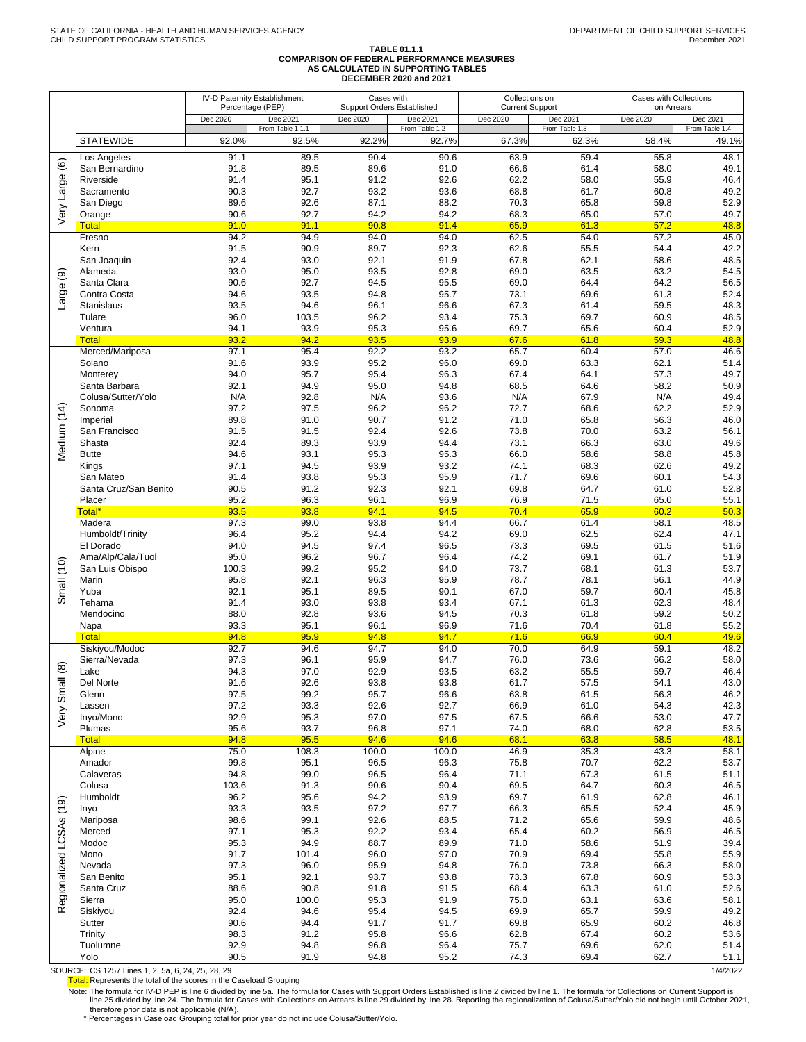STATE OF CALIFORNIA - HEALTH AND HUMAN SERVICES AGENCY
CHILD SUPPORT PROGRAM STATISTICS

DEPARTMENT OF CHILD SUPPORT SERVICES
December 2021

**TABLE 01.1.1**
**COMPARISON OF FEDERAL PERFORMANCE MEASURES**
**AS CALCULATED IN SUPPORTING TABLES**
**DECEMBER 2020 and 2021**

| | | IV-D Paternity Establishment Percentage (PEP) | | Cases with Support Orders Established | | Collections on Current Support | | Cases with Collections on Arrears | |
|---|---|---|---|---|---|---|---|---|---|
| | | Dec 2020 | Dec 2021 From Table 1.1.1 | Dec 2020 | Dec 2021 From Table 1.2 | Dec 2020 | Dec 2021 From Table 1.3 | Dec 2020 | Dec 2021 From Table 1.4 |
| | STATEWIDE | 92.0% | 92.5% | 92.2% | 92.7% | 67.3% | 62.3% | 58.4% | 49.1% |
| Very Large (6) | Los Angeles | 91.1 | 89.5 | 90.4 | 90.6 | 63.9 | 59.4 | 55.8 | 48.1 |
| | San Bernardino | 91.8 | 89.5 | 89.6 | 91.0 | 66.6 | 61.4 | 58.0 | 49.1 |
| | Riverside | 91.4 | 95.1 | 91.2 | 92.6 | 62.2 | 58.0 | 55.9 | 46.4 |
| | Sacramento | 90.3 | 92.7 | 93.2 | 93.6 | 68.8 | 61.7 | 60.8 | 49.2 |
| | San Diego | 89.6 | 92.6 | 87.1 | 88.2 | 70.3 | 65.8 | 59.8 | 52.9 |
| | Orange | 90.6 | 92.7 | 94.2 | 94.2 | 68.3 | 65.0 | 57.0 | 49.7 |
| | Total | 91.0 | 91.1 | 90.8 | 91.4 | 65.9 | 61.3 | 57.2 | 48.8 |
| Large (9) | Fresno | 94.2 | 94.9 | 94.0 | 94.0 | 62.5 | 54.0 | 57.2 | 45.0 |
| | Kern | 91.5 | 90.9 | 89.7 | 92.3 | 62.6 | 55.5 | 54.4 | 42.2 |
| | San Joaquin | 92.4 | 93.0 | 92.1 | 91.9 | 67.8 | 62.1 | 58.6 | 48.5 |
| | Alameda | 93.0 | 95.0 | 93.5 | 92.8 | 69.0 | 63.5 | 63.2 | 54.5 |
| | Santa Clara | 90.6 | 92.7 | 94.5 | 95.5 | 69.0 | 64.4 | 64.2 | 56.5 |
| | Contra Costa | 94.6 | 93.5 | 94.8 | 95.7 | 73.1 | 69.6 | 61.3 | 52.4 |
| | Stanislaus | 93.5 | 94.6 | 96.1 | 96.6 | 67.3 | 61.4 | 59.5 | 48.3 |
| | Tulare | 96.0 | 103.5 | 96.2 | 93.4 | 75.3 | 69.7 | 60.9 | 48.5 |
| | Ventura | 94.1 | 93.9 | 95.3 | 95.6 | 69.7 | 65.6 | 60.4 | 52.9 |
| | Total | 93.2 | 94.2 | 93.5 | 93.9 | 67.6 | 61.8 | 59.3 | 48.8 |
| Medium (14) | Merced/Mariposa | 97.1 | 95.4 | 92.2 | 93.2 | 65.7 | 60.4 | 57.0 | 46.6 |
| | Solano | 91.6 | 93.9 | 95.2 | 96.0 | 69.0 | 63.3 | 62.1 | 51.4 |
| | Monterey | 94.0 | 95.7 | 95.4 | 96.3 | 67.4 | 64.1 | 57.3 | 49.7 |
| | Santa Barbara | 92.1 | 94.9 | 95.0 | 94.8 | 68.5 | 64.6 | 58.2 | 50.9 |
| | Colusa/Sutter/Yolo | N/A | 92.8 | N/A | 93.6 | N/A | 67.9 | N/A | 49.4 |
| | Sonoma | 97.2 | 97.5 | 96.2 | 96.2 | 72.7 | 68.6 | 62.2 | 52.9 |
| | Imperial | 89.8 | 91.0 | 90.7 | 91.2 | 71.0 | 65.8 | 56.3 | 46.0 |
| | San Francisco | 91.5 | 91.5 | 92.4 | 92.6 | 73.8 | 70.0 | 63.2 | 56.1 |
| | Shasta | 92.4 | 89.3 | 93.9 | 94.4 | 73.1 | 66.3 | 63.0 | 49.6 |
| | Butte | 94.6 | 93.1 | 95.3 | 95.3 | 66.0 | 58.6 | 58.8 | 45.8 |
| | Kings | 97.1 | 94.5 | 93.9 | 93.2 | 74.1 | 68.3 | 62.6 | 49.2 |
| | San Mateo | 91.4 | 93.8 | 95.3 | 95.9 | 71.7 | 69.6 | 60.1 | 54.3 |
| | Santa Cruz/San Benito | 90.5 | 91.2 | 92.3 | 92.1 | 69.8 | 64.7 | 61.0 | 52.8 |
| | Placer | 95.2 | 96.3 | 96.1 | 96.9 | 76.9 | 71.5 | 65.0 | 55.1 |
| | Total* | 93.5 | 93.8 | 94.1 | 94.5 | 70.4 | 65.9 | 60.2 | 50.3 |
| Small (10) | Madera | 97.3 | 99.0 | 93.8 | 94.4 | 66.7 | 61.4 | 58.1 | 48.5 |
| | Humboldt/Trinity | 96.4 | 95.2 | 94.4 | 94.2 | 69.0 | 62.5 | 62.4 | 47.1 |
| | El Dorado | 94.0 | 94.5 | 97.4 | 96.5 | 73.3 | 69.5 | 61.5 | 51.6 |
| | Ama/Alp/Cala/Tuol | 95.0 | 96.2 | 96.7 | 96.4 | 74.2 | 69.1 | 61.7 | 51.9 |
| | San Luis Obispo | 100.3 | 99.2 | 95.2 | 94.0 | 73.7 | 68.1 | 61.3 | 53.7 |
| | Marin | 95.8 | 92.1 | 96.3 | 95.9 | 78.7 | 78.1 | 56.1 | 44.9 |
| | Yuba | 92.1 | 95.1 | 89.5 | 90.1 | 67.0 | 59.7 | 60.4 | 45.8 |
| | Tehama | 91.4 | 93.0 | 93.8 | 93.4 | 67.1 | 61.3 | 62.3 | 48.4 |
| | Mendocino | 88.0 | 92.8 | 93.6 | 94.5 | 70.3 | 61.8 | 59.2 | 50.2 |
| | Napa | 93.3 | 95.1 | 96.1 | 96.9 | 71.6 | 70.4 | 61.8 | 55.2 |
| | Total | 94.8 | 95.9 | 94.8 | 94.7 | 71.6 | 66.9 | 60.4 | 49.6 |
| Very Small (8) | Siskiyou/Modoc | 92.7 | 94.6 | 94.7 | 94.0 | 70.0 | 64.9 | 59.1 | 48.2 |
| | Sierra/Nevada | 97.3 | 96.1 | 95.9 | 94.7 | 76.0 | 73.6 | 66.2 | 58.0 |
| | Lake | 94.3 | 97.0 | 92.9 | 93.5 | 63.2 | 55.5 | 59.7 | 46.4 |
| | Del Norte | 91.6 | 92.6 | 93.8 | 93.8 | 61.7 | 57.5 | 54.1 | 43.0 |
| | Glenn | 97.5 | 99.2 | 95.7 | 96.6 | 63.8 | 61.5 | 56.3 | 46.2 |
| | Lassen | 97.2 | 93.3 | 92.6 | 92.7 | 66.9 | 61.0 | 54.3 | 42.3 |
| | Inyo/Mono | 92.9 | 95.3 | 97.0 | 97.5 | 67.5 | 66.6 | 53.0 | 47.7 |
| | Plumas | 95.6 | 93.7 | 96.8 | 97.1 | 74.0 | 68.0 | 62.8 | 53.5 |
| | Total | 94.8 | 95.5 | 94.6 | 94.6 | 68.1 | 63.8 | 58.5 | 48.1 |
| Regionalized LCSAs (19) | Alpine | 75.0 | 108.3 | 100.0 | 100.0 | 46.9 | 35.3 | 43.3 | 58.1 |
| | Amador | 99.8 | 95.1 | 96.5 | 96.3 | 75.8 | 70.7 | 62.2 | 53.7 |
| | Calaveras | 94.8 | 99.0 | 96.5 | 96.4 | 71.1 | 67.3 | 61.5 | 51.1 |
| | Colusa | 103.6 | 91.3 | 90.6 | 90.4 | 69.5 | 64.7 | 60.3 | 46.5 |
| | Humboldt | 96.2 | 95.6 | 94.2 | 93.9 | 69.7 | 61.9 | 62.8 | 46.1 |
| | Inyo | 93.3 | 93.5 | 97.2 | 97.7 | 66.3 | 65.5 | 52.4 | 45.9 |
| | Mariposa | 98.6 | 99.1 | 92.6 | 88.5 | 71.2 | 65.6 | 59.9 | 48.6 |
| | Merced | 97.1 | 95.3 | 92.2 | 93.4 | 65.4 | 60.2 | 56.9 | 46.5 |
| | Modoc | 95.3 | 94.9 | 88.7 | 89.9 | 71.0 | 58.6 | 51.9 | 39.4 |
| | Mono | 91.7 | 101.4 | 96.0 | 97.0 | 70.9 | 69.4 | 55.8 | 55.9 |
| | Nevada | 97.3 | 96.0 | 95.9 | 94.8 | 76.0 | 73.8 | 66.3 | 58.0 |
| | San Benito | 95.1 | 92.1 | 93.7 | 93.8 | 73.3 | 67.8 | 60.9 | 53.3 |
| | Santa Cruz | 88.6 | 90.8 | 91.8 | 91.5 | 68.4 | 63.3 | 61.0 | 52.6 |
| | Sierra | 95.0 | 100.0 | 95.3 | 91.9 | 75.0 | 63.1 | 63.6 | 58.1 |
| | Siskiyou | 92.4 | 94.6 | 95.4 | 94.5 | 69.9 | 65.7 | 59.9 | 49.2 |
| | Sutter | 90.6 | 94.4 | 91.7 | 91.7 | 69.8 | 65.9 | 60.2 | 46.8 |
| | Trinity | 98.3 | 91.2 | 95.8 | 96.6 | 62.8 | 67.4 | 60.2 | 53.6 |
| | Tuolumne | 92.9 | 94.8 | 96.8 | 96.4 | 75.7 | 69.6 | 62.0 | 51.4 |
| | Yolo | 90.5 | 91.9 | 94.8 | 95.2 | 74.3 | 69.4 | 62.7 | 51.1 |

SOURCE: CS 1257 Lines 1, 2, 5a, 6, 24, 25, 28, 29

1/4/2022

Total: Represents the total of the scores in the Caseload Grouping

Note: The formula for IV-D PEP is line 6 divided by line 5a. The formula for Cases with Support Orders Established is line 2 divided by line 1. The formula for Collections on Current Support is line 25 divided by line 24. The formula for Cases with Collections on Arrears is line 29 divided by line 28. Reporting the regionalization of Colusa/Sutter/Yolo did not begin until October 2021, therefore prior data is not applicable (N/A).

\* Percentages in Caseload Grouping total for prior year do not include Colusa/Sutter/Yolo.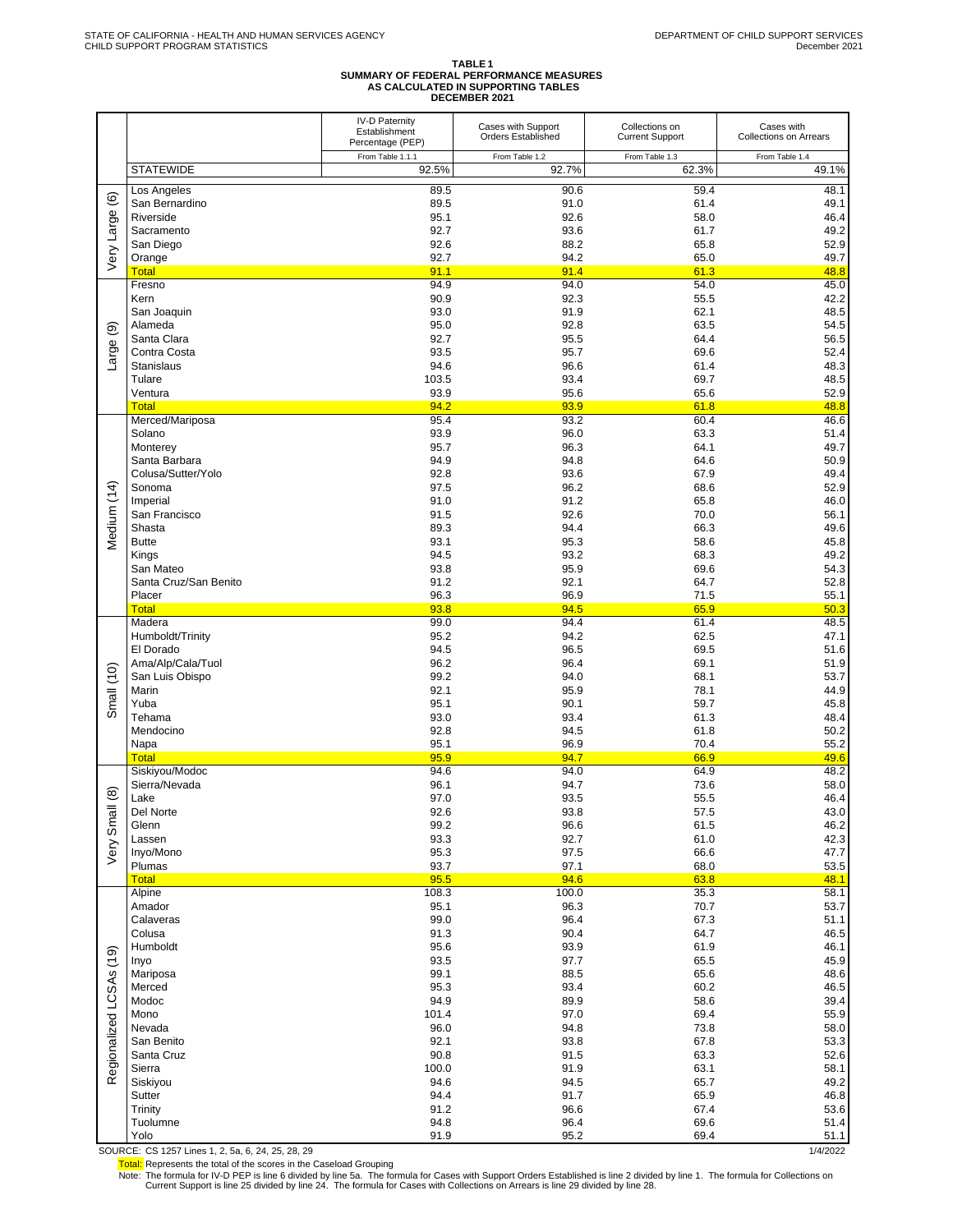STATE OF CALIFORNIA - HEALTH AND HUMAN SERVICES AGENCY
CHILD SUPPORT PROGRAM STATISTICS

DEPARTMENT OF CHILD SUPPORT SERVICES
December 2021

# TABLE 1
## SUMMARY OF FEDERAL PERFORMANCE MEASURES AS CALCULATED IN SUPPORTING TABLES DECEMBER 2021

| | | IV-D Paternity Establishment Percentage (PEP) | Cases with Support Orders Established | Collections on Current Support | Cases with Collections on Arrears |
|---|---|---|---|---|---|
| | | From Table 1.1.1 | From Table 1.2 | From Table 1.3 | From Table 1.4 |
| | STATEWIDE | 92.5% | 92.7% | 62.3% | 49.1% |
| Very Large (6) | Los Angeles | 89.5 | 90.6 | 59.4 | 48.1 |
| | San Bernardino | 89.5 | 91.0 | 61.4 | 49.1 |
| | Riverside | 95.1 | 92.6 | 58.0 | 46.4 |
| | Sacramento | 92.7 | 93.6 | 61.7 | 49.2 |
| | San Diego | 92.6 | 88.2 | 65.8 | 52.9 |
| | Orange | 92.7 | 94.2 | 65.0 | 49.7 |
| | Total | 91.1 | 91.4 | 61.3 | 48.8 |
| Large (9) | Fresno | 94.9 | 94.0 | 54.0 | 45.0 |
| | Kern | 90.9 | 92.3 | 55.5 | 42.2 |
| | San Joaquin | 93.0 | 91.9 | 62.1 | 48.5 |
| | Alameda | 95.0 | 92.8 | 63.5 | 54.5 |
| | Santa Clara | 92.7 | 95.5 | 64.4 | 56.5 |
| | Contra Costa | 93.5 | 95.7 | 69.6 | 52.4 |
| | Stanislaus | 94.6 | 96.6 | 61.4 | 48.3 |
| | Tulare | 103.5 | 93.4 | 69.7 | 48.5 |
| | Ventura | 93.9 | 95.6 | 65.6 | 52.9 |
| | Total | 94.2 | 93.9 | 61.8 | 48.8 |
| Medium (14) | Merced/Mariposa | 95.4 | 93.2 | 60.4 | 46.6 |
| | Solano | 93.9 | 96.0 | 63.3 | 51.4 |
| | Monterey | 95.7 | 96.3 | 64.1 | 49.7 |
| | Santa Barbara | 94.9 | 94.8 | 64.6 | 50.9 |
| | Colusa/Sutter/Yolo | 92.8 | 93.6 | 67.9 | 49.4 |
| | Sonoma | 97.5 | 96.2 | 68.6 | 52.9 |
| | Imperial | 91.0 | 91.2 | 65.8 | 46.0 |
| | San Francisco | 91.5 | 92.6 | 70.0 | 56.1 |
| | Shasta | 89.3 | 94.4 | 66.3 | 49.6 |
| | Butte | 93.1 | 95.3 | 58.6 | 45.8 |
| | Kings | 94.5 | 93.2 | 68.3 | 49.2 |
| | San Mateo | 93.8 | 95.9 | 69.6 | 54.3 |
| | Santa Cruz/San Benito | 91.2 | 92.1 | 64.7 | 52.8 |
| | Placer | 96.3 | 96.9 | 71.5 | 55.1 |
| | Total | 93.8 | 94.5 | 65.9 | 50.3 |
| Small (10) | Madera | 99.0 | 94.4 | 61.4 | 48.5 |
| | Humboldt/Trinity | 95.2 | 94.2 | 62.5 | 47.1 |
| | El Dorado | 94.5 | 96.5 | 69.5 | 51.6 |
| | Ama/Alp/Cala/Tuol | 96.2 | 96.4 | 69.1 | 51.9 |
| | San Luis Obispo | 99.2 | 94.0 | 68.1 | 53.7 |
| | Marin | 92.1 | 95.9 | 78.1 | 44.9 |
| | Yuba | 95.1 | 90.1 | 59.7 | 45.8 |
| | Tehama | 93.0 | 93.4 | 61.3 | 48.4 |
| | Mendocino | 92.8 | 94.5 | 61.8 | 50.2 |
| | Napa | 95.1 | 96.9 | 70.4 | 55.2 |
| | Total | 95.9 | 94.7 | 66.9 | 49.6 |
| Very Small (8) | Siskiyou/Modoc | 94.6 | 94.0 | 64.9 | 48.2 |
| | Sierra/Nevada | 96.1 | 94.7 | 73.6 | 58.0 |
| | Lake | 97.0 | 93.5 | 55.5 | 46.4 |
| | Del Norte | 92.6 | 93.8 | 57.5 | 43.0 |
| | Glenn | 99.2 | 96.6 | 61.5 | 46.2 |
| | Lassen | 93.3 | 92.7 | 61.0 | 42.3 |
| | Inyo/Mono | 95.3 | 97.5 | 66.6 | 47.7 |
| | Plumas | 93.7 | 97.1 | 68.0 | 53.5 |
| | Total | 95.5 | 94.6 | 63.8 | 48.1 |
| Regionalized LCSAs (19) | Alpine | 108.3 | 100.0 | 35.3 | 58.1 |
| | Amador | 95.1 | 96.3 | 70.7 | 53.7 |
| | Calaveras | 99.0 | 96.4 | 67.3 | 51.1 |
| | Colusa | 91.3 | 90.4 | 64.7 | 46.5 |
| | Humboldt | 95.6 | 93.9 | 61.9 | 46.1 |
| | Inyo | 93.5 | 97.7 | 65.5 | 45.9 |
| | Mariposa | 99.1 | 88.5 | 65.6 | 48.6 |
| | Merced | 95.3 | 93.4 | 60.2 | 46.5 |
| | Modoc | 94.9 | 89.9 | 58.6 | 39.4 |
| | Mono | 101.4 | 97.0 | 69.4 | 55.9 |
| | Nevada | 96.0 | 94.8 | 73.8 | 58.0 |
| | San Benito | 92.1 | 93.8 | 67.8 | 53.3 |
| | Santa Cruz | 90.8 | 91.5 | 63.3 | 52.6 |
| | Sierra | 100.0 | 91.9 | 63.1 | 58.1 |
| | Siskiyou | 94.6 | 94.5 | 65.7 | 49.2 |
| | Sutter | 94.4 | 91.7 | 65.9 | 46.8 |
| | Trinity | 91.2 | 96.6 | 67.4 | 53.6 |
| | Tuolumne | 94.8 | 96.4 | 69.6 | 51.4 |
| | Yolo | 91.9 | 95.2 | 69.4 | 51.1 |

SOURCE: CS 1257 Lines 1, 2, 5a, 6, 24, 25, 28, 29

1/4/2022

Total: Represents the total of the scores in the Caseload Grouping

Note: The formula for IV-D PEP is line 6 divided by line 5a. The formula for Cases with Support Orders Established is line 2 divided by line 1. The formula for Collections on Current Support is line 25 divided by line 24. The formula for Cases with Collections on Arrears is line 29 divided by line 28.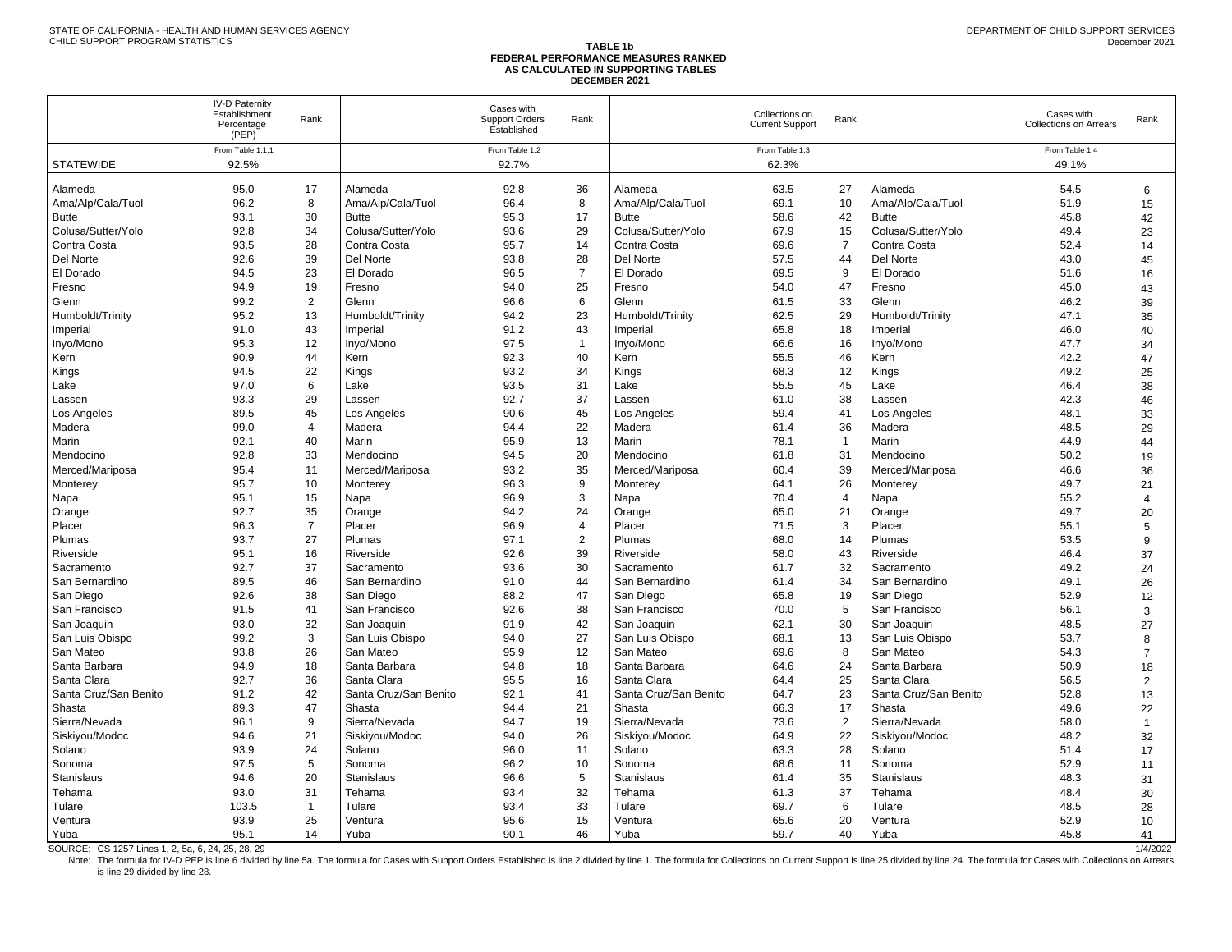STATE OF CALIFORNIA - HEALTH AND HUMAN SERVICES AGENCY
CHILD SUPPORT PROGRAM STATISTICS

DEPARTMENT OF CHILD SUPPORT SERVICES
December 2021

# TABLE 1b
## FEDERAL PERFORMANCE MEASURES RANKED AS CALCULATED IN SUPPORTING TABLES
### DECEMBER 2021

| | IV-D Paternity Establishment Percentage (PEP) | Rank | | Cases with Support Orders Established | Rank | | Collections on Current Support | Rank | | Cases with Collections on Arrears | Rank |
|---|---|---|---|---|---|---|---|---|---|---|---|
| | From Table 1.1.1 | | | From Table 1.2 | | | From Table 1.3 | | | From Table 1.4 | |
| STATEWIDE | 92.5% | | | 92.7% | | | 62.3% | | | 49.1% | |
| Alameda | 95.0 | 17 | Alameda | 92.8 | 36 | Alameda | 63.5 | 27 | Alameda | 54.5 | 6 |
| Ama/Alp/Cala/Tuol | 96.2 | 8 | Ama/Alp/Cala/Tuol | 96.4 | 8 | Ama/Alp/Cala/Tuol | 69.1 | 10 | Ama/Alp/Cala/Tuol | 51.9 | 15 |
| Butte | 93.1 | 30 | Butte | 95.3 | 17 | Butte | 58.6 | 42 | Butte | 45.8 | 42 |
| Colusa/Sutter/Yolo | 92.8 | 34 | Colusa/Sutter/Yolo | 93.6 | 29 | Colusa/Sutter/Yolo | 67.9 | 15 | Colusa/Sutter/Yolo | 49.4 | 23 |
| Contra Costa | 93.5 | 28 | Contra Costa | 95.7 | 14 | Contra Costa | 69.6 | 7 | Contra Costa | 52.4 | 14 |
| Del Norte | 92.6 | 39 | Del Norte | 93.8 | 28 | Del Norte | 57.5 | 44 | Del Norte | 43.0 | 45 |
| El Dorado | 94.5 | 23 | El Dorado | 96.5 | 7 | El Dorado | 69.5 | 9 | El Dorado | 51.6 | 16 |
| Fresno | 94.9 | 19 | Fresno | 94.0 | 25 | Fresno | 54.0 | 47 | Fresno | 45.0 | 43 |
| Glenn | 99.2 | 2 | Glenn | 96.6 | 6 | Glenn | 61.5 | 33 | Glenn | 46.2 | 39 |
| Humboldt/Trinity | 95.2 | 13 | Humboldt/Trinity | 94.2 | 23 | Humboldt/Trinity | 62.5 | 29 | Humboldt/Trinity | 47.1 | 35 |
| Imperial | 91.0 | 43 | Imperial | 91.2 | 43 | Imperial | 65.8 | 18 | Imperial | 46.0 | 40 |
| Inyo/Mono | 95.3 | 12 | Inyo/Mono | 97.5 | 1 | Inyo/Mono | 66.6 | 16 | Inyo/Mono | 47.7 | 34 |
| Kern | 90.9 | 44 | Kern | 92.3 | 40 | Kern | 55.5 | 46 | Kern | 42.2 | 47 |
| Kings | 94.5 | 22 | Kings | 93.2 | 34 | Kings | 68.3 | 12 | Kings | 49.2 | 25 |
| Lake | 97.0 | 6 | Lake | 93.5 | 31 | Lake | 55.5 | 45 | Lake | 46.4 | 38 |
| Lassen | 93.3 | 29 | Lassen | 92.7 | 37 | Lassen | 61.0 | 38 | Lassen | 42.3 | 46 |
| Los Angeles | 89.5 | 45 | Los Angeles | 90.6 | 45 | Los Angeles | 59.4 | 41 | Los Angeles | 48.1 | 33 |
| Madera | 99.0 | 4 | Madera | 94.4 | 22 | Madera | 61.4 | 36 | Madera | 48.5 | 29 |
| Marin | 92.1 | 40 | Marin | 95.9 | 13 | Marin | 78.1 | 1 | Marin | 44.9 | 44 |
| Mendocino | 92.8 | 33 | Mendocino | 94.5 | 20 | Mendocino | 61.8 | 31 | Mendocino | 50.2 | 19 |
| Merced/Mariposa | 95.4 | 11 | Merced/Mariposa | 93.2 | 35 | Merced/Mariposa | 60.4 | 39 | Merced/Mariposa | 46.6 | 36 |
| Monterey | 95.7 | 10 | Monterey | 96.3 | 9 | Monterey | 64.1 | 26 | Monterey | 49.7 | 21 |
| Napa | 95.1 | 15 | Napa | 96.9 | 3 | Napa | 70.4 | 4 | Napa | 55.2 | 4 |
| Orange | 92.7 | 35 | Orange | 94.2 | 24 | Orange | 65.0 | 21 | Orange | 49.7 | 20 |
| Placer | 96.3 | 7 | Placer | 96.9 | 4 | Placer | 71.5 | 3 | Placer | 55.1 | 5 |
| Plumas | 93.7 | 27 | Plumas | 97.1 | 2 | Plumas | 68.0 | 14 | Plumas | 53.5 | 9 |
| Riverside | 95.1 | 16 | Riverside | 92.6 | 39 | Riverside | 58.0 | 43 | Riverside | 46.4 | 37 |
| Sacramento | 92.7 | 37 | Sacramento | 93.6 | 30 | Sacramento | 61.7 | 32 | Sacramento | 49.2 | 24 |
| San Bernardino | 89.5 | 46 | San Bernardino | 91.0 | 44 | San Bernardino | 61.4 | 34 | San Bernardino | 49.1 | 26 |
| San Diego | 92.6 | 38 | San Diego | 88.2 | 47 | San Diego | 65.8 | 19 | San Diego | 52.9 | 12 |
| San Francisco | 91.5 | 41 | San Francisco | 92.6 | 38 | San Francisco | 70.0 | 5 | San Francisco | 56.1 | 3 |
| San Joaquin | 93.0 | 32 | San Joaquin | 91.9 | 42 | San Joaquin | 62.1 | 30 | San Joaquin | 48.5 | 27 |
| San Luis Obispo | 99.2 | 3 | San Luis Obispo | 94.0 | 27 | San Luis Obispo | 68.1 | 13 | San Luis Obispo | 53.7 | 8 |
| San Mateo | 93.8 | 26 | San Mateo | 95.9 | 12 | San Mateo | 69.6 | 8 | San Mateo | 54.3 | 7 |
| Santa Barbara | 94.9 | 18 | Santa Barbara | 94.8 | 18 | Santa Barbara | 64.6 | 24 | Santa Barbara | 50.9 | 18 |
| Santa Clara | 92.7 | 36 | Santa Clara | 95.5 | 16 | Santa Clara | 64.4 | 25 | Santa Clara | 56.5 | 2 |
| Santa Cruz/San Benito | 91.2 | 42 | Santa Cruz/San Benito | 92.1 | 41 | Santa Cruz/San Benito | 64.7 | 23 | Santa Cruz/San Benito | 52.8 | 13 |
| Shasta | 89.3 | 47 | Shasta | 94.4 | 21 | Shasta | 66.3 | 17 | Shasta | 49.6 | 22 |
| Sierra/Nevada | 96.1 | 9 | Sierra/Nevada | 94.7 | 19 | Sierra/Nevada | 73.6 | 2 | Sierra/Nevada | 58.0 | 1 |
| Siskiyou/Modoc | 94.6 | 21 | Siskiyou/Modoc | 94.0 | 26 | Siskiyou/Modoc | 64.9 | 22 | Siskiyou/Modoc | 48.2 | 32 |
| Solano | 93.9 | 24 | Solano | 96.0 | 11 | Solano | 63.3 | 28 | Solano | 51.4 | 17 |
| Sonoma | 97.5 | 5 | Sonoma | 96.2 | 10 | Sonoma | 68.6 | 11 | Sonoma | 52.9 | 11 |
| Stanislaus | 94.6 | 20 | Stanislaus | 96.6 | 5 | Stanislaus | 61.4 | 35 | Stanislaus | 48.3 | 31 |
| Tehama | 93.0 | 31 | Tehama | 93.4 | 32 | Tehama | 61.3 | 37 | Tehama | 48.4 | 30 |
| Tulare | 103.5 | 1 | Tulare | 93.4 | 33 | Tulare | 69.7 | 6 | Tulare | 48.5 | 28 |
| Ventura | 93.9 | 25 | Ventura | 95.6 | 15 | Ventura | 65.6 | 20 | Ventura | 52.9 | 10 |
| Yuba | 95.1 | 14 | Yuba | 90.1 | 46 | Yuba | 59.7 | 40 | Yuba | 45.8 | 41 |

SOURCE: CS 1257 Lines 1, 2, 5a, 6, 24, 25, 28, 29

1/4/2022

Note: The formula for IV-D PEP is line 6 divided by line 5a. The formula for Cases with Support Orders Established is line 2 divided by line 1. The formula for Collections on Current Support is line 25 divided by line 24. The formula for Cases with Collections on Arrears is line 29 divided by line 28.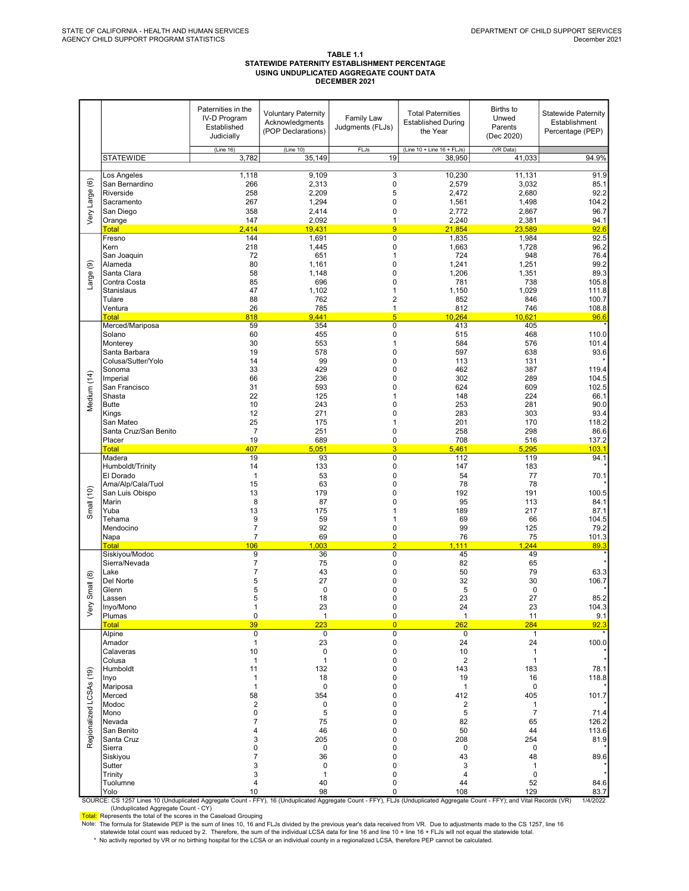STATE OF CALIFORNIA - HEALTH AND HUMAN SERVICES AGENCY CHILD SUPPORT PROGRAM STATISTICS

DEPARTMENT OF CHILD SUPPORT SERVICES
December 2021

# TABLE 1.1
## STATEWIDE PATERNITY ESTABLISHMENT PERCENTAGE USING UNDUPLICATED AGGREGATE COUNT DATA DECEMBER 2021

| | | Paternities in the IV-D Program Established Judicially | Voluntary Paternity Acknowledgments (POP Declarations) | Family Law Judgments (FLJs) | Total Paternities Established During the Year | Births to Unwed Parents (Dec 2020) | Statewide Paternity Establishment Percentage (PEP) |
|---|---|---|---|---|---|---|---|
| | | (Line 16) | (Line 10) | FLJs | (Line 10 + Line 16 + FLJs) | (VR Data) | |
| | STATEWIDE | 3,782 | 35,149 | 19 | 38,950 | 41,033 | 94.9% |
| Very Large (6) | Los Angeles | 1,118 | 9,109 | 3 | 10,230 | 11,131 | 91.9 |
| | San Bernardino | 266 | 2,313 | 0 | 2,579 | 3,032 | 85.1 |
| | Riverside | 258 | 2,209 | 5 | 2,472 | 2,680 | 92.2 |
| | Sacramento | 267 | 1,294 | 0 | 1,561 | 1,498 | 104.2 |
| | San Diego | 358 | 2,414 | 0 | 2,772 | 2,867 | 96.7 |
| | Orange | 147 | 2,092 | 1 | 2,240 | 2,381 | 94.1 |
| | Total | 2,414 | 19,431 | 9 | 21,854 | 23,589 | 92.6 |
| Large (9) | Fresno | 144 | 1,691 | 0 | 1,835 | 1,984 | 92.5 |
| | Kern | 218 | 1,445 | 0 | 1,663 | 1,728 | 96.2 |
| | San Joaquin | 72 | 651 | 1 | 724 | 948 | 76.4 |
| | Alameda | 80 | 1,161 | 0 | 1,241 | 1,251 | 99.2 |
| | Santa Clara | 58 | 1,148 | 0 | 1,206 | 1,351 | 89.3 |
| | Contra Costa | 85 | 696 | 0 | 781 | 738 | 105.8 |
| | Stanislaus | 47 | 1,102 | 1 | 1,150 | 1,029 | 111.8 |
| | Tulare | 88 | 762 | 2 | 852 | 846 | 100.7 |
| | Ventura | 26 | 785 | 1 | 812 | 746 | 108.8 |
| | Total | 818 | 9,441 | 5 | 10,264 | 10,621 | 96.6 |
| Medium (14) | Merced/Mariposa | 59 | 354 | 0 | 413 | 405 | * |
| | Solano | 60 | 455 | 0 | 515 | 468 | 110.0 |
| | Monterey | 30 | 553 | 1 | 584 | 576 | 101.4 |
| | Santa Barbara | 19 | 578 | 0 | 597 | 638 | 93.6 |
| | Colusa/Sutter/Yolo | 14 | 99 | 0 | 113 | 131 | * |
| | Sonoma | 33 | 429 | 0 | 462 | 387 | 119.4 |
| | Imperial | 66 | 236 | 0 | 302 | 289 | 104.5 |
| | San Francisco | 31 | 593 | 0 | 624 | 609 | 102.5 |
| | Shasta | 22 | 125 | 1 | 148 | 224 | 66.1 |
| | Butte | 10 | 243 | 0 | 253 | 281 | 90.0 |
| | Kings | 12 | 271 | 0 | 283 | 303 | 93.4 |
| | San Mateo | 25 | 175 | 1 | 201 | 170 | 118.2 |
| | Santa Cruz/San Benito | 7 | 251 | 0 | 258 | 298 | 86.6 |
| | Placer | 19 | 689 | 0 | 708 | 516 | 137.2 |
| | Total | 407 | 5,051 | 3 | 5,461 | 5,295 | 103.1 |
| Small (10) | Madera | 19 | 93 | 0 | 112 | 119 | 94.1 |
| | Humboldt/Trinity | 14 | 133 | 0 | 147 | 183 | * |
| | El Dorado | 1 | 53 | 0 | 54 | 77 | 70.1 |
| | Ama/Alp/Cala/Tuol | 15 | 63 | 0 | 78 | 78 | * |
| | San Luis Obispo | 13 | 179 | 0 | 192 | 191 | 100.5 |
| | Marin | 8 | 87 | 0 | 95 | 113 | 84.1 |
| | Yuba | 13 | 175 | 1 | 189 | 217 | 87.1 |
| | Tehama | 9 | 59 | 1 | 69 | 66 | 104.5 |
| | Mendocino | 7 | 92 | 0 | 99 | 125 | 79.2 |
| | Napa | 7 | 69 | 0 | 76 | 75 | 101.3 |
| | Total | 106 | 1,003 | 2 | 1,111 | 1,244 | 89.3 |
| Very Small (8) | Siskiyou/Modoc | 9 | 36 | 0 | 45 | 49 | * |
| | Sierra/Nevada | 7 | 75 | 0 | 82 | 65 | * |
| | Lake | 7 | 43 | 0 | 50 | 79 | 63.3 |
| | Del Norte | 5 | 27 | 0 | 32 | 30 | 106.7 |
| | Glenn | 5 | 0 | 0 | 5 | 0 | * |
| | Lassen | 5 | 18 | 0 | 23 | 27 | 85.2 |
| | Inyo/Mono | 1 | 23 | 0 | 24 | 23 | 104.3 |
| | Plumas | 0 | 1 | 0 | 1 | 11 | 9.1 |
| | Total | 39 | 223 | 0 | 262 | 284 | 92.3 |
| Regionalized LCSAs (19) | Alpine | 0 | 0 | 0 | 0 | 1 | * |
| | Amador | 1 | 23 | 0 | 24 | 24 | 100.0 |
| | Calaveras | 10 | 0 | 0 | 10 | 1 | * |
| | Colusa | 1 | 1 | 0 | 2 | 1 | * |
| | Humboldt | 11 | 132 | 0 | 143 | 183 | 78.1 |
| | Inyo | 1 | 18 | 0 | 19 | 16 | 118.8 |
| | Mariposa | 1 | 0 | 0 | 1 | 0 | * |
| | Merced | 58 | 354 | 0 | 412 | 405 | 101.7 |
| | Modoc | 2 | 0 | 0 | 2 | 1 | * |
| | Mono | 0 | 5 | 0 | 5 | 7 | 71.4 |
| | Nevada | 7 | 75 | 0 | 82 | 65 | 126.2 |
| | San Benito | 4 | 46 | 0 | 50 | 44 | 113.6 |
| | Santa Cruz | 3 | 205 | 0 | 208 | 254 | 81.9 |
| | Sierra | 0 | 0 | 0 | 0 | 0 | * |
| | Siskiyou | 7 | 36 | 0 | 43 | 48 | 89.6 |
| | Sutter | 3 | 0 | 0 | 3 | 1 | * |
| | Trinity | 3 | 1 | 0 | 4 | 0 | * |
| | Tuolumne | 4 | 40 | 0 | 44 | 52 | 84.6 |
| | Yolo | 10 | 98 | 0 | 108 | 129 | 83.7 |

SOURCE: CS 1257 Lines 10 (Unduplicated Aggregate Count - FFY), 16 (Unduplicated Aggregate Count - FFY), FLJs (Unduplicated Aggregate Count - FFY); and Vital Records (VR) (Unduplicated Aggregate Count - CY) 1/4/2022

Total: Represents the total of the scores in the Caseload Grouping

Note: The formula for Statewide PEP is the sum of lines 10, 16 and FLJs divided by the previous year's data received from VR. Due to adjustments made to the CS 1257, line 16 statewide total count was reduced by 2. Therefore, the sum of the individual LCSA data for line 16 and line 10 + line 16 + FLJs will not equal the statewide total.

\* No activity reported by VR or no birthing hospital for the LCSA or an individual county in a regionalized LCSA, therefore PEP cannot be calculated.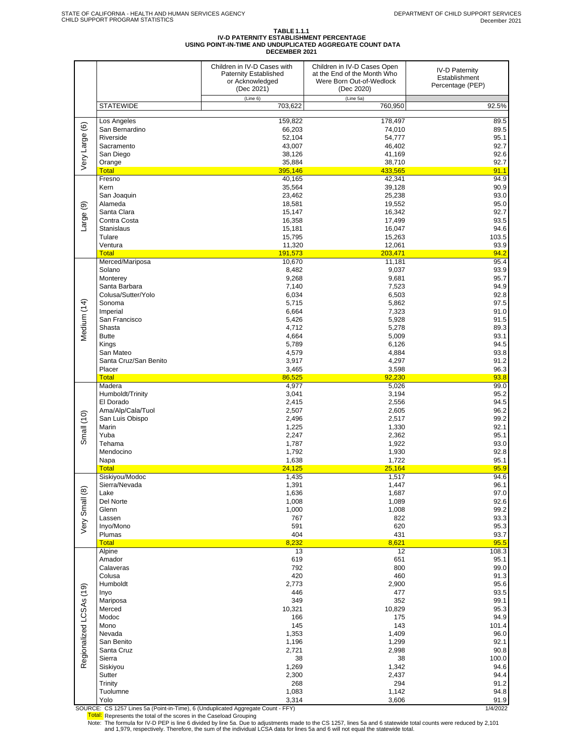STATE OF CALIFORNIA - HEALTH AND HUMAN SERVICES AGENCY
CHILD SUPPORT PROGRAM STATISTICS

DEPARTMENT OF CHILD SUPPORT SERVICES
December 2021

## TABLE 1.1.1
### IV-D PATERNITY ESTABLISHMENT PERCENTAGE USING POINT-IN-TIME AND UNDUPLICATED AGGREGATE COUNT DATA
### DECEMBER 2021

| | | Children in IV-D Cases with Paternity Established or Acknowledged (Dec 2021) | Children in IV-D Cases Open at the End of the Month Who Were Born Out-of-Wedlock (Dec 2020) | IV-D Paternity Establishment Percentage (PEP) |
|---|---|---|---|---|
| | | (Line 6) | (Line 5a) | |
| | STATEWIDE | 703,622 | 760,950 | 92.5% |
| Very Large (6) | Los Angeles | 159,822 | 178,497 | 89.5 |
| | San Bernardino | 66,203 | 74,010 | 89.5 |
| | Riverside | 52,104 | 54,777 | 95.1 |
| | Sacramento | 43,007 | 46,402 | 92.7 |
| | San Diego | 38,126 | 41,169 | 92.6 |
| | Orange | 35,884 | 38,710 | 92.7 |
| | Total | 395,146 | 433,565 | 91.1 |
| Large (9) | Fresno | 40,165 | 42,341 | 94.9 |
| | Kern | 35,564 | 39,128 | 90.9 |
| | San Joaquin | 23,462 | 25,238 | 93.0 |
| | Alameda | 18,581 | 19,552 | 95.0 |
| | Santa Clara | 15,147 | 16,342 | 92.7 |
| | Contra Costa | 16,358 | 17,499 | 93.5 |
| | Stanislaus | 15,181 | 16,047 | 94.6 |
| | Tulare | 15,795 | 15,263 | 103.5 |
| | Ventura | 11,320 | 12,061 | 93.9 |
| | Total | 191,573 | 203,471 | 94.2 |
| Medium (14) | Merced/Mariposa | 10,670 | 11,181 | 95.4 |
| | Solano | 8,482 | 9,037 | 93.9 |
| | Monterey | 9,268 | 9,681 | 95.7 |
| | Santa Barbara | 7,140 | 7,523 | 94.9 |
| | Colusa/Sutter/Yolo | 6,034 | 6,503 | 92.8 |
| | Sonoma | 5,715 | 5,862 | 97.5 |
| | Imperial | 6,664 | 7,323 | 91.0 |
| | San Francisco | 5,426 | 5,928 | 91.5 |
| | Shasta | 4,712 | 5,278 | 89.3 |
| | Butte | 4,664 | 5,009 | 93.1 |
| | Kings | 5,789 | 6,126 | 94.5 |
| | San Mateo | 4,579 | 4,884 | 93.8 |
| | Santa Cruz/San Benito | 3,917 | 4,297 | 91.2 |
| | Placer | 3,465 | 3,598 | 96.3 |
| | Total | 86,525 | 92,230 | 93.8 |
| Small (10) | Madera | 4,977 | 5,026 | 99.0 |
| | Humboldt/Trinity | 3,041 | 3,194 | 95.2 |
| | El Dorado | 2,415 | 2,556 | 94.5 |
| | Ama/Alp/Cala/Tuol | 2,507 | 2,605 | 96.2 |
| | San Luis Obispo | 2,496 | 2,517 | 99.2 |
| | Marin | 1,225 | 1,330 | 92.1 |
| | Yuba | 2,247 | 2,362 | 95.1 |
| | Tehama | 1,787 | 1,922 | 93.0 |
| | Mendocino | 1,792 | 1,930 | 92.8 |
| | Napa | 1,638 | 1,722 | 95.1 |
| | Total | 24,125 | 25,164 | 95.9 |
| Very Small (8) | Siskiyou/Modoc | 1,435 | 1,517 | 94.6 |
| | Sierra/Nevada | 1,391 | 1,447 | 96.1 |
| | Lake | 1,636 | 1,687 | 97.0 |
| | Del Norte | 1,008 | 1,089 | 92.6 |
| | Glenn | 1,000 | 1,008 | 99.2 |
| | Lassen | 767 | 822 | 93.3 |
| | Inyo/Mono | 591 | 620 | 95.3 |
| | Plumas | 404 | 431 | 93.7 |
| | Total | 8,232 | 8,621 | 95.5 |
| Regionalized LCSAs (19) | Alpine | 13 | 12 | 108.3 |
| | Amador | 619 | 651 | 95.1 |
| | Calaveras | 792 | 800 | 99.0 |
| | Colusa | 420 | 460 | 91.3 |
| | Humboldt | 2,773 | 2,900 | 95.6 |
| | Inyo | 446 | 477 | 93.5 |
| | Mariposa | 349 | 352 | 99.1 |
| | Merced | 10,321 | 10,829 | 95.3 |
| | Modoc | 166 | 175 | 94.9 |
| | Mono | 145 | 143 | 101.4 |
| | Nevada | 1,353 | 1,409 | 96.0 |
| | San Benito | 1,196 | 1,299 | 92.1 |
| | Santa Cruz | 2,721 | 2,998 | 90.8 |
| | Sierra | 38 | 38 | 100.0 |
| | Siskiyou | 1,269 | 1,342 | 94.6 |
| | Sutter | 2,300 | 2,437 | 94.4 |
| | Trinity | 268 | 294 | 91.2 |
| | Tuolumne | 1,083 | 1,142 | 94.8 |
| | Yolo | 3,314 | 3,606 | 91.9 |

SOURCE: CS 1257 Lines 5a (Point-in-Time), 6 (Unduplicated Aggregate Count - FFY) 1/4/2022

Total: Represents the total of the scores in the Caseload Grouping

Note: The formula for IV-D PEP is line 6 divided by line 5a. Due to adjustments made to the CS 1257, lines 5a and 6 statewide total counts were reduced by 2,101 and 1,979, respectively. Therefore, the sum of the individual LCSA data for lines 5a and 6 will not equal the statewide total.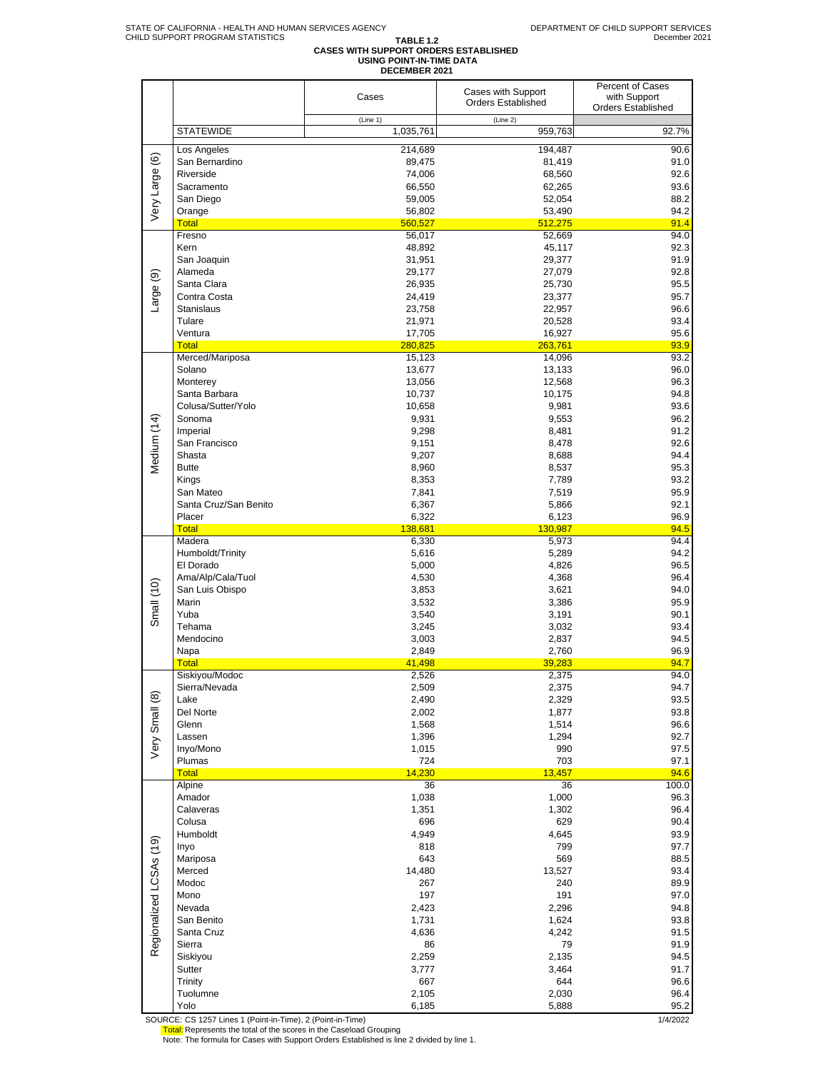STATE OF CALIFORNIA - HEALTH AND HUMAN SERVICES AGENCY
CHILD SUPPORT PROGRAM STATISTICS

DEPARTMENT OF CHILD SUPPORT SERVICES
December 2021

# TABLE 1.2
## CASES WITH SUPPORT ORDERS ESTABLISHED USING POINT-IN-TIME DATA
### DECEMBER 2021

| | | Cases | Cases with Support Orders Established | Percent of Cases with Support Orders Established |
|---|---|---|---|---|
| | | (Line 1) | (Line 2) | |
| | STATEWIDE | 1,035,761 | 959,763 | 92.7% |
| Very Large (6) | Los Angeles | 214,689 | 194,487 | 90.6 |
| | San Bernardino | 89,475 | 81,419 | 91.0 |
| | Riverside | 74,006 | 68,560 | 92.6 |
| | Sacramento | 66,550 | 62,265 | 93.6 |
| | San Diego | 59,005 | 52,054 | 88.2 |
| | Orange | 56,802 | 53,490 | 94.2 |
| | Total | 560,527 | 512,275 | 91.4 |
| Large (9) | Fresno | 56,017 | 52,669 | 94.0 |
| | Kern | 48,892 | 45,117 | 92.3 |
| | San Joaquin | 31,951 | 29,377 | 91.9 |
| | Alameda | 29,177 | 27,079 | 92.8 |
| | Santa Clara | 26,935 | 25,730 | 95.5 |
| | Contra Costa | 24,419 | 23,377 | 95.7 |
| | Stanislaus | 23,758 | 22,957 | 96.6 |
| | Tulare | 21,971 | 20,528 | 93.4 |
| | Ventura | 17,705 | 16,927 | 95.6 |
| | Total | 280,825 | 263,761 | 93.9 |
| Medium (14) | Merced/Mariposa | 15,123 | 14,096 | 93.2 |
| | Solano | 13,677 | 13,133 | 96.0 |
| | Monterey | 13,056 | 12,568 | 96.3 |
| | Santa Barbara | 10,737 | 10,175 | 94.8 |
| | Colusa/Sutter/Yolo | 10,658 | 9,981 | 93.6 |
| | Sonoma | 9,931 | 9,553 | 96.2 |
| | Imperial | 9,298 | 8,481 | 91.2 |
| | San Francisco | 9,151 | 8,478 | 92.6 |
| | Shasta | 9,207 | 8,688 | 94.4 |
| | Butte | 8,960 | 8,537 | 95.3 |
| | Kings | 8,353 | 7,789 | 93.2 |
| | San Mateo | 7,841 | 7,519 | 95.9 |
| | Santa Cruz/San Benito | 6,367 | 5,866 | 92.1 |
| | Placer | 6,322 | 6,123 | 96.9 |
| | Total | 138,681 | 130,987 | 94.5 |
| Small (10) | Madera | 6,330 | 5,973 | 94.4 |
| | Humboldt/Trinity | 5,616 | 5,289 | 94.2 |
| | El Dorado | 5,000 | 4,826 | 96.5 |
| | Ama/Alp/Cala/Tuol | 4,530 | 4,368 | 96.4 |
| | San Luis Obispo | 3,853 | 3,621 | 94.0 |
| | Marin | 3,532 | 3,386 | 95.9 |
| | Yuba | 3,540 | 3,191 | 90.1 |
| | Tehama | 3,245 | 3,032 | 93.4 |
| | Mendocino | 3,003 | 2,837 | 94.5 |
| | Napa | 2,849 | 2,760 | 96.9 |
| | Total | 41,498 | 39,283 | 94.7 |
| Very Small (8) | Siskiyou/Modoc | 2,526 | 2,375 | 94.0 |
| | Sierra/Nevada | 2,509 | 2,375 | 94.7 |
| | Lake | 2,490 | 2,329 | 93.5 |
| | Del Norte | 2,002 | 1,877 | 93.8 |
| | Glenn | 1,568 | 1,514 | 96.6 |
| | Lassen | 1,396 | 1,294 | 92.7 |
| | Inyo/Mono | 1,015 | 990 | 97.5 |
| | Plumas | 724 | 703 | 97.1 |
| | Total | 14,230 | 13,457 | 94.6 |
| Regionalized LCSAs (19) | Alpine | 36 | 36 | 100.0 |
| | Amador | 1,038 | 1,000 | 96.3 |
| | Calaveras | 1,351 | 1,302 | 96.4 |
| | Colusa | 696 | 629 | 90.4 |
| | Humboldt | 4,949 | 4,645 | 93.9 |
| | Inyo | 818 | 799 | 97.7 |
| | Mariposa | 643 | 569 | 88.5 |
| | Merced | 14,480 | 13,527 | 93.4 |
| | Modoc | 267 | 240 | 89.9 |
| | Mono | 197 | 191 | 97.0 |
| | Nevada | 2,423 | 2,296 | 94.8 |
| | San Benito | 1,731 | 1,624 | 93.8 |
| | Santa Cruz | 4,636 | 4,242 | 91.5 |
| | Sierra | 86 | 79 | 91.9 |
| | Siskiyou | 2,259 | 2,135 | 94.5 |
| | Sutter | 3,777 | 3,464 | 91.7 |
| | Trinity | 667 | 644 | 96.6 |
| | Tuolumne | 2,105 | 2,030 | 96.4 |
| | Yolo | 6,185 | 5,888 | 95.2 |

SOURCE: CS 1257 Lines 1 (Point-in-Time), 2 (Point-in-Time)

1/4/2022

Total: Represents the total of the scores in the Caseload Grouping

Note: The formula for Cases with Support Orders Established is line 2 divided by line 1.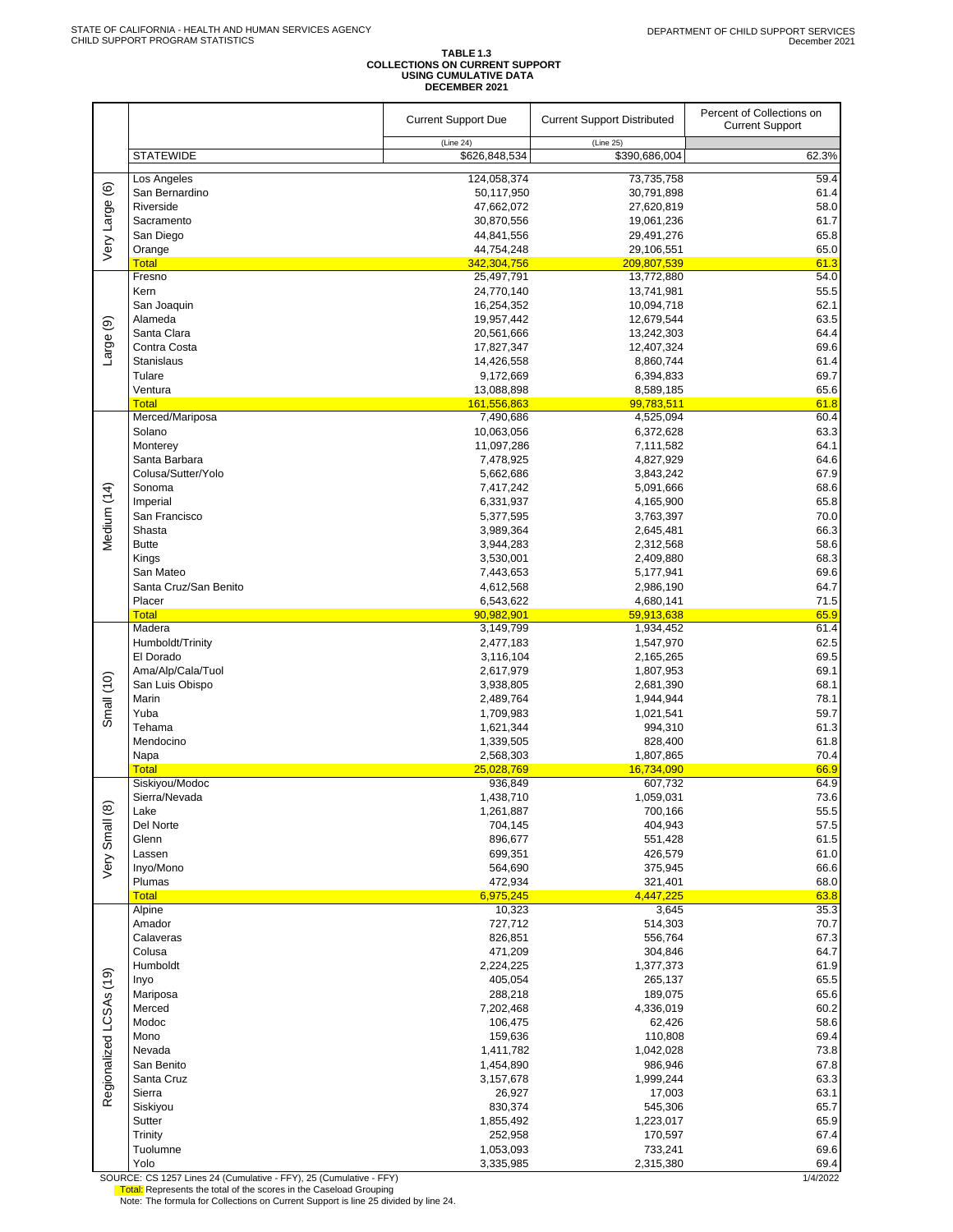STATE OF CALIFORNIA - HEALTH AND HUMAN SERVICES AGENCY
CHILD SUPPORT PROGRAM STATISTICS

DEPARTMENT OF CHILD SUPPORT SERVICES
December 2021

## TABLE 1.3
## COLLECTIONS ON CURRENT SUPPORT USING CUMULATIVE DATA
## DECEMBER 2021

| | | Current Support Due (Line 24) | Current Support Distributed (Line 25) | Percent of Collections on Current Support |
|---|---|---|---|---|
| | STATEWIDE | $626,848,534 | $390,686,004 | 62.3% |
| Very Large (6) | Los Angeles | 124,058,374 | 73,735,758 | 59.4 |
| | San Bernardino | 50,117,950 | 30,791,898 | 61.4 |
| | Riverside | 47,662,072 | 27,620,819 | 58.0 |
| | Sacramento | 30,870,556 | 19,061,236 | 61.7 |
| | San Diego | 44,841,556 | 29,491,276 | 65.8 |
| | Orange | 44,754,248 | 29,106,551 | 65.0 |
| | Total | 342,304,756 | 209,807,539 | 61.3 |
| Large (9) | Fresno | 25,497,791 | 13,772,880 | 54.0 |
| | Kern | 24,770,140 | 13,741,981 | 55.5 |
| | San Joaquin | 16,254,352 | 10,094,718 | 62.1 |
| | Alameda | 19,957,442 | 12,679,544 | 63.5 |
| | Santa Clara | 20,561,666 | 13,242,303 | 64.4 |
| | Contra Costa | 17,827,347 | 12,407,324 | 69.6 |
| | Stanislaus | 14,426,558 | 8,860,744 | 61.4 |
| | Tulare | 9,172,669 | 6,394,833 | 69.7 |
| | Ventura | 13,088,898 | 8,589,185 | 65.6 |
| | Total | 161,556,863 | 99,783,511 | 61.8 |
| Medium (14) | Merced/Mariposa | 7,490,686 | 4,525,094 | 60.4 |
| | Solano | 10,063,056 | 6,372,628 | 63.3 |
| | Monterey | 11,097,286 | 7,111,582 | 64.1 |
| | Santa Barbara | 7,478,925 | 4,827,929 | 64.6 |
| | Colusa/Sutter/Yolo | 5,662,686 | 3,843,242 | 67.9 |
| | Sonoma | 7,417,242 | 5,091,666 | 68.6 |
| | Imperial | 6,331,937 | 4,165,900 | 65.8 |
| | San Francisco | 5,377,595 | 3,763,397 | 70.0 |
| | Shasta | 3,989,364 | 2,645,481 | 66.3 |
| | Butte | 3,944,283 | 2,312,568 | 58.6 |
| | Kings | 3,530,001 | 2,409,880 | 68.3 |
| | San Mateo | 7,443,653 | 5,177,941 | 69.6 |
| | Santa Cruz/San Benito | 4,612,568 | 2,986,190 | 64.7 |
| | Placer | 6,543,622 | 4,680,141 | 71.5 |
| | Total | 90,982,901 | 59,913,638 | 65.9 |
| Small (10) | Madera | 3,149,799 | 1,934,452 | 61.4 |
| | Humboldt/Trinity | 2,477,183 | 1,547,970 | 62.5 |
| | El Dorado | 3,116,104 | 2,165,265 | 69.5 |
| | Ama/Alp/Cala/Tuol | 2,617,979 | 1,807,953 | 69.1 |
| | San Luis Obispo | 3,938,805 | 2,681,390 | 68.1 |
| | Marin | 2,489,764 | 1,944,944 | 78.1 |
| | Yuba | 1,709,983 | 1,021,541 | 59.7 |
| | Tehama | 1,621,344 | 994,310 | 61.3 |
| | Mendocino | 1,339,505 | 828,400 | 61.8 |
| | Napa | 2,568,303 | 1,807,865 | 70.4 |
| | Total | 25,028,769 | 16,734,090 | 66.9 |
| Very Small (8) | Siskiyou/Modoc | 936,849 | 607,732 | 64.9 |
| | Sierra/Nevada | 1,438,710 | 1,059,031 | 73.6 |
| | Lake | 1,261,887 | 700,166 | 55.5 |
| | Del Norte | 704,145 | 404,943 | 57.5 |
| | Glenn | 896,677 | 551,428 | 61.5 |
| | Lassen | 699,351 | 426,579 | 61.0 |
| | Inyo/Mono | 564,690 | 375,945 | 66.6 |
| | Plumas | 472,934 | 321,401 | 68.0 |
| | Total | 6,975,245 | 4,447,225 | 63.8 |
| Regionalized LCSAs (19) | Alpine | 10,323 | 3,645 | 35.3 |
| | Amador | 727,712 | 514,303 | 70.7 |
| | Calaveras | 826,851 | 556,764 | 67.3 |
| | Colusa | 471,209 | 304,846 | 64.7 |
| | Humboldt | 2,224,225 | 1,377,373 | 61.9 |
| | Inyo | 405,054 | 265,137 | 65.5 |
| | Mariposa | 288,218 | 189,075 | 65.6 |
| | Merced | 7,202,468 | 4,336,019 | 60.2 |
| | Modoc | 106,475 | 62,426 | 58.6 |
| | Mono | 159,636 | 110,808 | 69.4 |
| | Nevada | 1,411,782 | 1,042,028 | 73.8 |
| | San Benito | 1,454,890 | 986,946 | 67.8 |
| | Santa Cruz | 3,157,678 | 1,999,244 | 63.3 |
| | Sierra | 26,927 | 17,003 | 63.1 |
| | Siskiyou | 830,374 | 545,306 | 65.7 |
| | Sutter | 1,855,492 | 1,223,017 | 65.9 |
| | Trinity | 252,958 | 170,597 | 67.4 |
| | Tuolumne | 1,053,093 | 733,241 | 69.6 |
| | Yolo | 3,335,985 | 2,315,380 | 69.4 |

SOURCE: CS 1257 Lines 24 (Cumulative - FFY), 25 (Cumulative - FFY)

Total: Represents the total of the scores in the Caseload Grouping

Note: The formula for Collections on Current Support is line 25 divided by line 24.

1/4/2022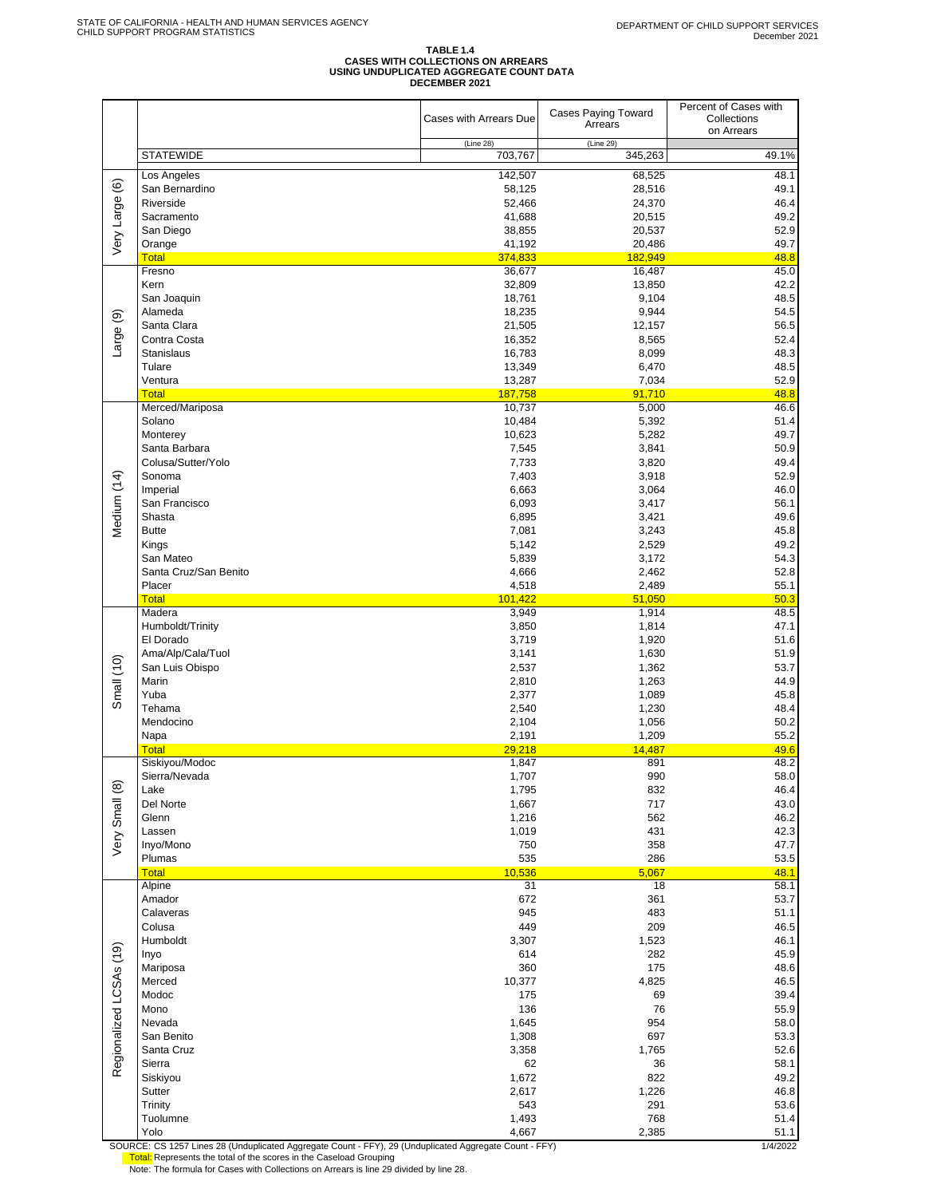STATE OF CALIFORNIA - HEALTH AND HUMAN SERVICES AGENCY
CHILD SUPPORT PROGRAM STATISTICS

DEPARTMENT OF CHILD SUPPORT SERVICES
December 2021

**TABLE 1.4**
**CASES WITH COLLECTIONS ON ARREARS**
**USING UNDUPLICATED AGGREGATE COUNT DATA**
**DECEMBER 2021**

| | | Cases with Arrears Due | Cases Paying Toward Arrears | Percent of Cases with Collections on Arrears |
|---|---|---|---|---|
| | | (Line 28) | (Line 29) | |
| | STATEWIDE | 703,767 | 345,263 | 49.1% |
| Very Large (6) | Los Angeles | 142,507 | 68,525 | 48.1 |
| | San Bernardino | 58,125 | 28,516 | 49.1 |
| | Riverside | 52,466 | 24,370 | 46.4 |
| | Sacramento | 41,688 | 20,515 | 49.2 |
| | San Diego | 38,855 | 20,537 | 52.9 |
| | Orange | 41,192 | 20,486 | 49.7 |
| | Total | 374,833 | 182,949 | 48.8 |
| Large (9) | Fresno | 36,677 | 16,487 | 45.0 |
| | Kern | 32,809 | 13,850 | 42.2 |
| | San Joaquin | 18,761 | 9,104 | 48.5 |
| | Alameda | 18,235 | 9,944 | 54.5 |
| | Santa Clara | 21,505 | 12,157 | 56.5 |
| | Contra Costa | 16,352 | 8,565 | 52.4 |
| | Stanislaus | 16,783 | 8,099 | 48.3 |
| | Tulare | 13,349 | 6,470 | 48.5 |
| | Ventura | 13,287 | 7,034 | 52.9 |
| | Total | 187,758 | 91,710 | 48.8 |
| Medium (14) | Merced/Mariposa | 10,737 | 5,000 | 46.6 |
| | Solano | 10,484 | 5,392 | 51.4 |
| | Monterey | 10,623 | 5,282 | 49.7 |
| | Santa Barbara | 7,545 | 3,841 | 50.9 |
| | Colusa/Sutter/Yolo | 7,733 | 3,820 | 49.4 |
| | Sonoma | 7,403 | 3,918 | 52.9 |
| | Imperial | 6,663 | 3,064 | 46.0 |
| | San Francisco | 6,093 | 3,417 | 56.1 |
| | Shasta | 6,895 | 3,421 | 49.6 |
| | Butte | 7,081 | 3,243 | 45.8 |
| | Kings | 5,142 | 2,529 | 49.2 |
| | San Mateo | 5,839 | 3,172 | 54.3 |
| | Santa Cruz/San Benito | 4,666 | 2,462 | 52.8 |
| | Placer | 4,518 | 2,489 | 55.1 |
| | Total | 101,422 | 51,050 | 50.3 |
| Small (10) | Madera | 3,949 | 1,914 | 48.5 |
| | Humboldt/Trinity | 3,850 | 1,814 | 47.1 |
| | El Dorado | 3,719 | 1,920 | 51.6 |
| | Ama/Alp/Cala/Tuol | 3,141 | 1,630 | 51.9 |
| | San Luis Obispo | 2,537 | 1,362 | 53.7 |
| | Marin | 2,810 | 1,263 | 44.9 |
| | Yuba | 2,377 | 1,089 | 45.8 |
| | Tehama | 2,540 | 1,230 | 48.4 |
| | Mendocino | 2,104 | 1,056 | 50.2 |
| | Napa | 2,191 | 1,209 | 55.2 |
| | Total | 29,218 | 14,487 | 49.6 |
| Very Small (8) | Siskiyou/Modoc | 1,847 | 891 | 48.2 |
| | Sierra/Nevada | 1,707 | 990 | 58.0 |
| | Lake | 1,795 | 832 | 46.4 |
| | Del Norte | 1,667 | 717 | 43.0 |
| | Glenn | 1,216 | 562 | 46.2 |
| | Lassen | 1,019 | 431 | 42.3 |
| | Inyo/Mono | 750 | 358 | 47.7 |
| | Plumas | 535 | 286 | 53.5 |
| | Total | 10,536 | 5,067 | 48.1 |
| Regionalized LCSAs (19) | Alpine | 31 | 18 | 58.1 |
| | Amador | 672 | 361 | 53.7 |
| | Calaveras | 945 | 483 | 51.1 |
| | Colusa | 449 | 209 | 46.5 |
| | Humboldt | 3,307 | 1,523 | 46.1 |
| | Inyo | 614 | 282 | 45.9 |
| | Mariposa | 360 | 175 | 48.6 |
| | Merced | 10,377 | 4,825 | 46.5 |
| | Modoc | 175 | 69 | 39.4 |
| | Mono | 136 | 76 | 55.9 |
| | Nevada | 1,645 | 954 | 58.0 |
| | San Benito | 1,308 | 697 | 53.3 |
| | Santa Cruz | 3,358 | 1,765 | 52.6 |
| | Sierra | 62 | 36 | 58.1 |
| | Siskiyou | 1,672 | 822 | 49.2 |
| | Sutter | 2,617 | 1,226 | 46.8 |
| | Trinity | 543 | 291 | 53.6 |
| | Tuolumne | 1,493 | 768 | 51.4 |
| | Yolo | 4,667 | 2,385 | 51.1 |

SOURCE: CS 1257 Lines 28 (Unduplicated Aggregate Count - FFY), 29 (Unduplicated Aggregate Count - FFY)

1/4/2022

Total: Represents the total of the scores in the Caseload Grouping

Note: The formula for Cases with Collections on Arrears is line 29 divided by line 28.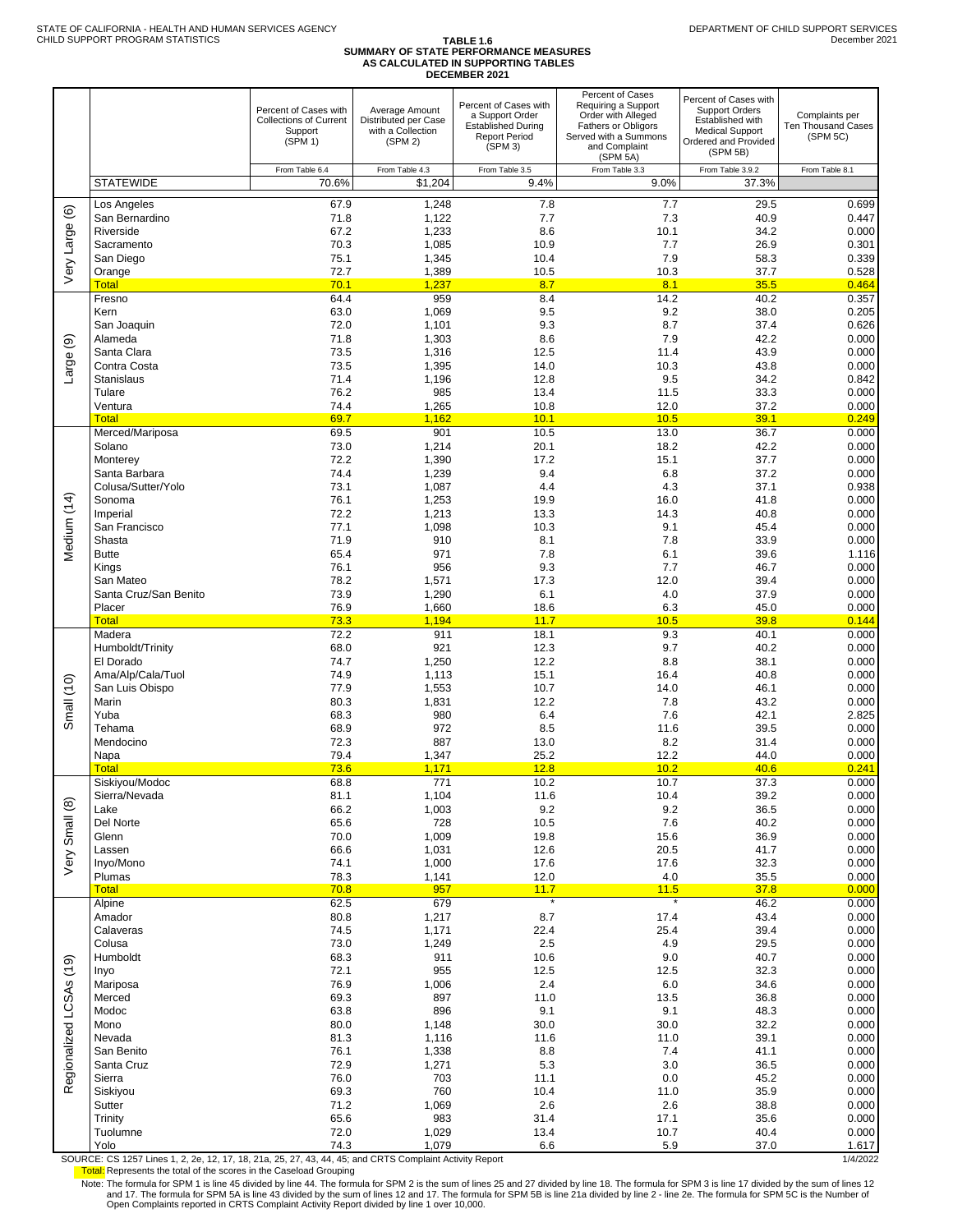STATE OF CALIFORNIA - HEALTH AND HUMAN SERVICES AGENCY
CHILD SUPPORT PROGRAM STATISTICS

DEPARTMENT OF CHILD SUPPORT SERVICES
December 2021

# TABLE 1.6
## SUMMARY OF STATE PERFORMANCE MEASURES AS CALCULATED IN SUPPORTING TABLES
### DECEMBER 2021

| | | Percent of Cases with Collections of Current Support (SPM 1) | Average Amount Distributed per Case with a Collection (SPM 2) | Percent of Cases with a Support Order Established During Report Period (SPM 3) | Percent of Cases Requiring a Support Order with Alleged Fathers or Obligors Served with a Summons and Complaint (SPM 5A) | Percent of Cases with Support Orders Established with Medical Support Ordered and Provided (SPM 5B) | Complaints per Ten Thousand Cases (SPM 5C) |
|---|---|---|---|---|---|---|---|
| | | From Table 6.4 | From Table 4.3 | From Table 3.5 | From Table 3.3 | From Table 3.9.2 | From Table 8.1 |
| | STATEWIDE | 70.6% | $1,204 | 9.4% | 9.0% | 37.3% | |
| Very Large (6) | Los Angeles | 67.9 | 1,248 | 7.8 | 7.7 | 29.5 | 0.699 |
| | San Bernardino | 71.8 | 1,122 | 7.7 | 7.3 | 40.9 | 0.447 |
| | Riverside | 67.2 | 1,233 | 8.6 | 10.1 | 34.2 | 0.000 |
| | Sacramento | 70.3 | 1,085 | 10.9 | 7.7 | 26.9 | 0.301 |
| | San Diego | 75.1 | 1,345 | 10.4 | 7.9 | 58.3 | 0.339 |
| | Orange | 72.7 | 1,389 | 10.5 | 10.3 | 37.7 | 0.528 |
| | Total | 70.1 | 1,237 | 8.7 | 8.1 | 35.5 | 0.464 |
| Large (9) | Fresno | 64.4 | 959 | 8.4 | 14.2 | 40.2 | 0.357 |
| | Kern | 63.0 | 1,069 | 9.5 | 9.2 | 38.0 | 0.205 |
| | San Joaquin | 72.0 | 1,101 | 9.3 | 8.7 | 37.4 | 0.626 |
| | Alameda | 71.8 | 1,303 | 8.6 | 7.9 | 42.2 | 0.000 |
| | Santa Clara | 73.5 | 1,316 | 12.5 | 11.4 | 43.9 | 0.000 |
| | Contra Costa | 73.5 | 1,395 | 14.0 | 10.3 | 43.8 | 0.000 |
| | Stanislaus | 71.4 | 1,196 | 12.8 | 9.5 | 34.2 | 0.842 |
| | Tulare | 76.2 | 985 | 13.4 | 11.5 | 33.3 | 0.000 |
| | Ventura | 74.4 | 1,265 | 10.8 | 12.0 | 37.2 | 0.000 |
| | Total | 69.7 | 1,162 | 10.1 | 10.5 | 39.1 | 0.249 |
| Medium (14) | Merced/Mariposa | 69.5 | 901 | 10.5 | 13.0 | 36.7 | 0.000 |
| | Solano | 73.0 | 1,214 | 20.1 | 18.2 | 42.2 | 0.000 |
| | Monterey | 72.2 | 1,390 | 17.2 | 15.1 | 37.7 | 0.000 |
| | Santa Barbara | 74.4 | 1,239 | 9.4 | 6.8 | 37.2 | 0.000 |
| | Colusa/Sutter/Yolo | 73.1 | 1,087 | 4.4 | 4.3 | 37.1 | 0.938 |
| | Sonoma | 76.1 | 1,253 | 19.9 | 16.0 | 41.8 | 0.000 |
| | Imperial | 72.2 | 1,213 | 13.3 | 14.3 | 40.8 | 0.000 |
| | San Francisco | 77.1 | 1,098 | 10.3 | 9.1 | 45.4 | 0.000 |
| | Shasta | 71.9 | 910 | 8.1 | 7.8 | 33.9 | 0.000 |
| | Butte | 65.4 | 971 | 7.8 | 6.1 | 39.6 | 1.116 |
| | Kings | 76.1 | 956 | 9.3 | 7.7 | 46.7 | 0.000 |
| | San Mateo | 78.2 | 1,571 | 17.3 | 12.0 | 39.4 | 0.000 |
| | Santa Cruz/San Benito | 73.9 | 1,290 | 6.1 | 4.0 | 37.9 | 0.000 |
| | Placer | 76.9 | 1,660 | 18.6 | 6.3 | 45.0 | 0.000 |
| | Total | 73.3 | 1,194 | 11.7 | 10.5 | 39.8 | 0.144 |
| Small (10) | Madera | 72.2 | 911 | 18.1 | 9.3 | 40.1 | 0.000 |
| | Humboldt/Trinity | 68.0 | 921 | 12.3 | 9.7 | 40.2 | 0.000 |
| | El Dorado | 74.7 | 1,250 | 12.2 | 8.8 | 38.1 | 0.000 |
| | Ama/Alp/Cala/Tuol | 74.9 | 1,113 | 15.1 | 16.4 | 40.8 | 0.000 |
| | San Luis Obispo | 77.9 | 1,553 | 10.7 | 14.0 | 46.1 | 0.000 |
| | Marin | 80.3 | 1,831 | 12.2 | 7.8 | 43.2 | 0.000 |
| | Yuba | 68.3 | 980 | 6.4 | 7.6 | 42.1 | 2.825 |
| | Tehama | 68.9 | 972 | 8.5 | 11.6 | 39.5 | 0.000 |
| | Mendocino | 72.3 | 887 | 13.0 | 8.2 | 31.4 | 0.000 |
| | Napa | 79.4 | 1,347 | 25.2 | 12.2 | 44.0 | 0.000 |
| | Total | 73.6 | 1,171 | 12.8 | 10.2 | 40.6 | 0.241 |
| Very Small (8) | Siskiyou/Modoc | 68.8 | 771 | 10.2 | 10.7 | 37.3 | 0.000 |
| | Sierra/Nevada | 81.1 | 1,104 | 11.6 | 10.4 | 39.2 | 0.000 |
| | Lake | 66.2 | 1,003 | 9.2 | 9.2 | 36.5 | 0.000 |
| | Del Norte | 65.6 | 728 | 10.5 | 7.6 | 40.2 | 0.000 |
| | Glenn | 70.0 | 1,009 | 19.8 | 15.6 | 36.9 | 0.000 |
| | Lassen | 66.6 | 1,031 | 12.6 | 20.5 | 41.7 | 0.000 |
| | Inyo/Mono | 74.1 | 1,000 | 17.6 | 17.6 | 32.3 | 0.000 |
| | Plumas | 78.3 | 1,141 | 12.0 | 4.0 | 35.5 | 0.000 |
| | Total | 70.8 | 957 | 11.7 | 11.5 | 37.8 | 0.000 |
| Regionalized LCSAs (19) | Alpine | 62.5 | 679 | * | * | 46.2 | 0.000 |
| | Amador | 80.8 | 1,217 | 8.7 | 17.4 | 43.4 | 0.000 |
| | Calaveras | 74.5 | 1,171 | 22.4 | 25.4 | 39.4 | 0.000 |
| | Colusa | 73.0 | 1,249 | 2.5 | 4.9 | 29.5 | 0.000 |
| | Humboldt | 68.3 | 911 | 10.6 | 9.0 | 40.7 | 0.000 |
| | Inyo | 72.1 | 955 | 12.5 | 12.5 | 32.3 | 0.000 |
| | Mariposa | 76.9 | 1,006 | 2.4 | 6.0 | 34.6 | 0.000 |
| | Merced | 69.3 | 897 | 11.0 | 13.5 | 36.8 | 0.000 |
| | Modoc | 63.8 | 896 | 9.1 | 9.1 | 48.3 | 0.000 |
| | Mono | 80.0 | 1,148 | 30.0 | 30.0 | 32.2 | 0.000 |
| | Nevada | 81.3 | 1,116 | 11.6 | 11.0 | 39.1 | 0.000 |
| | San Benito | 76.1 | 1,338 | 8.8 | 7.4 | 41.1 | 0.000 |
| | Santa Cruz | 72.9 | 1,271 | 5.3 | 3.0 | 36.5 | 0.000 |
| | Sierra | 76.0 | 703 | 11.1 | 0.0 | 45.2 | 0.000 |
| | Siskiyou | 69.3 | 760 | 10.4 | 11.0 | 35.9 | 0.000 |
| | Sutter | 71.2 | 1,069 | 2.6 | 2.6 | 38.8 | 0.000 |
| | Trinity | 65.6 | 983 | 31.4 | 17.1 | 35.6 | 0.000 |
| | Tuolumne | 72.0 | 1,029 | 13.4 | 10.7 | 40.4 | 0.000 |
| | Yolo | 74.3 | 1,079 | 6.6 | 5.9 | 37.0 | 1.617 |

SOURCE: CS 1257 Lines 1, 2, 2e, 12, 17, 18, 21a, 25, 27, 43, 44, 45; and CRTS Complaint Activity Report

1/4/2022

Total: Represents the total of the scores in the Caseload Grouping

Note: The formula for SPM 1 is line 45 divided by line 44. The formula for SPM 2 is the sum of lines 25 and 27 divided by line 18. The formula for SPM 3 is line 17 divided by the sum of lines 12 and 17. The formula for SPM 5A is line 43 divided by the sum of lines 12 and 17. The formula for SPM 5B is line 21a divided by line 2 - line 2e. The formula for SPM 5C is the Number of Open Complaints reported in CRTS Complaint Activity Report divided by line 1 over 10,000.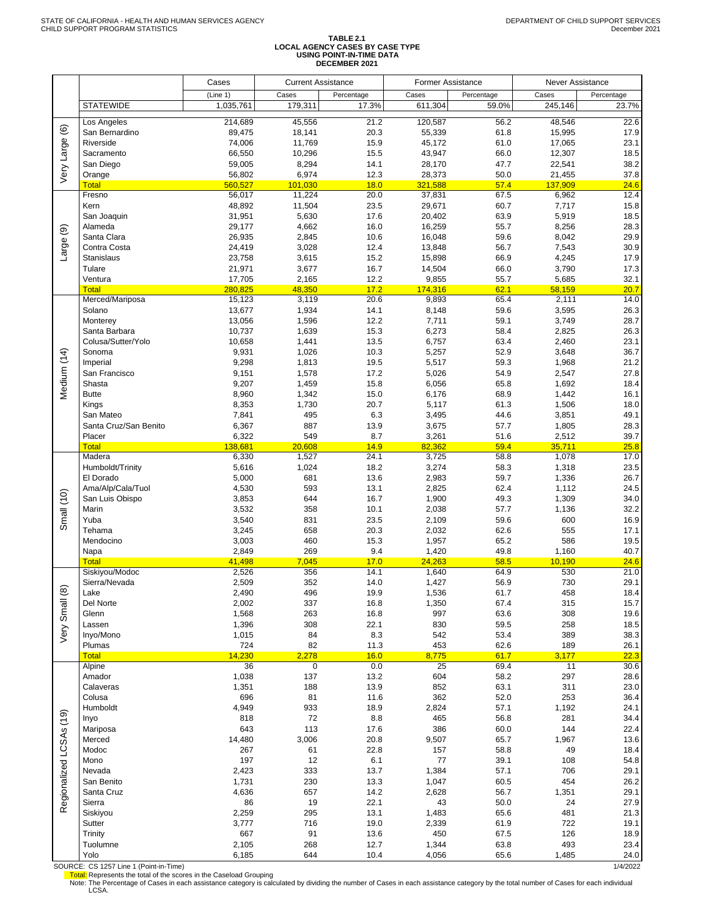STATE OF CALIFORNIA - HEALTH AND HUMAN SERVICES AGENCY
CHILD SUPPORT PROGRAM STATISTICS

DEPARTMENT OF CHILD SUPPORT SERVICES
December 2021

# TABLE 2.1
## LOCAL AGENCY CASES BY CASE TYPE USING POINT-IN-TIME DATA DECEMBER 2021

| | | Cases | Current Assistance | | Former Assistance | | Never Assistance | |
|---|---|---|---|---|---|---|---|---|
| | | (Line 1) | Cases | Percentage | Cases | Percentage | Cases | Percentage |
| | STATEWIDE | 1,035,761 | 179,311 | 17.3% | 611,304 | 59.0% | 245,146 | 23.7% |
| Very Large (6) | Los Angeles | 214,689 | 45,556 | 21.2 | 120,587 | 56.2 | 48,546 | 22.6 |
| | San Bernardino | 89,475 | 18,141 | 20.3 | 55,339 | 61.8 | 15,995 | 17.9 |
| | Riverside | 74,006 | 11,769 | 15.9 | 45,172 | 61.0 | 17,065 | 23.1 |
| | Sacramento | 66,550 | 10,296 | 15.5 | 43,947 | 66.0 | 12,307 | 18.5 |
| | San Diego | 59,005 | 8,294 | 14.1 | 28,170 | 47.7 | 22,541 | 38.2 |
| | Orange | 56,802 | 6,974 | 12.3 | 28,373 | 50.0 | 21,455 | 37.8 |
| | Total | 560,527 | 101,030 | 18.0 | 321,588 | 57.4 | 137,909 | 24.6 |
| Large (9) | Fresno | 56,017 | 11,224 | 20.0 | 37,831 | 67.5 | 6,962 | 12.4 |
| | Kern | 48,892 | 11,504 | 23.5 | 29,671 | 60.7 | 7,717 | 15.8 |
| | San Joaquin | 31,951 | 5,630 | 17.6 | 20,402 | 63.9 | 5,919 | 18.5 |
| | Alameda | 29,177 | 4,662 | 16.0 | 16,259 | 55.7 | 8,256 | 28.3 |
| | Santa Clara | 26,935 | 2,845 | 10.6 | 16,048 | 59.6 | 8,042 | 29.9 |
| | Contra Costa | 24,419 | 3,028 | 12.4 | 13,848 | 56.7 | 7,543 | 30.9 |
| | Stanislaus | 23,758 | 3,615 | 15.2 | 15,898 | 66.9 | 4,245 | 17.9 |
| | Tulare | 21,971 | 3,677 | 16.7 | 14,504 | 66.0 | 3,790 | 17.3 |
| | Ventura | 17,705 | 2,165 | 12.2 | 9,855 | 55.7 | 5,685 | 32.1 |
| | Total | 280,825 | 48,350 | 17.2 | 174,316 | 62.1 | 58,159 | 20.7 |
| Medium (14) | Merced/Mariposa | 15,123 | 3,119 | 20.6 | 9,893 | 65.4 | 2,111 | 14.0 |
| | Solano | 13,677 | 1,934 | 14.1 | 8,148 | 59.6 | 3,595 | 26.3 |
| | Monterey | 13,056 | 1,596 | 12.2 | 7,711 | 59.1 | 3,749 | 28.7 |
| | Santa Barbara | 10,737 | 1,639 | 15.3 | 6,273 | 58.4 | 2,825 | 26.3 |
| | Colusa/Sutter/Yolo | 10,658 | 1,441 | 13.5 | 6,757 | 63.4 | 2,460 | 23.1 |
| | Sonoma | 9,931 | 1,026 | 10.3 | 5,257 | 52.9 | 3,648 | 36.7 |
| | Imperial | 9,298 | 1,813 | 19.5 | 5,517 | 59.3 | 1,968 | 21.2 |
| | San Francisco | 9,151 | 1,578 | 17.2 | 5,026 | 54.9 | 2,547 | 27.8 |
| | Shasta | 9,207 | 1,459 | 15.8 | 6,056 | 65.8 | 1,692 | 18.4 |
| | Butte | 8,960 | 1,342 | 15.0 | 6,176 | 68.9 | 1,442 | 16.1 |
| | Kings | 8,353 | 1,730 | 20.7 | 5,117 | 61.3 | 1,506 | 18.0 |
| | San Mateo | 7,841 | 495 | 6.3 | 3,495 | 44.6 | 3,851 | 49.1 |
| | Santa Cruz/San Benito | 6,367 | 887 | 13.9 | 3,675 | 57.7 | 1,805 | 28.3 |
| | Placer | 6,322 | 549 | 8.7 | 3,261 | 51.6 | 2,512 | 39.7 |
| | Total | 138,681 | 20,608 | 14.9 | 82,362 | 59.4 | 35,711 | 25.8 |
| Small (10) | Madera | 6,330 | 1,527 | 24.1 | 3,725 | 58.8 | 1,078 | 17.0 |
| | Humboldt/Trinity | 5,616 | 1,024 | 18.2 | 3,274 | 58.3 | 1,318 | 23.5 |
| | El Dorado | 5,000 | 681 | 13.6 | 2,983 | 59.7 | 1,336 | 26.7 |
| | Ama/Alp/Cala/Tuol | 4,530 | 593 | 13.1 | 2,825 | 62.4 | 1,112 | 24.5 |
| | San Luis Obispo | 3,853 | 644 | 16.7 | 1,900 | 49.3 | 1,309 | 34.0 |
| | Marin | 3,532 | 358 | 10.1 | 2,038 | 57.7 | 1,136 | 32.2 |
| | Yuba | 3,540 | 831 | 23.5 | 2,109 | 59.6 | 600 | 16.9 |
| | Tehama | 3,245 | 658 | 20.3 | 2,032 | 62.6 | 555 | 17.1 |
| | Mendocino | 3,003 | 460 | 15.3 | 1,957 | 65.2 | 586 | 19.5 |
| | Napa | 2,849 | 269 | 9.4 | 1,420 | 49.8 | 1,160 | 40.7 |
| | Total | 41,498 | 7,045 | 17.0 | 24,263 | 58.5 | 10,190 | 24.6 |
| Very Small (8) | Siskiyou/Modoc | 2,526 | 356 | 14.1 | 1,640 | 64.9 | 530 | 21.0 |
| | Sierra/Nevada | 2,509 | 352 | 14.0 | 1,427 | 56.9 | 730 | 29.1 |
| | Lake | 2,490 | 496 | 19.9 | 1,536 | 61.7 | 458 | 18.4 |
| | Del Norte | 2,002 | 337 | 16.8 | 1,350 | 67.4 | 315 | 15.7 |
| | Glenn | 1,568 | 263 | 16.8 | 997 | 63.6 | 308 | 19.6 |
| | Lassen | 1,396 | 308 | 22.1 | 830 | 59.5 | 258 | 18.5 |
| | Inyo/Mono | 1,015 | 84 | 8.3 | 542 | 53.4 | 389 | 38.3 |
| | Plumas | 724 | 82 | 11.3 | 453 | 62.6 | 189 | 26.1 |
| | Total | 14,230 | 2,278 | 16.0 | 8,775 | 61.7 | 3,177 | 22.3 |
| Regionalized LCSAs (19) | Alpine | 36 | 0 | 0.0 | 25 | 69.4 | 11 | 30.6 |
| | Amador | 1,038 | 137 | 13.2 | 604 | 58.2 | 297 | 28.6 |
| | Calaveras | 1,351 | 188 | 13.9 | 852 | 63.1 | 311 | 23.0 |
| | Colusa | 696 | 81 | 11.6 | 362 | 52.0 | 253 | 36.4 |
| | Humboldt | 4,949 | 933 | 18.9 | 2,824 | 57.1 | 1,192 | 24.1 |
| | Inyo | 818 | 72 | 8.8 | 465 | 56.8 | 281 | 34.4 |
| | Mariposa | 643 | 113 | 17.6 | 386 | 60.0 | 144 | 22.4 |
| | Merced | 14,480 | 3,006 | 20.8 | 9,507 | 65.7 | 1,967 | 13.6 |
| | Modoc | 267 | 61 | 22.8 | 157 | 58.8 | 49 | 18.4 |
| | Mono | 197 | 12 | 6.1 | 77 | 39.1 | 108 | 54.8 |
| | Nevada | 2,423 | 333 | 13.7 | 1,384 | 57.1 | 706 | 29.1 |
| | San Benito | 1,731 | 230 | 13.3 | 1,047 | 60.5 | 454 | 26.2 |
| | Santa Cruz | 4,636 | 657 | 14.2 | 2,628 | 56.7 | 1,351 | 29.1 |
| | Sierra | 86 | 19 | 22.1 | 43 | 50.0 | 24 | 27.9 |
| | Siskiyou | 2,259 | 295 | 13.1 | 1,483 | 65.6 | 481 | 21.3 |
| | Sutter | 3,777 | 716 | 19.0 | 2,339 | 61.9 | 722 | 19.1 |
| | Trinity | 667 | 91 | 13.6 | 450 | 67.5 | 126 | 18.9 |
| | Tuolumne | 2,105 | 268 | 12.7 | 1,344 | 63.8 | 493 | 23.4 |
| | Yolo | 6,185 | 644 | 10.4 | 4,056 | 65.6 | 1,485 | 24.0 |

SOURCE: CS 1257 Line 1 (Point-in-Time)

1/4/2022

Total: Represents the total of the scores in the Caseload Grouping

Note: The Percentage of Cases in each assistance category is calculated by dividing the number of Cases in each assistance category by the total number of Cases for each individual LCSA.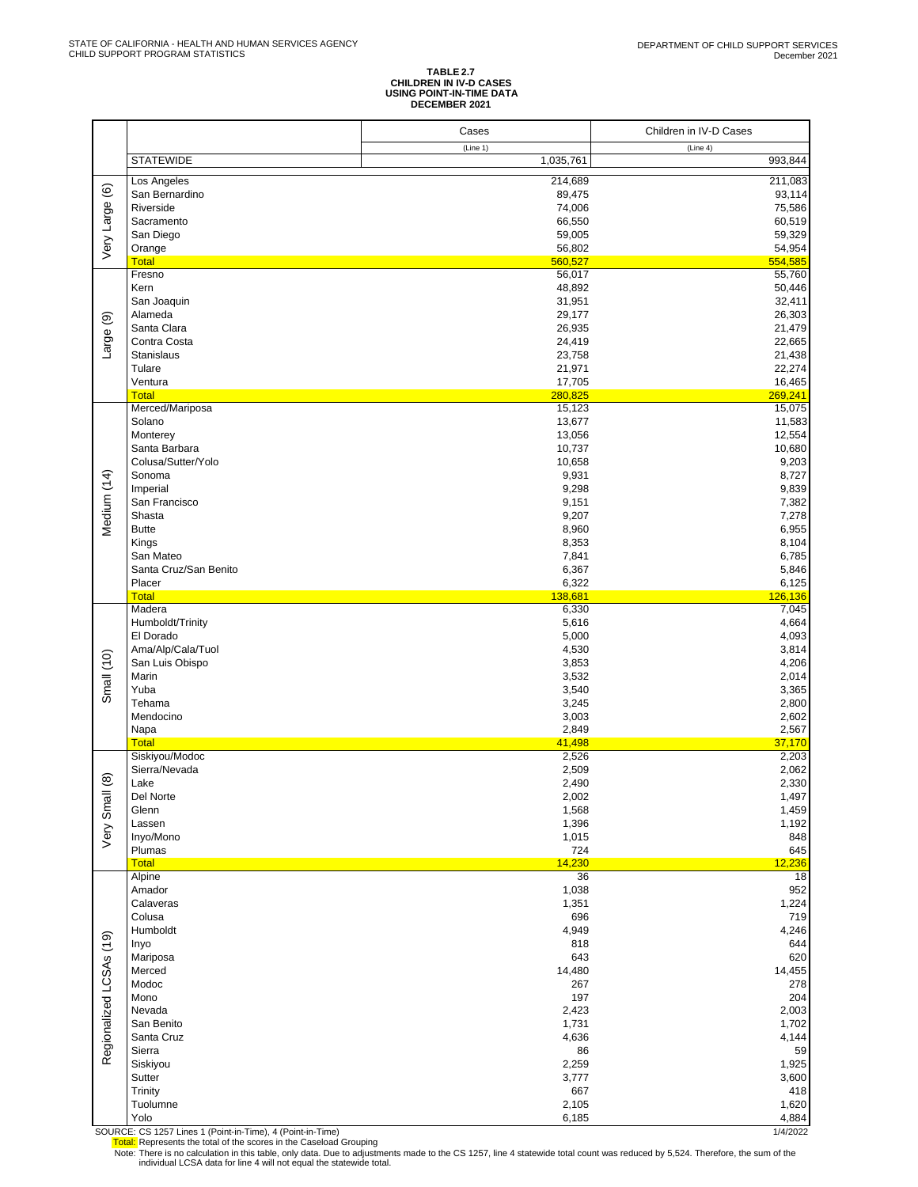STATE OF CALIFORNIA - HEALTH AND HUMAN SERVICES AGENCY
CHILD SUPPORT PROGRAM STATISTICS

DEPARTMENT OF CHILD SUPPORT SERVICES
December 2021

**TABLE 2.7**
**CHILDREN IN IV-D CASES**
**USING POINT-IN-TIME DATA**
**DECEMBER 2021**

| | | Cases | Children in IV-D Cases |
|---|---|---|---|
| | | (Line 1) | (Line 4) |
| | STATEWIDE | 1,035,761 | 993,844 |
| Very Large (6) | Los Angeles | 214,689 | 211,083 |
| | San Bernardino | 89,475 | 93,114 |
| | Riverside | 74,006 | 75,586 |
| | Sacramento | 66,550 | 60,519 |
| | San Diego | 59,005 | 59,329 |
| | Orange | 56,802 | 54,954 |
| | Total | 560,527 | 554,585 |
| Large (9) | Fresno | 56,017 | 55,760 |
| | Kern | 48,892 | 50,446 |
| | San Joaquin | 31,951 | 32,411 |
| | Alameda | 29,177 | 26,303 |
| | Santa Clara | 26,935 | 21,479 |
| | Contra Costa | 24,419 | 22,665 |
| | Stanislaus | 23,758 | 21,438 |
| | Tulare | 21,971 | 22,274 |
| | Ventura | 17,705 | 16,465 |
| | Total | 280,825 | 269,241 |
| Medium (14) | Merced/Mariposa | 15,123 | 15,075 |
| | Solano | 13,677 | 11,583 |
| | Monterey | 13,056 | 12,554 |
| | Santa Barbara | 10,737 | 10,680 |
| | Colusa/Sutter/Yolo | 10,658 | 9,203 |
| | Sonoma | 9,931 | 8,727 |
| | Imperial | 9,298 | 9,839 |
| | San Francisco | 9,151 | 7,382 |
| | Shasta | 9,207 | 7,278 |
| | Butte | 8,960 | 6,955 |
| | Kings | 8,353 | 8,104 |
| | San Mateo | 7,841 | 6,785 |
| | Santa Cruz/San Benito | 6,367 | 5,846 |
| | Placer | 6,322 | 6,125 |
| | Total | 138,681 | 126,136 |
| Small (10) | Madera | 6,330 | 7,045 |
| | Humboldt/Trinity | 5,616 | 4,664 |
| | El Dorado | 5,000 | 4,093 |
| | Ama/Alp/Cala/Tuol | 4,530 | 3,814 |
| | San Luis Obispo | 3,853 | 4,206 |
| | Marin | 3,532 | 2,014 |
| | Yuba | 3,540 | 3,365 |
| | Tehama | 3,245 | 2,800 |
| | Mendocino | 3,003 | 2,602 |
| | Napa | 2,849 | 2,567 |
| | Total | 41,498 | 37,170 |
| Very Small (8) | Siskiyou/Modoc | 2,526 | 2,203 |
| | Sierra/Nevada | 2,509 | 2,062 |
| | Lake | 2,490 | 2,330 |
| | Del Norte | 2,002 | 1,497 |
| | Glenn | 1,568 | 1,459 |
| | Lassen | 1,396 | 1,192 |
| | Inyo/Mono | 1,015 | 848 |
| | Plumas | 724 | 645 |
| | Total | 14,230 | 12,236 |
| Regionalized LCSAs (19) | Alpine | 36 | 18 |
| | Amador | 1,038 | 952 |
| | Calaveras | 1,351 | 1,224 |
| | Colusa | 696 | 719 |
| | Humboldt | 4,949 | 4,246 |
| | Inyo | 818 | 644 |
| | Mariposa | 643 | 620 |
| | Merced | 14,480 | 14,455 |
| | Modoc | 267 | 278 |
| | Mono | 197 | 204 |
| | Nevada | 2,423 | 2,003 |
| | San Benito | 1,731 | 1,702 |
| | Santa Cruz | 4,636 | 4,144 |
| | Sierra | 86 | 59 |
| | Siskiyou | 2,259 | 1,925 |
| | Sutter | 3,777 | 3,600 |
| | Trinity | 667 | 418 |
| | Tuolumne | 2,105 | 1,620 |
| | Yolo | 6,185 | 4,884 |

SOURCE: CS 1257 Lines 1 (Point-in-Time), 4 (Point-in-Time)

1/4/2022

Total: Represents the total of the scores in the Caseload Grouping

Note: There is no calculation in this table, only data. Due to adjustments made to the CS 1257, line 4 statewide total count was reduced by 5,524. Therefore, the sum of the individual LCSA data for line 4 will not equal the statewide total.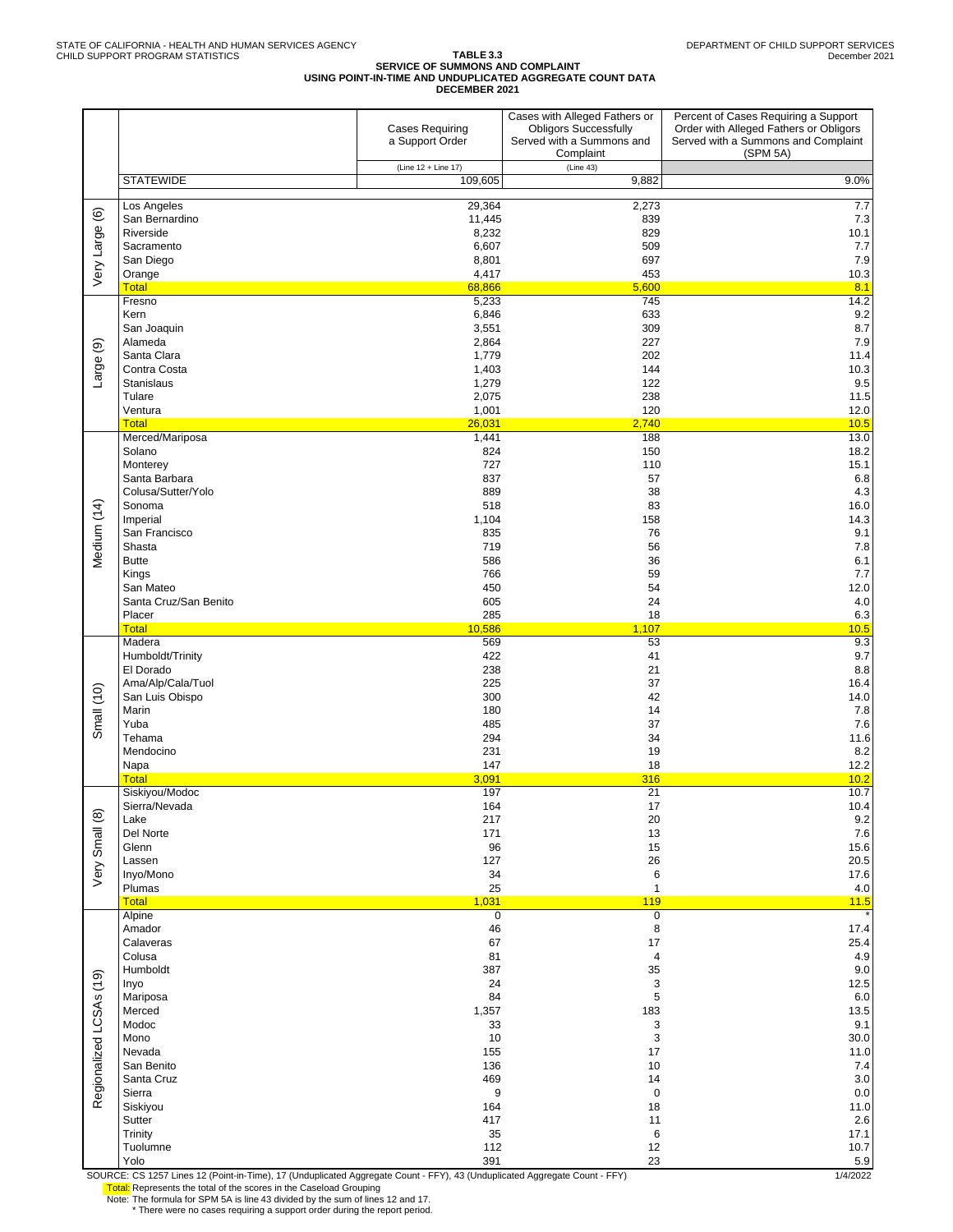STATE OF CALIFORNIA - HEALTH AND HUMAN SERVICES AGENCY
CHILD SUPPORT PROGRAM STATISTICS

DEPARTMENT OF CHILD SUPPORT SERVICES
December 2021

# TABLE 3.3
## SERVICE OF SUMMONS AND COMPLAINT
## USING POINT-IN-TIME AND UNDUPLICATED AGGREGATE COUNT DATA
## DECEMBER 2021

| | | Cases Requiring a Support Order | Cases with Alleged Fathers or Obligors Successfully Served with a Summons and Complaint | Percent of Cases Requiring a Support Order with Alleged Fathers or Obligors Served with a Summons and Complaint (SPM 5A) |
|---|---|---|---|---|
| | | (Line 12 + Line 17) | (Line 43) | |
| | STATEWIDE | 109,605 | 9,882 | 9.0% |
| Very Large (6) | Los Angeles | 29,364 | 2,273 | 7.7 |
| | San Bernardino | 11,445 | 839 | 7.3 |
| | Riverside | 8,232 | 829 | 10.1 |
| | Sacramento | 6,607 | 509 | 7.7 |
| | San Diego | 8,801 | 697 | 7.9 |
| | Orange | 4,417 | 453 | 10.3 |
| | Total | 68,866 | 5,600 | 8.1 |
| Large (9) | Fresno | 5,233 | 745 | 14.2 |
| | Kern | 6,846 | 633 | 9.2 |
| | San Joaquin | 3,551 | 309 | 8.7 |
| | Alameda | 2,864 | 227 | 7.9 |
| | Santa Clara | 1,779 | 202 | 11.4 |
| | Contra Costa | 1,403 | 144 | 10.3 |
| | Stanislaus | 1,279 | 122 | 9.5 |
| | Tulare | 2,075 | 238 | 11.5 |
| | Ventura | 1,001 | 120 | 12.0 |
| | Total | 26,031 | 2,740 | 10.5 |
| Medium (14) | Merced/Mariposa | 1,441 | 188 | 13.0 |
| | Solano | 824 | 150 | 18.2 |
| | Monterey | 727 | 110 | 15.1 |
| | Santa Barbara | 837 | 57 | 6.8 |
| | Colusa/Sutter/Yolo | 889 | 38 | 4.3 |
| | Sonoma | 518 | 83 | 16.0 |
| | Imperial | 1,104 | 158 | 14.3 |
| | San Francisco | 835 | 76 | 9.1 |
| | Shasta | 719 | 56 | 7.8 |
| | Butte | 586 | 36 | 6.1 |
| | Kings | 766 | 59 | 7.7 |
| | San Mateo | 450 | 54 | 12.0 |
| | Santa Cruz/San Benito | 605 | 24 | 4.0 |
| | Placer | 285 | 18 | 6.3 |
| | Total | 10,586 | 1,107 | 10.5 |
| Small (10) | Madera | 569 | 53 | 9.3 |
| | Humboldt/Trinity | 422 | 41 | 9.7 |
| | El Dorado | 238 | 21 | 8.8 |
| | Ama/Alp/Cala/Tuol | 225 | 37 | 16.4 |
| | San Luis Obispo | 300 | 42 | 14.0 |
| | Marin | 180 | 14 | 7.8 |
| | Yuba | 485 | 37 | 7.6 |
| | Tehama | 294 | 34 | 11.6 |
| | Mendocino | 231 | 19 | 8.2 |
| | Napa | 147 | 18 | 12.2 |
| | Total | 3,091 | 316 | 10.2 |
| Very Small (8) | Siskiyou/Modoc | 197 | 21 | 10.7 |
| | Sierra/Nevada | 164 | 17 | 10.4 |
| | Lake | 217 | 20 | 9.2 |
| | Del Norte | 171 | 13 | 7.6 |
| | Glenn | 96 | 15 | 15.6 |
| | Lassen | 127 | 26 | 20.5 |
| | Inyo/Mono | 34 | 6 | 17.6 |
| | Plumas | 25 | 1 | 4.0 |
| | Total | 1,031 | 119 | 11.5 |
| Regionalized LCSAs (19) | Alpine | 0 | 0 | * |
| | Amador | 46 | 8 | 17.4 |
| | Calaveras | 67 | 17 | 25.4 |
| | Colusa | 81 | 4 | 4.9 |
| | Humboldt | 387 | 35 | 9.0 |
| | Inyo | 24 | 3 | 12.5 |
| | Mariposa | 84 | 5 | 6.0 |
| | Merced | 1,357 | 183 | 13.5 |
| | Modoc | 33 | 3 | 9.1 |
| | Mono | 10 | 3 | 30.0 |
| | Nevada | 155 | 17 | 11.0 |
| | San Benito | 136 | 10 | 7.4 |
| | Santa Cruz | 469 | 14 | 3.0 |
| | Sierra | 9 | 0 | 0.0 |
| | Siskiyou | 164 | 18 | 11.0 |
| | Sutter | 417 | 11 | 2.6 |
| | Trinity | 35 | 6 | 17.1 |
| | Tuolumne | 112 | 12 | 10.7 |
| | Yolo | 391 | 23 | 5.9 |

SOURCE: CS 1257 Lines 12 (Point-in-Time), 17 (Unduplicated Aggregate Count - FFY), 43 (Unduplicated Aggregate Count - FFY) 1/4/2022

Total: Represents the total of the scores in the Caseload Grouping

Note: The formula for SPM 5A is line 43 divided by the sum of lines 12 and 17.

\* There were no cases requiring a support order during the report period.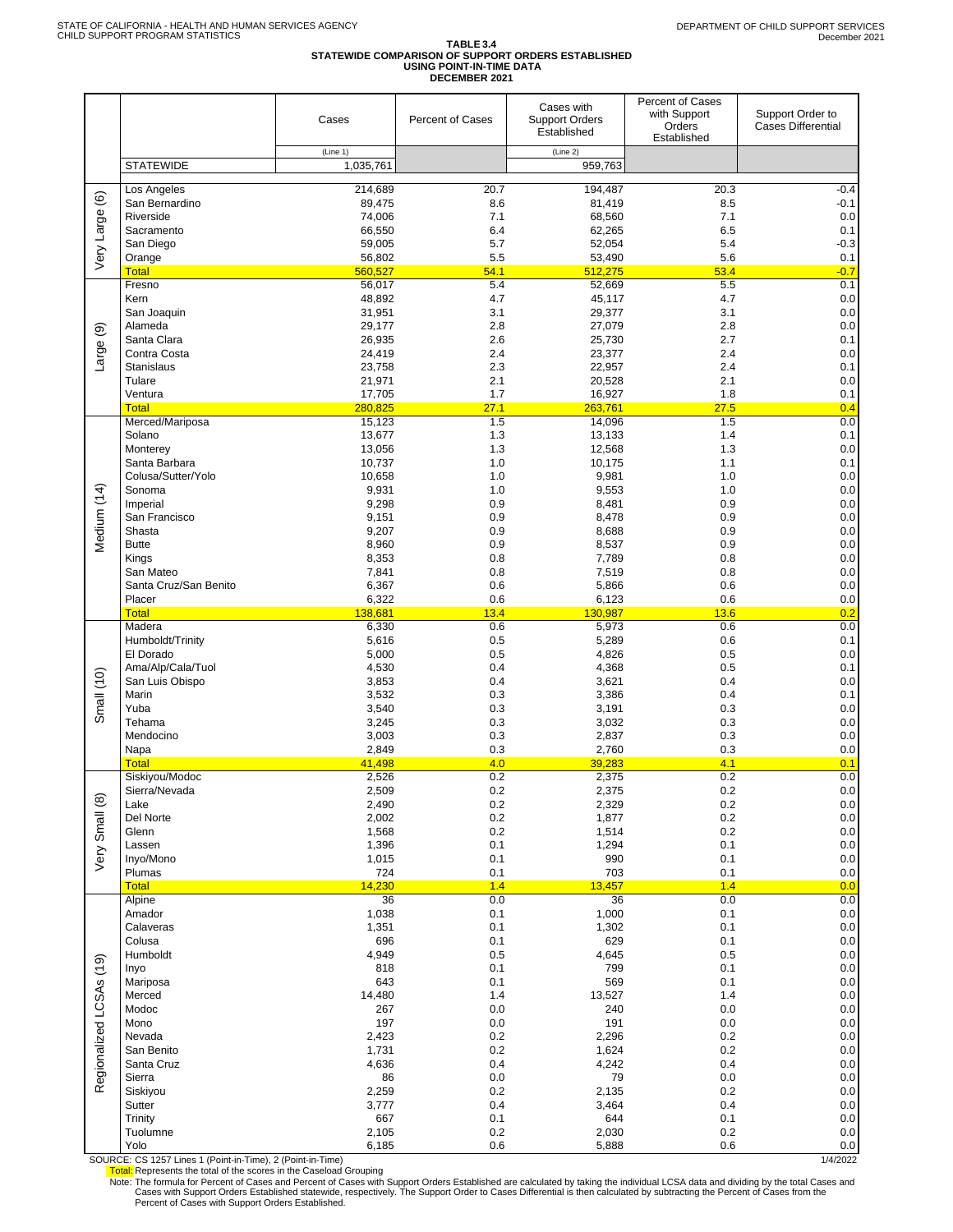STATE OF CALIFORNIA - HEALTH AND HUMAN SERVICES AGENCY
CHILD SUPPORT PROGRAM STATISTICS

DEPARTMENT OF CHILD SUPPORT SERVICES
December 2021

# TABLE 3.4
## STATEWIDE COMPARISON OF SUPPORT ORDERS ESTABLISHED USING POINT-IN-TIME DATA
### DECEMBER 2021

| | | Cases | Percent of Cases | Cases with Support Orders Established | Percent of Cases with Support Orders Established | Support Order to Cases Differential |
|---|---|---|---|---|---|---|
| | | (Line 1) | | (Line 2) | | |
| | STATEWIDE | 1,035,761 | | 959,763 | | |
| Very Large (6) | Los Angeles | 214,689 | 20.7 | 194,487 | 20.3 | -0.4 |
| | San Bernardino | 89,475 | 8.6 | 81,419 | 8.5 | -0.1 |
| | Riverside | 74,006 | 7.1 | 68,560 | 7.1 | 0.0 |
| | Sacramento | 66,550 | 6.4 | 62,265 | 6.5 | 0.1 |
| | San Diego | 59,005 | 5.7 | 52,054 | 5.4 | -0.3 |
| | Orange | 56,802 | 5.5 | 53,490 | 5.6 | 0.1 |
| | Total | 560,527 | 54.1 | 512,275 | 53.4 | -0.7 |
| Large (9) | Fresno | 56,017 | 5.4 | 52,669 | 5.5 | 0.1 |
| | Kern | 48,892 | 4.7 | 45,117 | 4.7 | 0.0 |
| | San Joaquin | 31,951 | 3.1 | 29,377 | 3.1 | 0.0 |
| | Alameda | 29,177 | 2.8 | 27,079 | 2.8 | 0.0 |
| | Santa Clara | 26,935 | 2.6 | 25,730 | 2.7 | 0.1 |
| | Contra Costa | 24,419 | 2.4 | 23,377 | 2.4 | 0.0 |
| | Stanislaus | 23,758 | 2.3 | 22,957 | 2.4 | 0.1 |
| | Tulare | 21,971 | 2.1 | 20,528 | 2.1 | 0.0 |
| | Ventura | 17,705 | 1.7 | 16,927 | 1.8 | 0.1 |
| | Total | 280,825 | 27.1 | 263,761 | 27.5 | 0.4 |
| Medium (14) | Merced/Mariposa | 15,123 | 1.5 | 14,096 | 1.5 | 0.0 |
| | Solano | 13,677 | 1.3 | 13,133 | 1.4 | 0.1 |
| | Monterey | 13,056 | 1.3 | 12,568 | 1.3 | 0.0 |
| | Santa Barbara | 10,737 | 1.0 | 10,175 | 1.1 | 0.1 |
| | Colusa/Sutter/Yolo | 10,658 | 1.0 | 9,981 | 1.0 | 0.0 |
| | Sonoma | 9,931 | 1.0 | 9,553 | 1.0 | 0.0 |
| | Imperial | 9,298 | 0.9 | 8,481 | 0.9 | 0.0 |
| | San Francisco | 9,151 | 0.9 | 8,478 | 0.9 | 0.0 |
| | Shasta | 9,207 | 0.9 | 8,688 | 0.9 | 0.0 |
| | Butte | 8,960 | 0.9 | 8,537 | 0.9 | 0.0 |
| | Kings | 8,353 | 0.8 | 7,789 | 0.8 | 0.0 |
| | San Mateo | 7,841 | 0.8 | 7,519 | 0.8 | 0.0 |
| | Santa Cruz/San Benito | 6,367 | 0.6 | 5,866 | 0.6 | 0.0 |
| | Placer | 6,322 | 0.6 | 6,123 | 0.6 | 0.0 |
| | Total | 138,681 | 13.4 | 130,987 | 13.6 | 0.2 |
| Small (10) | Madera | 6,330 | 0.6 | 5,973 | 0.6 | 0.0 |
| | Humboldt/Trinity | 5,616 | 0.5 | 5,289 | 0.6 | 0.1 |
| | El Dorado | 5,000 | 0.5 | 4,826 | 0.5 | 0.0 |
| | Ama/Alp/Cala/Tuol | 4,530 | 0.4 | 4,368 | 0.5 | 0.1 |
| | San Luis Obispo | 3,853 | 0.4 | 3,621 | 0.4 | 0.0 |
| | Marin | 3,532 | 0.3 | 3,386 | 0.4 | 0.1 |
| | Yuba | 3,540 | 0.3 | 3,191 | 0.3 | 0.0 |
| | Tehama | 3,245 | 0.3 | 3,032 | 0.3 | 0.0 |
| | Mendocino | 3,003 | 0.3 | 2,837 | 0.3 | 0.0 |
| | Napa | 2,849 | 0.3 | 2,760 | 0.3 | 0.0 |
| | Total | 41,498 | 4.0 | 39,283 | 4.1 | 0.1 |
| Very Small (8) | Siskiyou/Modoc | 2,526 | 0.2 | 2,375 | 0.2 | 0.0 |
| | Sierra/Nevada | 2,509 | 0.2 | 2,375 | 0.2 | 0.0 |
| | Lake | 2,490 | 0.2 | 2,329 | 0.2 | 0.0 |
| | Del Norte | 2,002 | 0.2 | 1,877 | 0.2 | 0.0 |
| | Glenn | 1,568 | 0.2 | 1,514 | 0.2 | 0.0 |
| | Lassen | 1,396 | 0.1 | 1,294 | 0.1 | 0.0 |
| | Inyo/Mono | 1,015 | 0.1 | 990 | 0.1 | 0.0 |
| | Plumas | 724 | 0.1 | 703 | 0.1 | 0.0 |
| | Total | 14,230 | 1.4 | 13,457 | 1.4 | 0.0 |
| Regionalized LCSAs (19) | Alpine | 36 | 0.0 | 36 | 0.0 | 0.0 |
| | Amador | 1,038 | 0.1 | 1,000 | 0.1 | 0.0 |
| | Calaveras | 1,351 | 0.1 | 1,302 | 0.1 | 0.0 |
| | Colusa | 696 | 0.1 | 629 | 0.1 | 0.0 |
| | Humboldt | 4,949 | 0.5 | 4,645 | 0.5 | 0.0 |
| | Inyo | 818 | 0.1 | 799 | 0.1 | 0.0 |
| | Mariposa | 643 | 0.1 | 569 | 0.1 | 0.0 |
| | Merced | 14,480 | 1.4 | 13,527 | 1.4 | 0.0 |
| | Modoc | 267 | 0.0 | 240 | 0.0 | 0.0 |
| | Mono | 197 | 0.0 | 191 | 0.0 | 0.0 |
| | Nevada | 2,423 | 0.2 | 2,296 | 0.2 | 0.0 |
| | San Benito | 1,731 | 0.2 | 1,624 | 0.2 | 0.0 |
| | Santa Cruz | 4,636 | 0.4 | 4,242 | 0.4 | 0.0 |
| | Sierra | 86 | 0.0 | 79 | 0.0 | 0.0 |
| | Siskiyou | 2,259 | 0.2 | 2,135 | 0.2 | 0.0 |
| | Sutter | 3,777 | 0.4 | 3,464 | 0.4 | 0.0 |
| | Trinity | 667 | 0.1 | 644 | 0.1 | 0.0 |
| | Tuolumne | 2,105 | 0.2 | 2,030 | 0.2 | 0.0 |
| | Yolo | 6,185 | 0.6 | 5,888 | 0.6 | 0.0 |

SOURCE: CS 1257 Lines 1 (Point-in-Time), 2 (Point-in-Time)

1/4/2022

Total: Represents the total of the scores in the Caseload Grouping

Note: The formula for Percent of Cases and Percent of Cases with Support Orders Established are calculated by taking the individual LCSA data and dividing by the total Cases and Cases with Support Orders Established statewide, respectively. The Support Order to Cases Differential is then calculated by subtracting the Percent of Cases from the Percent of Cases with Support Orders Established.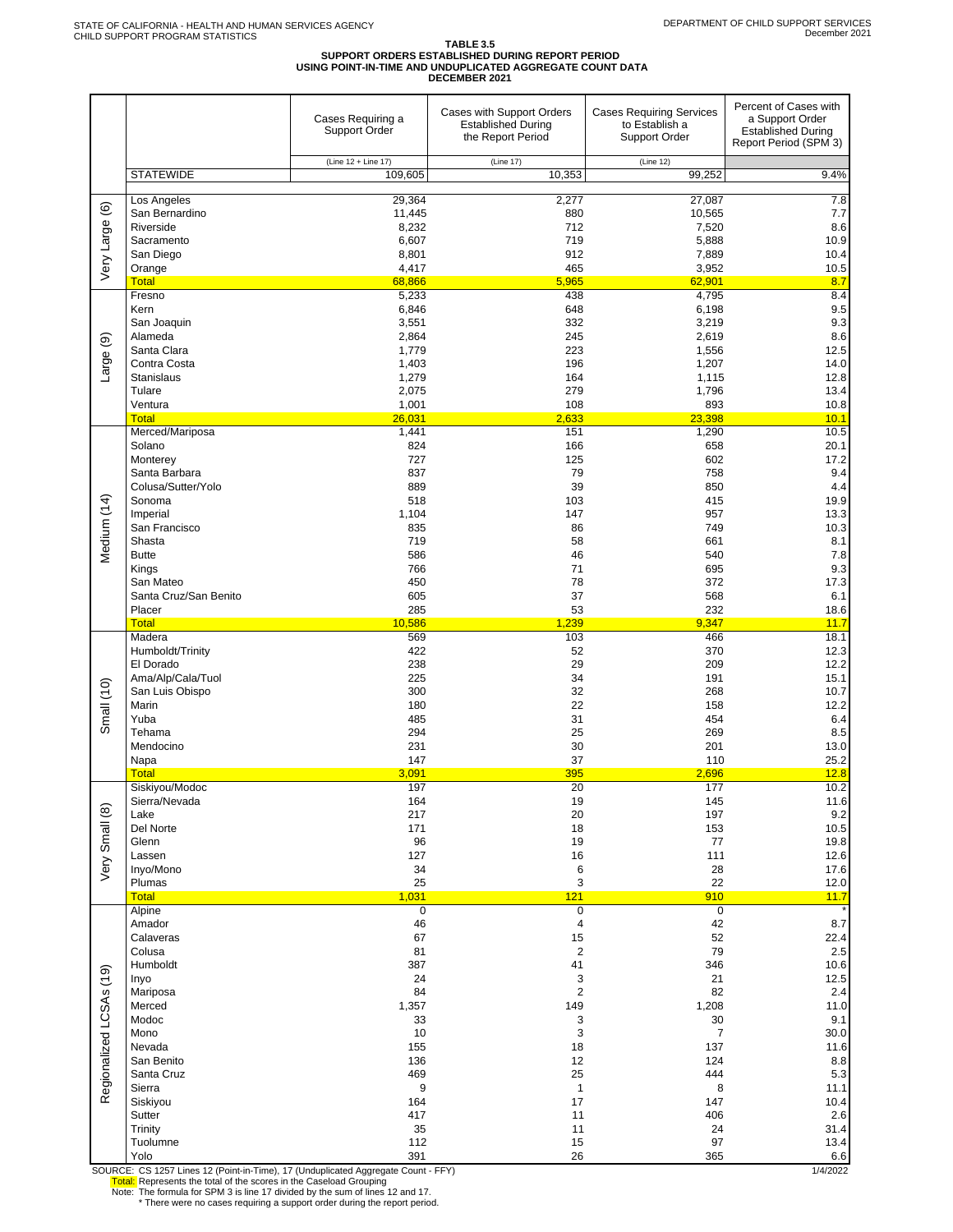STATE OF CALIFORNIA - HEALTH AND HUMAN SERVICES AGENCY
CHILD SUPPORT PROGRAM STATISTICS

DEPARTMENT OF CHILD SUPPORT SERVICES
December 2021

# TABLE 3.5
## SUPPORT ORDERS ESTABLISHED DURING REPORT PERIOD
## USING POINT-IN-TIME AND UNDUPLICATED AGGREGATE COUNT DATA
## DECEMBER 2021

| | | Cases Requiring a Support Order | Cases with Support Orders Established During the Report Period | Cases Requiring Services to Establish a Support Order | Percent of Cases with a Support Order Established During Report Period (SPM 3) |
|---|---|---|---|---|---|
| | | (Line 12 + Line 17) | (Line 17) | (Line 12) | |
| | STATEWIDE | 109,605 | 10,353 | 99,252 | 9.4% |
| Very Large (6) | Los Angeles | 29,364 | 2,277 | 27,087 | 7.8 |
| | San Bernardino | 11,445 | 880 | 10,565 | 7.7 |
| | Riverside | 8,232 | 712 | 7,520 | 8.6 |
| | Sacramento | 6,607 | 719 | 5,888 | 10.9 |
| | San Diego | 8,801 | 912 | 7,889 | 10.4 |
| | Orange | 4,417 | 465 | 3,952 | 10.5 |
| | Total | 68,866 | 5,965 | 62,901 | 8.7 |
| Large (9) | Fresno | 5,233 | 438 | 4,795 | 8.4 |
| | Kern | 6,846 | 648 | 6,198 | 9.5 |
| | San Joaquin | 3,551 | 332 | 3,219 | 9.3 |
| | Alameda | 2,864 | 245 | 2,619 | 8.6 |
| | Santa Clara | 1,779 | 223 | 1,556 | 12.5 |
| | Contra Costa | 1,403 | 196 | 1,207 | 14.0 |
| | Stanislaus | 1,279 | 164 | 1,115 | 12.8 |
| | Tulare | 2,075 | 279 | 1,796 | 13.4 |
| | Ventura | 1,001 | 108 | 893 | 10.8 |
| | Total | 26,031 | 2,633 | 23,398 | 10.1 |
| Medium (14) | Merced/Mariposa | 1,441 | 151 | 1,290 | 10.5 |
| | Solano | 824 | 166 | 658 | 20.1 |
| | Monterey | 727 | 125 | 602 | 17.2 |
| | Santa Barbara | 837 | 79 | 758 | 9.4 |
| | Colusa/Sutter/Yolo | 889 | 39 | 850 | 4.4 |
| | Sonoma | 518 | 103 | 415 | 19.9 |
| | Imperial | 1,104 | 147 | 957 | 13.3 |
| | San Francisco | 835 | 86 | 749 | 10.3 |
| | Shasta | 719 | 58 | 661 | 8.1 |
| | Butte | 586 | 46 | 540 | 7.8 |
| | Kings | 766 | 71 | 695 | 9.3 |
| | San Mateo | 450 | 78 | 372 | 17.3 |
| | Santa Cruz/San Benito | 605 | 37 | 568 | 6.1 |
| | Placer | 285 | 53 | 232 | 18.6 |
| | Total | 10,586 | 1,239 | 9,347 | 11.7 |
| Small (10) | Madera | 569 | 103 | 466 | 18.1 |
| | Humboldt/Trinity | 422 | 52 | 370 | 12.3 |
| | El Dorado | 238 | 29 | 209 | 12.2 |
| | Ama/Alp/Cala/Tuol | 225 | 34 | 191 | 15.1 |
| | San Luis Obispo | 300 | 32 | 268 | 10.7 |
| | Marin | 180 | 22 | 158 | 12.2 |
| | Yuba | 485 | 31 | 454 | 6.4 |
| | Tehama | 294 | 25 | 269 | 8.5 |
| | Mendocino | 231 | 30 | 201 | 13.0 |
| | Napa | 147 | 37 | 110 | 25.2 |
| | Total | 3,091 | 395 | 2,696 | 12.8 |
| Very Small (8) | Siskiyou/Modoc | 197 | 20 | 177 | 10.2 |
| | Sierra/Nevada | 164 | 19 | 145 | 11.6 |
| | Lake | 217 | 20 | 197 | 9.2 |
| | Del Norte | 171 | 18 | 153 | 10.5 |
| | Glenn | 96 | 19 | 77 | 19.8 |
| | Lassen | 127 | 16 | 111 | 12.6 |
| | Inyo/Mono | 34 | 6 | 28 | 17.6 |
| | Plumas | 25 | 3 | 22 | 12.0 |
| | Total | 1,031 | 121 | 910 | 11.7 |
| Regionalized LCSAs (19) | Alpine | 0 | 0 | 0 | * |
| | Amador | 46 | 4 | 42 | 8.7 |
| | Calaveras | 67 | 15 | 52 | 22.4 |
| | Colusa | 81 | 2 | 79 | 2.5 |
| | Humboldt | 387 | 41 | 346 | 10.6 |
| | Inyo | 24 | 3 | 21 | 12.5 |
| | Mariposa | 84 | 2 | 82 | 2.4 |
| | Merced | 1,357 | 149 | 1,208 | 11.0 |
| | Modoc | 33 | 3 | 30 | 9.1 |
| | Mono | 10 | 3 | 7 | 30.0 |
| | Nevada | 155 | 18 | 137 | 11.6 |
| | San Benito | 136 | 12 | 124 | 8.8 |
| | Santa Cruz | 469 | 25 | 444 | 5.3 |
| | Sierra | 9 | 1 | 8 | 11.1 |
| | Siskiyou | 164 | 17 | 147 | 10.4 |
| | Sutter | 417 | 11 | 406 | 2.6 |
| | Trinity | 35 | 11 | 24 | 31.4 |
| | Tuolumne | 112 | 15 | 97 | 13.4 |
| | Yolo | 391 | 26 | 365 | 6.6 |

SOURCE: CS 1257 Lines 12 (Point-in-Time), 17 (Unduplicated Aggregate Count - FFY)

1/4/2022

Total: Represents the total of the scores in the Caseload Grouping

Note: The formula for SPM 3 is line 17 divided by the sum of lines 12 and 17.

* There were no cases requiring a support order during the report period.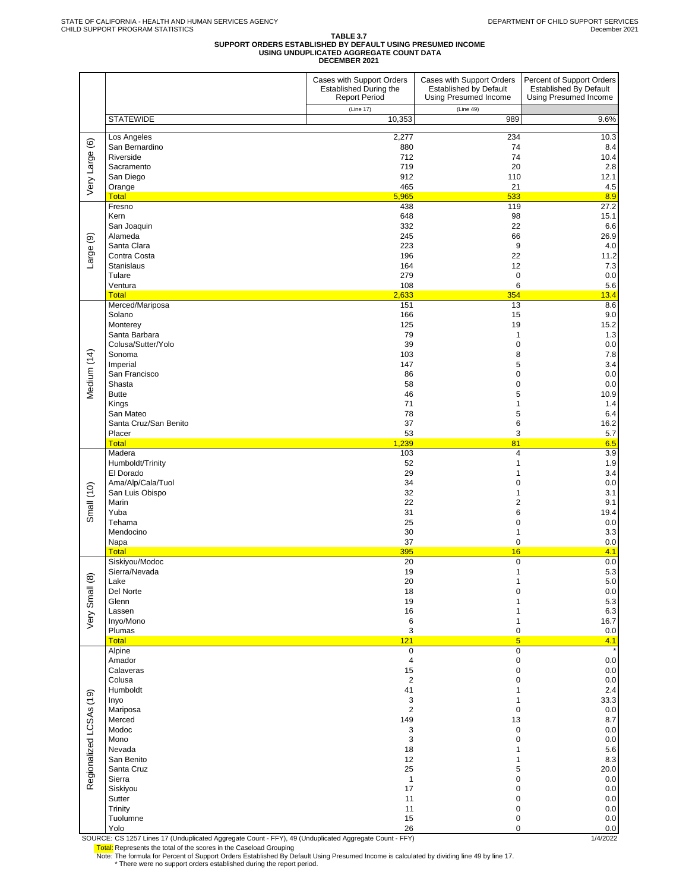STATE OF CALIFORNIA - HEALTH AND HUMAN SERVICES AGENCY
CHILD SUPPORT PROGRAM STATISTICS

DEPARTMENT OF CHILD SUPPORT SERVICES
December 2021

**TABLE 3.7**
**SUPPORT ORDERS ESTABLISHED BY DEFAULT USING PRESUMED INCOME**
**USING UNDUPLICATED AGGREGATE COUNT DATA**
**DECEMBER 2021**

| | | Cases with Support Orders Established During the Report Period | Cases with Support Orders Established by Default Using Presumed Income | Percent of Support Orders Established By Default Using Presumed Income |
|---|---|---|---|---|
| | | (Line 17) | (Line 49) | |
| | STATEWIDE | 10,353 | 989 | 9.6% |
| Very Large (6) | Los Angeles | 2,277 | 234 | 10.3 |
| | San Bernardino | 880 | 74 | 8.4 |
| | Riverside | 712 | 74 | 10.4 |
| | Sacramento | 719 | 20 | 2.8 |
| | San Diego | 912 | 110 | 12.1 |
| | Orange | 465 | 21 | 4.5 |
| | Total | 5,965 | 533 | 8.9 |
| Large (9) | Fresno | 438 | 119 | 27.2 |
| | Kern | 648 | 98 | 15.1 |
| | San Joaquin | 332 | 22 | 6.6 |
| | Alameda | 245 | 66 | 26.9 |
| | Santa Clara | 223 | 9 | 4.0 |
| | Contra Costa | 196 | 22 | 11.2 |
| | Stanislaus | 164 | 12 | 7.3 |
| | Tulare | 279 | 0 | 0.0 |
| | Ventura | 108 | 6 | 5.6 |
| | Total | 2,633 | 354 | 13.4 |
| Medium (14) | Merced/Mariposa | 151 | 13 | 8.6 |
| | Solano | 166 | 15 | 9.0 |
| | Monterey | 125 | 19 | 15.2 |
| | Santa Barbara | 79 | 1 | 1.3 |
| | Colusa/Sutter/Yolo | 39 | 0 | 0.0 |
| | Sonoma | 103 | 8 | 7.8 |
| | Imperial | 147 | 5 | 3.4 |
| | San Francisco | 86 | 0 | 0.0 |
| | Shasta | 58 | 0 | 0.0 |
| | Butte | 46 | 5 | 10.9 |
| | Kings | 71 | 1 | 1.4 |
| | San Mateo | 78 | 5 | 6.4 |
| | Santa Cruz/San Benito | 37 | 6 | 16.2 |
| | Placer | 53 | 3 | 5.7 |
| | Total | 1,239 | 81 | 6.5 |
| Small (10) | Madera | 103 | 4 | 3.9 |
| | Humboldt/Trinity | 52 | 1 | 1.9 |
| | El Dorado | 29 | 1 | 3.4 |
| | Ama/Alp/Cala/Tuol | 34 | 0 | 0.0 |
| | San Luis Obispo | 32 | 1 | 3.1 |
| | Marin | 22 | 2 | 9.1 |
| | Yuba | 31 | 6 | 19.4 |
| | Tehama | 25 | 0 | 0.0 |
| | Mendocino | 30 | 1 | 3.3 |
| | Napa | 37 | 0 | 0.0 |
| | Total | 395 | 16 | 4.1 |
| Very Small (8) | Siskiyou/Modoc | 20 | 0 | 0.0 |
| | Sierra/Nevada | 19 | 1 | 5.3 |
| | Lake | 20 | 1 | 5.0 |
| | Del Norte | 18 | 0 | 0.0 |
| | Glenn | 19 | 1 | 5.3 |
| | Lassen | 16 | 1 | 6.3 |
| | Inyo/Mono | 6 | 1 | 16.7 |
| | Plumas | 3 | 0 | 0.0 |
| | Total | 121 | 5 | 4.1 |
| Regionalized LCSAs (19) | Alpine | 0 | 0 | * |
| | Amador | 4 | 0 | 0.0 |
| | Calaveras | 15 | 0 | 0.0 |
| | Colusa | 2 | 0 | 0.0 |
| | Humboldt | 41 | 1 | 2.4 |
| | Inyo | 3 | 1 | 33.3 |
| | Mariposa | 2 | 0 | 0.0 |
| | Merced | 149 | 13 | 8.7 |
| | Modoc | 3 | 0 | 0.0 |
| | Mono | 3 | 0 | 0.0 |
| | Nevada | 18 | 1 | 5.6 |
| | San Benito | 12 | 1 | 8.3 |
| | Santa Cruz | 25 | 5 | 20.0 |
| | Sierra | 1 | 0 | 0.0 |
| | Siskiyou | 17 | 0 | 0.0 |
| | Sutter | 11 | 0 | 0.0 |
| | Trinity | 11 | 0 | 0.0 |
| | Tuolumne | 15 | 0 | 0.0 |
| | Yolo | 26 | 0 | 0.0 |

SOURCE: CS 1257 Lines 17 (Unduplicated Aggregate Count - FFY), 49 (Unduplicated Aggregate Count - FFY) 1/4/2022

Total: Represents the total of the scores in the Caseload Grouping

Note: The formula for Percent of Support Orders Established By Default Using Presumed Income is calculated by dividing line 49 by line 17.

* There were no support orders established during the report period.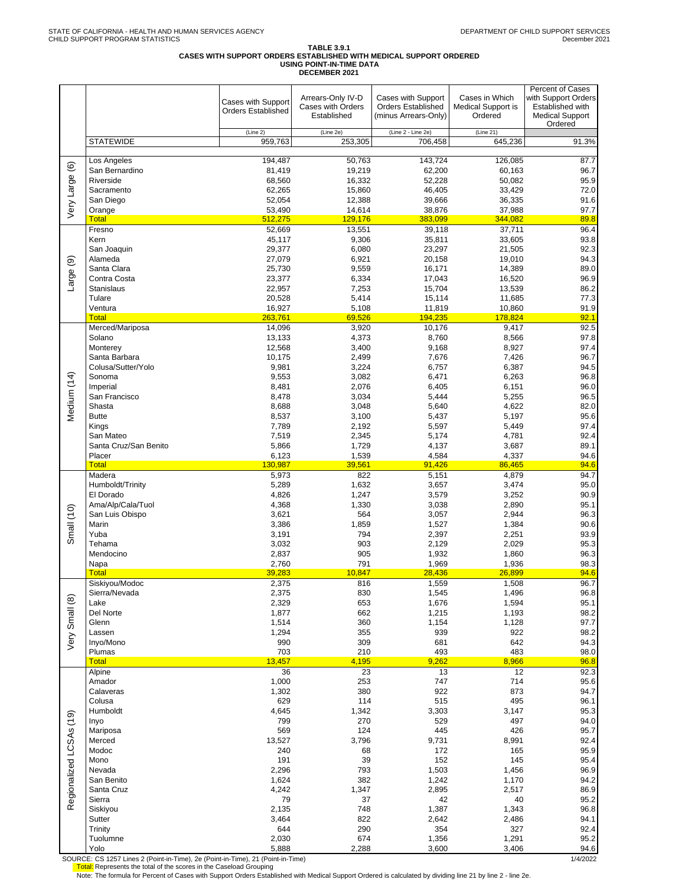STATE OF CALIFORNIA - HEALTH AND HUMAN SERVICES AGENCY
CHILD SUPPORT PROGRAM STATISTICS

DEPARTMENT OF CHILD SUPPORT SERVICES
December 2021

**TABLE 3.9.1**
**CASES WITH SUPPORT ORDERS ESTABLISHED WITH MEDICAL SUPPORT ORDERED**
**USING POINT-IN-TIME DATA**
**DECEMBER 2021**

| | | Cases with Support Orders Established | Arrears-Only IV-D Cases with Orders Established | Cases with Support Orders Established (minus Arrears-Only) | Cases in Which Medical Support is Ordered | Percent of Cases with Support Orders Established with Medical Support Ordered |
|---|---|---|---|---|---|---|
| | | (Line 2) | (Line 2e) | (Line 2 - Line 2e) | (Line 21) | |
| | STATEWIDE | 959,763 | 253,305 | 706,458 | 645,236 | 91.3% |
| Very Large (6) | Los Angeles | 194,487 | 50,763 | 143,724 | 126,085 | 87.7 |
| | San Bernardino | 81,419 | 19,219 | 62,200 | 60,163 | 96.7 |
| | Riverside | 68,560 | 16,332 | 52,228 | 50,082 | 95.9 |
| | Sacramento | 62,265 | 15,860 | 46,405 | 33,429 | 72.0 |
| | San Diego | 52,054 | 12,388 | 39,666 | 36,335 | 91.6 |
| | Orange | 53,490 | 14,614 | 38,876 | 37,988 | 97.7 |
| | Total | 512,275 | 129,176 | 383,099 | 344,082 | 89.8 |
| Large (9) | Fresno | 52,669 | 13,551 | 39,118 | 37,711 | 96.4 |
| | Kern | 45,117 | 9,306 | 35,811 | 33,605 | 93.8 |
| | San Joaquin | 29,377 | 6,080 | 23,297 | 21,505 | 92.3 |
| | Alameda | 27,079 | 6,921 | 20,158 | 19,010 | 94.3 |
| | Santa Clara | 25,730 | 9,559 | 16,171 | 14,389 | 89.0 |
| | Contra Costa | 23,377 | 6,334 | 17,043 | 16,520 | 96.9 |
| | Stanislaus | 22,957 | 7,253 | 15,704 | 13,539 | 86.2 |
| | Tulare | 20,528 | 5,414 | 15,114 | 11,685 | 77.3 |
| | Ventura | 16,927 | 5,108 | 11,819 | 10,860 | 91.9 |
| | Total | 263,761 | 69,526 | 194,235 | 178,824 | 92.1 |
| Medium (14) | Merced/Mariposa | 14,096 | 3,920 | 10,176 | 9,417 | 92.5 |
| | Solano | 13,133 | 4,373 | 8,760 | 8,566 | 97.8 |
| | Monterey | 12,568 | 3,400 | 9,168 | 8,927 | 97.4 |
| | Santa Barbara | 10,175 | 2,499 | 7,676 | 7,426 | 96.7 |
| | Colusa/Sutter/Yolo | 9,981 | 3,224 | 6,757 | 6,387 | 94.5 |
| | Sonoma | 9,553 | 3,082 | 6,471 | 6,263 | 96.8 |
| | Imperial | 8,481 | 2,076 | 6,405 | 6,151 | 96.0 |
| | San Francisco | 8,478 | 3,034 | 5,444 | 5,255 | 96.5 |
| | Shasta | 8,688 | 3,048 | 5,640 | 4,622 | 82.0 |
| | Butte | 8,537 | 3,100 | 5,437 | 5,197 | 95.6 |
| | Kings | 7,789 | 2,192 | 5,597 | 5,449 | 97.4 |
| | San Mateo | 7,519 | 2,345 | 5,174 | 4,781 | 92.4 |
| | Santa Cruz/San Benito | 5,866 | 1,729 | 4,137 | 3,687 | 89.1 |
| | Placer | 6,123 | 1,539 | 4,584 | 4,337 | 94.6 |
| | Total | 130,987 | 39,561 | 91,426 | 86,465 | 94.6 |
| Small (10) | Madera | 5,973 | 822 | 5,151 | 4,879 | 94.7 |
| | Humboldt/Trinity | 5,289 | 1,632 | 3,657 | 3,474 | 95.0 |
| | El Dorado | 4,826 | 1,247 | 3,579 | 3,252 | 90.9 |
| | Ama/Alp/Cala/Tuol | 4,368 | 1,330 | 3,038 | 2,890 | 95.1 |
| | San Luis Obispo | 3,621 | 564 | 3,057 | 2,944 | 96.3 |
| | Marin | 3,386 | 1,859 | 1,527 | 1,384 | 90.6 |
| | Yuba | 3,191 | 794 | 2,397 | 2,251 | 93.9 |
| | Tehama | 3,032 | 903 | 2,129 | 2,029 | 95.3 |
| | Mendocino | 2,837 | 905 | 1,932 | 1,860 | 96.3 |
| | Napa | 2,760 | 791 | 1,969 | 1,936 | 98.3 |
| | Total | 39,283 | 10,847 | 28,436 | 26,899 | 94.6 |
| Very Small (8) | Siskiyou/Modoc | 2,375 | 816 | 1,559 | 1,508 | 96.7 |
| | Sierra/Nevada | 2,375 | 830 | 1,545 | 1,496 | 96.8 |
| | Lake | 2,329 | 653 | 1,676 | 1,594 | 95.1 |
| | Del Norte | 1,877 | 662 | 1,215 | 1,193 | 98.2 |
| | Glenn | 1,514 | 360 | 1,154 | 1,128 | 97.7 |
| | Lassen | 1,294 | 355 | 939 | 922 | 98.2 |
| | Inyo/Mono | 990 | 309 | 681 | 642 | 94.3 |
| | Plumas | 703 | 210 | 493 | 483 | 98.0 |
| | Total | 13,457 | 4,195 | 9,262 | 8,966 | 96.8 |
| Regionalized LCSAs (19) | Alpine | 36 | 23 | 13 | 12 | 92.3 |
| | Amador | 1,000 | 253 | 747 | 714 | 95.6 |
| | Calaveras | 1,302 | 380 | 922 | 873 | 94.7 |
| | Colusa | 629 | 114 | 515 | 495 | 96.1 |
| | Humboldt | 4,645 | 1,342 | 3,303 | 3,147 | 95.3 |
| | Inyo | 799 | 270 | 529 | 497 | 94.0 |
| | Mariposa | 569 | 124 | 445 | 426 | 95.7 |
| | Merced | 13,527 | 3,796 | 9,731 | 8,991 | 92.4 |
| | Modoc | 240 | 68 | 172 | 165 | 95.9 |
| | Mono | 191 | 39 | 152 | 145 | 95.4 |
| | Nevada | 2,296 | 793 | 1,503 | 1,456 | 96.9 |
| | San Benito | 1,624 | 382 | 1,242 | 1,170 | 94.2 |
| | Santa Cruz | 4,242 | 1,347 | 2,895 | 2,517 | 86.9 |
| | Sierra | 79 | 37 | 42 | 40 | 95.2 |
| | Siskiyou | 2,135 | 748 | 1,387 | 1,343 | 96.8 |
| | Sutter | 3,464 | 822 | 2,642 | 2,486 | 94.1 |
| | Trinity | 644 | 290 | 354 | 327 | 92.4 |
| | Tuolumne | 2,030 | 674 | 1,356 | 1,291 | 95.2 |
| | Yolo | 5,888 | 2,288 | 3,600 | 3,406 | 94.6 |

SOURCE: CS 1257 Lines 2 (Point-in-Time), 2e (Point-in-Time), 21 (Point-in-Time)

1/4/2022

Total: Represents the total of the scores in the Caseload Grouping

Note: The formula for Percent of Cases with Support Orders Established with Medical Support Ordered is calculated by dividing line 21 by line 2 - line 2e.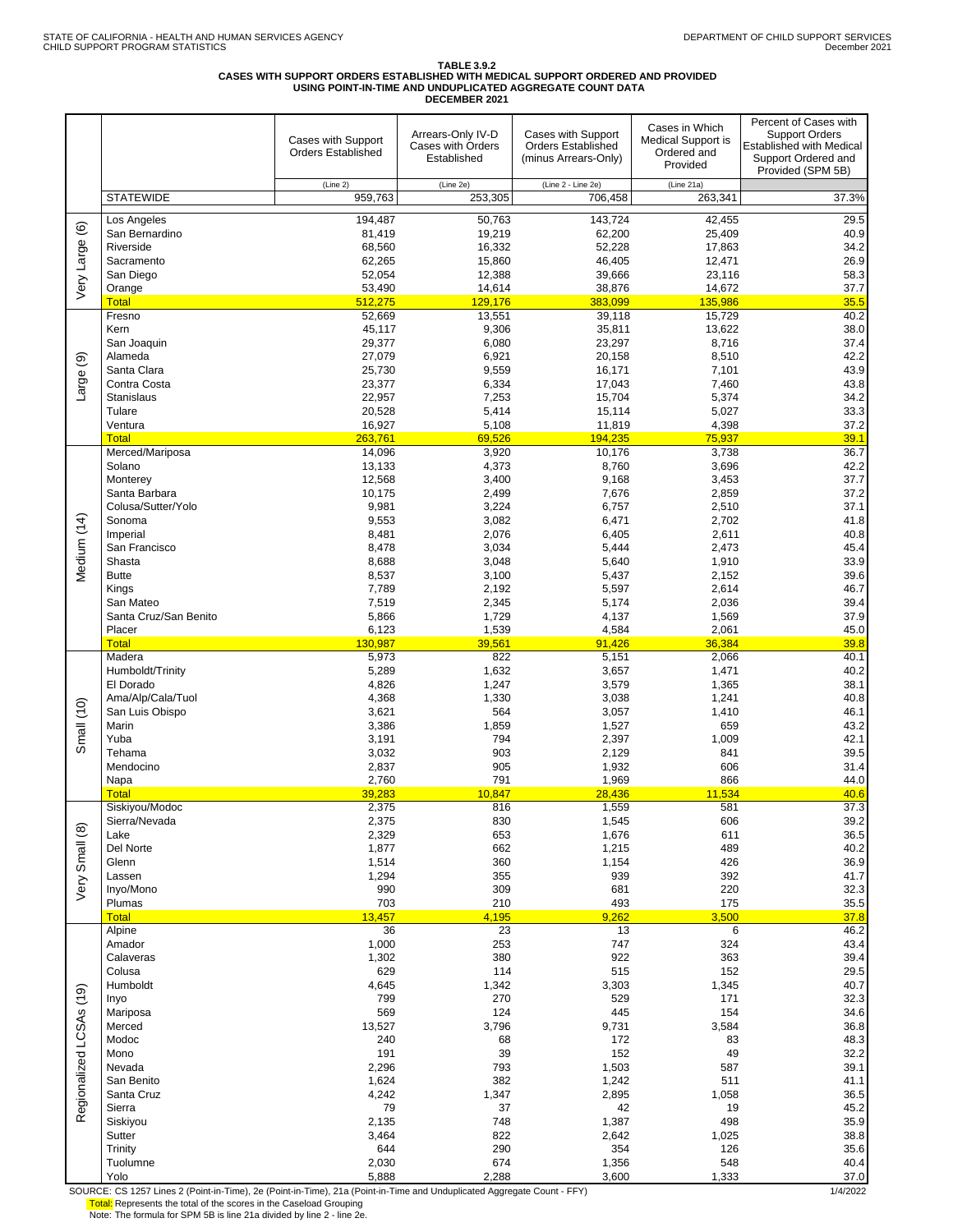STATE OF CALIFORNIA - HEALTH AND HUMAN SERVICES AGENCY
CHILD SUPPORT PROGRAM STATISTICS

DEPARTMENT OF CHILD SUPPORT SERVICES
December 2021

**TABLE 3.9.2**
**CASES WITH SUPPORT ORDERS ESTABLISHED WITH MEDICAL SUPPORT ORDERED AND PROVIDED USING POINT-IN-TIME AND UNDUPLICATED AGGREGATE COUNT DATA**
**DECEMBER 2021**

| | | Cases with Support Orders Established | Arrears-Only IV-D Cases with Orders Established | Cases with Support Orders Established (minus Arrears-Only) | Cases in Which Medical Support is Ordered and Provided | Percent of Cases with Support Orders Established with Medical Support Ordered and Provided (SPM 5B) |
|---|---|---|---|---|---|---|
| | | (Line 2) | (Line 2e) | (Line 2 - Line 2e) | (Line 21a) | |
| | STATEWIDE | 959,763 | 253,305 | 706,458 | 263,341 | 37.3% |
| Very Large (6) | Los Angeles | 194,487 | 50,763 | 143,724 | 42,455 | 29.5 |
| | San Bernardino | 81,419 | 19,219 | 62,200 | 25,409 | 40.9 |
| | Riverside | 68,560 | 16,332 | 52,228 | 17,863 | 34.2 |
| | Sacramento | 62,265 | 15,860 | 46,405 | 12,471 | 26.9 |
| | San Diego | 52,054 | 12,388 | 39,666 | 23,116 | 58.3 |
| | Orange | 53,490 | 14,614 | 38,876 | 14,672 | 37.7 |
| | Total | 512,275 | 129,176 | 383,099 | 135,986 | 35.5 |
| Large (9) | Fresno | 52,669 | 13,551 | 39,118 | 15,729 | 40.2 |
| | Kern | 45,117 | 9,306 | 35,811 | 13,622 | 38.0 |
| | San Joaquin | 29,377 | 6,080 | 23,297 | 8,716 | 37.4 |
| | Alameda | 27,079 | 6,921 | 20,158 | 8,510 | 42.2 |
| | Santa Clara | 25,730 | 9,559 | 16,171 | 7,101 | 43.9 |
| | Contra Costa | 23,377 | 6,334 | 17,043 | 7,460 | 43.8 |
| | Stanislaus | 22,957 | 7,253 | 15,704 | 5,374 | 34.2 |
| | Tulare | 20,528 | 5,414 | 15,114 | 5,027 | 33.3 |
| | Ventura | 16,927 | 5,108 | 11,819 | 4,398 | 37.2 |
| | Total | 263,761 | 69,526 | 194,235 | 75,937 | 39.1 |
| Medium (14) | Merced/Mariposa | 14,096 | 3,920 | 10,176 | 3,738 | 36.7 |
| | Solano | 13,133 | 4,373 | 8,760 | 3,696 | 42.2 |
| | Monterey | 12,568 | 3,400 | 9,168 | 3,453 | 37.7 |
| | Santa Barbara | 10,175 | 2,499 | 7,676 | 2,859 | 37.2 |
| | Colusa/Sutter/Yolo | 9,981 | 3,224 | 6,757 | 2,510 | 37.1 |
| | Sonoma | 9,553 | 3,082 | 6,471 | 2,702 | 41.8 |
| | Imperial | 8,481 | 2,076 | 6,405 | 2,611 | 40.8 |
| | San Francisco | 8,478 | 3,034 | 5,444 | 2,473 | 45.4 |
| | Shasta | 8,688 | 3,048 | 5,640 | 1,910 | 33.9 |
| | Butte | 8,537 | 3,100 | 5,437 | 2,152 | 39.6 |
| | Kings | 7,789 | 2,192 | 5,597 | 2,614 | 46.7 |
| | San Mateo | 7,519 | 2,345 | 5,174 | 2,036 | 39.4 |
| | Santa Cruz/San Benito | 5,866 | 1,729 | 4,137 | 1,569 | 37.9 |
| | Placer | 6,123 | 1,539 | 4,584 | 2,061 | 45.0 |
| | Total | 130,987 | 39,561 | 91,426 | 36,384 | 39.8 |
| Small (10) | Madera | 5,973 | 822 | 5,151 | 2,066 | 40.1 |
| | Humboldt/Trinity | 5,289 | 1,632 | 3,657 | 1,471 | 40.2 |
| | El Dorado | 4,826 | 1,247 | 3,579 | 1,365 | 38.1 |
| | Ama/Alp/Cala/Tuol | 4,368 | 1,330 | 3,038 | 1,241 | 40.8 |
| | San Luis Obispo | 3,621 | 564 | 3,057 | 1,410 | 46.1 |
| | Marin | 3,386 | 1,859 | 1,527 | 659 | 43.2 |
| | Yuba | 3,191 | 794 | 2,397 | 1,009 | 42.1 |
| | Tehama | 3,032 | 903 | 2,129 | 841 | 39.5 |
| | Mendocino | 2,837 | 905 | 1,932 | 606 | 31.4 |
| | Napa | 2,760 | 791 | 1,969 | 866 | 44.0 |
| | Total | 39,283 | 10,847 | 28,436 | 11,534 | 40.6 |
| Very Small (8) | Siskiyou/Modoc | 2,375 | 816 | 1,559 | 581 | 37.3 |
| | Sierra/Nevada | 2,375 | 830 | 1,545 | 606 | 39.2 |
| | Lake | 2,329 | 653 | 1,676 | 611 | 36.5 |
| | Del Norte | 1,877 | 662 | 1,215 | 489 | 40.2 |
| | Glenn | 1,514 | 360 | 1,154 | 426 | 36.9 |
| | Lassen | 1,294 | 355 | 939 | 392 | 41.7 |
| | Inyo/Mono | 990 | 309 | 681 | 220 | 32.3 |
| | Plumas | 703 | 210 | 493 | 175 | 35.5 |
| | Total | 13,457 | 4,195 | 9,262 | 3,500 | 37.8 |
| Regionalized LCSAs (19) | Alpine | 36 | 23 | 13 | 6 | 46.2 |
| | Amador | 1,000 | 253 | 747 | 324 | 43.4 |
| | Calaveras | 1,302 | 380 | 922 | 363 | 39.4 |
| | Colusa | 629 | 114 | 515 | 152 | 29.5 |
| | Humboldt | 4,645 | 1,342 | 3,303 | 1,345 | 40.7 |
| | Inyo | 799 | 270 | 529 | 171 | 32.3 |
| | Mariposa | 569 | 124 | 445 | 154 | 34.6 |
| | Merced | 13,527 | 3,796 | 9,731 | 3,584 | 36.8 |
| | Modoc | 240 | 68 | 172 | 83 | 48.3 |
| | Mono | 191 | 39 | 152 | 49 | 32.2 |
| | Nevada | 2,296 | 793 | 1,503 | 587 | 39.1 |
| | San Benito | 1,624 | 382 | 1,242 | 511 | 41.1 |
| | Santa Cruz | 4,242 | 1,347 | 2,895 | 1,058 | 36.5 |
| | Sierra | 79 | 37 | 42 | 19 | 45.2 |
| | Siskiyou | 2,135 | 748 | 1,387 | 498 | 35.9 |
| | Sutter | 3,464 | 822 | 2,642 | 1,025 | 38.8 |
| | Trinity | 644 | 290 | 354 | 126 | 35.6 |
| | Tuolumne | 2,030 | 674 | 1,356 | 548 | 40.4 |
| | Yolo | 5,888 | 2,288 | 3,600 | 1,333 | 37.0 |

SOURCE: CS 1257 Lines 2 (Point-in-Time), 2e (Point-in-Time), 21a (Point-in-Time and Unduplicated Aggregate Count - FFY) 1/4/2022

Total: Represents the total of the scores in the Caseload Grouping

Note: The formula for SPM 5B is line 21a divided by line 2 - line 2e.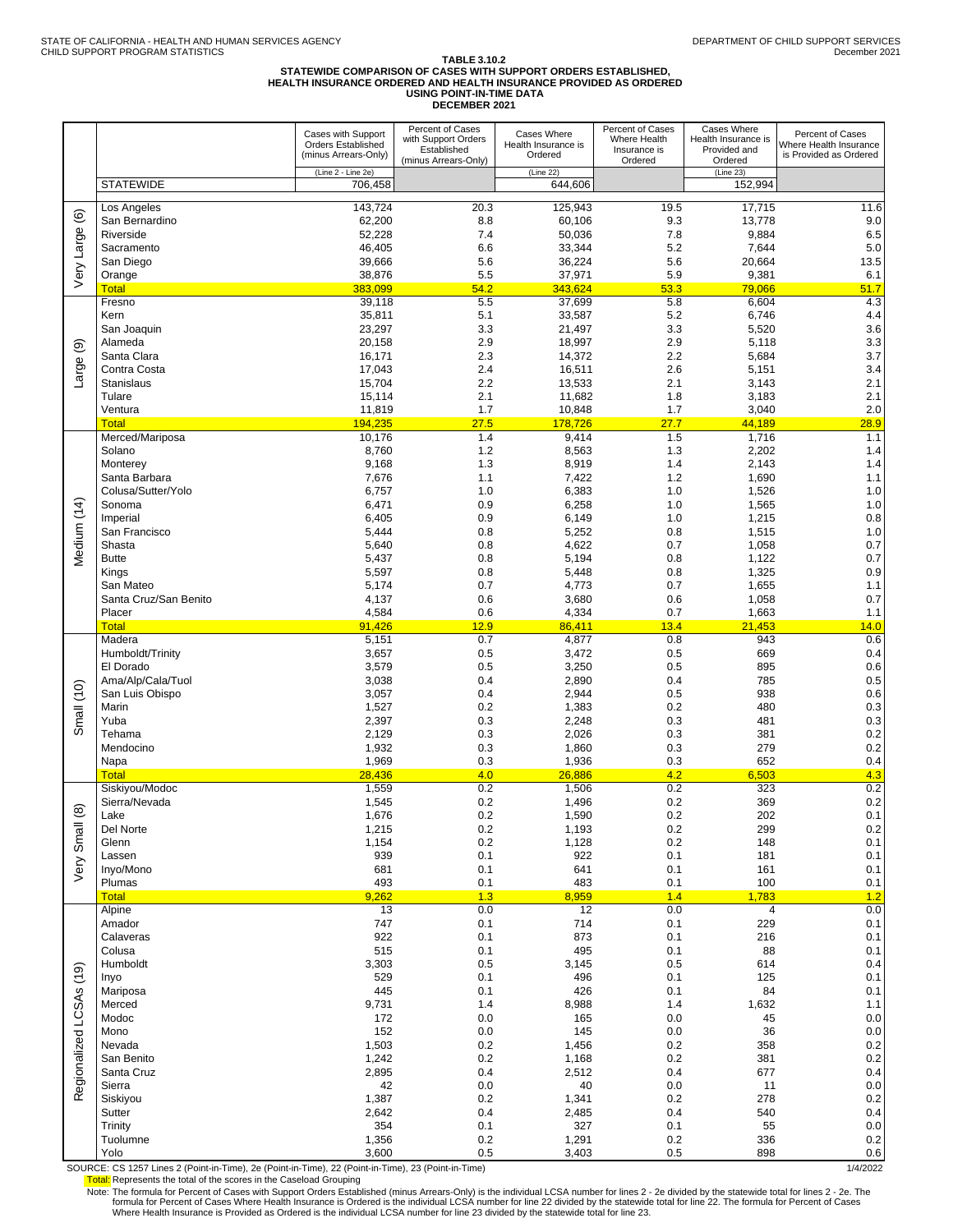STATE OF CALIFORNIA - HEALTH AND HUMAN SERVICES AGENCY
CHILD SUPPORT PROGRAM STATISTICS

DEPARTMENT OF CHILD SUPPORT SERVICES
December 2021

## TABLE 3.10.2
## STATEWIDE COMPARISON OF CASES WITH SUPPORT ORDERS ESTABLISHED, HEALTH INSURANCE ORDERED AND HEALTH INSURANCE PROVIDED AS ORDERED USING POINT-IN-TIME DATA
## DECEMBER 2021

| Caseload Grouping | County | Cases with Support Orders Established (minus Arrears-Only) (Line 2 - Line 2e) | Percent of Cases with Support Orders Established (minus Arrears-Only) | Cases Where Health Insurance is Ordered (Line 22) | Percent of Cases Where Health Insurance is Ordered | Cases Where Health Insurance is Provided and Ordered (Line 23) | Percent of Cases Where Health Insurance is Provided as Ordered |
|---|---|---|---|---|---|---|---|
| | STATEWIDE | 706,458 | | 644,606 | | 152,994 | |
| Very Large (6) | Los Angeles | 143,724 | 20.3 | 125,943 | 19.5 | 17,715 | 11.6 |
| | San Bernardino | 62,200 | 8.8 | 60,106 | 9.3 | 13,778 | 9.0 |
| | Riverside | 52,228 | 7.4 | 50,036 | 7.8 | 9,884 | 6.5 |
| | Sacramento | 46,405 | 6.6 | 33,344 | 5.2 | 7,644 | 5.0 |
| | San Diego | 39,666 | 5.6 | 36,224 | 5.6 | 20,664 | 13.5 |
| | Orange | 38,876 | 5.5 | 37,971 | 5.9 | 9,381 | 6.1 |
| | Total | 383,099 | 54.2 | 343,624 | 53.3 | 79,066 | 51.7 |
| Large (9) | Fresno | 39,118 | 5.5 | 37,699 | 5.8 | 6,604 | 4.3 |
| | Kern | 35,811 | 5.1 | 33,587 | 5.2 | 6,746 | 4.4 |
| | San Joaquin | 23,297 | 3.3 | 21,497 | 3.3 | 5,520 | 3.6 |
| | Alameda | 20,158 | 2.9 | 18,997 | 2.9 | 5,118 | 3.3 |
| | Santa Clara | 16,171 | 2.3 | 14,372 | 2.2 | 5,684 | 3.7 |
| | Contra Costa | 17,043 | 2.4 | 16,511 | 2.6 | 5,151 | 3.4 |
| | Stanislaus | 15,704 | 2.2 | 13,533 | 2.1 | 3,143 | 2.1 |
| | Tulare | 15,114 | 2.1 | 11,682 | 1.8 | 3,183 | 2.1 |
| | Ventura | 11,819 | 1.7 | 10,848 | 1.7 | 3,040 | 2.0 |
| | Total | 194,235 | 27.5 | 178,726 | 27.7 | 44,189 | 28.9 |
| Medium (14) | Merced/Mariposa | 10,176 | 1.4 | 9,414 | 1.5 | 1,716 | 1.1 |
| | Solano | 8,760 | 1.2 | 8,563 | 1.3 | 2,202 | 1.4 |
| | Monterey | 9,168 | 1.3 | 8,919 | 1.4 | 2,143 | 1.4 |
| | Santa Barbara | 7,676 | 1.1 | 7,422 | 1.2 | 1,690 | 1.1 |
| | Colusa/Sutter/Yolo | 6,757 | 1.0 | 6,383 | 1.0 | 1,526 | 1.0 |
| | Sonoma | 6,471 | 0.9 | 6,258 | 1.0 | 1,565 | 1.0 |
| | Imperial | 6,405 | 0.9 | 6,149 | 1.0 | 1,215 | 0.8 |
| | San Francisco | 5,444 | 0.8 | 5,252 | 0.8 | 1,515 | 1.0 |
| | Shasta | 5,640 | 0.8 | 4,622 | 0.7 | 1,058 | 0.7 |
| | Butte | 5,437 | 0.8 | 5,194 | 0.8 | 1,122 | 0.7 |
| | Kings | 5,597 | 0.8 | 5,448 | 0.8 | 1,325 | 0.9 |
| | San Mateo | 5,174 | 0.7 | 4,773 | 0.7 | 1,655 | 1.1 |
| | Santa Cruz/San Benito | 4,137 | 0.6 | 3,680 | 0.6 | 1,058 | 0.7 |
| | Placer | 4,584 | 0.6 | 4,334 | 0.7 | 1,663 | 1.1 |
| | Total | 91,426 | 12.9 | 86,411 | 13.4 | 21,453 | 14.0 |
| Small (10) | Madera | 5,151 | 0.7 | 4,877 | 0.8 | 943 | 0.6 |
| | Humboldt/Trinity | 3,657 | 0.5 | 3,472 | 0.5 | 669 | 0.4 |
| | El Dorado | 3,579 | 0.5 | 3,250 | 0.5 | 895 | 0.6 |
| | Ama/Alp/Cala/Tuol | 3,038 | 0.4 | 2,890 | 0.4 | 785 | 0.5 |
| | San Luis Obispo | 3,057 | 0.4 | 2,944 | 0.5 | 938 | 0.6 |
| | Marin | 1,527 | 0.2 | 1,383 | 0.2 | 480 | 0.3 |
| | Yuba | 2,397 | 0.3 | 2,248 | 0.3 | 481 | 0.3 |
| | Tehama | 2,129 | 0.3 | 2,026 | 0.3 | 381 | 0.2 |
| | Mendocino | 1,932 | 0.3 | 1,860 | 0.3 | 279 | 0.2 |
| | Napa | 1,969 | 0.3 | 1,936 | 0.3 | 652 | 0.4 |
| | Total | 28,436 | 4.0 | 26,886 | 4.2 | 6,503 | 4.3 |
| Very Small (8) | Siskiyou/Modoc | 1,559 | 0.2 | 1,506 | 0.2 | 323 | 0.2 |
| | Sierra/Nevada | 1,545 | 0.2 | 1,496 | 0.2 | 369 | 0.2 |
| | Lake | 1,676 | 0.2 | 1,590 | 0.2 | 202 | 0.1 |
| | Del Norte | 1,215 | 0.2 | 1,193 | 0.2 | 299 | 0.2 |
| | Glenn | 1,154 | 0.2 | 1,128 | 0.2 | 148 | 0.1 |
| | Lassen | 939 | 0.1 | 922 | 0.1 | 181 | 0.1 |
| | Inyo/Mono | 681 | 0.1 | 641 | 0.1 | 161 | 0.1 |
| | Plumas | 493 | 0.1 | 483 | 0.1 | 100 | 0.1 |
| | Total | 9,262 | 1.3 | 8,959 | 1.4 | 1,783 | 1.2 |
| Regionalized LCSAs (19) | Alpine | 13 | 0.0 | 12 | 0.0 | 4 | 0.0 |
| | Amador | 747 | 0.1 | 714 | 0.1 | 229 | 0.1 |
| | Calaveras | 922 | 0.1 | 873 | 0.1 | 216 | 0.1 |
| | Colusa | 515 | 0.1 | 495 | 0.1 | 88 | 0.1 |
| | Humboldt | 3,303 | 0.5 | 3,145 | 0.5 | 614 | 0.4 |
| | Inyo | 529 | 0.1 | 496 | 0.1 | 125 | 0.1 |
| | Mariposa | 445 | 0.1 | 426 | 0.1 | 84 | 0.1 |
| | Merced | 9,731 | 1.4 | 8,988 | 1.4 | 1,632 | 1.1 |
| | Modoc | 172 | 0.0 | 165 | 0.0 | 45 | 0.0 |
| | Mono | 152 | 0.0 | 145 | 0.0 | 36 | 0.0 |
| | Nevada | 1,503 | 0.2 | 1,456 | 0.2 | 358 | 0.2 |
| | San Benito | 1,242 | 0.2 | 1,168 | 0.2 | 381 | 0.2 |
| | Santa Cruz | 2,895 | 0.4 | 2,512 | 0.4 | 677 | 0.4 |
| | Sierra | 42 | 0.0 | 40 | 0.0 | 11 | 0.0 |
| | Siskiyou | 1,387 | 0.2 | 1,341 | 0.2 | 278 | 0.2 |
| | Sutter | 2,642 | 0.4 | 2,485 | 0.4 | 540 | 0.4 |
| | Trinity | 354 | 0.1 | 327 | 0.1 | 55 | 0.0 |
| | Tuolumne | 1,356 | 0.2 | 1,291 | 0.2 | 336 | 0.2 |
| | Yolo | 3,600 | 0.5 | 3,403 | 0.5 | 898 | 0.6 |

SOURCE: CS 1257 Lines 2 (Point-in-Time), 2e (Point-in-Time), 22 (Point-in-Time), 23 (Point-in-Time)

1/4/2022

Total: Represents the total of the scores in the Caseload Grouping

Note: The formula for Percent of Cases with Support Orders Established (minus Arrears-Only) is the individual LCSA number for lines 2 - 2e divided by the statewide total for lines 2 - 2e. The formula for Percent of Cases Where Health Insurance is Ordered is the individual LCSA number for line 22 divided by the statewide total for line 22. The formula for Percent of Cases Where Health Insurance is Provided as Ordered is the individual LCSA number for line 23 divided by the statewide total for line 23.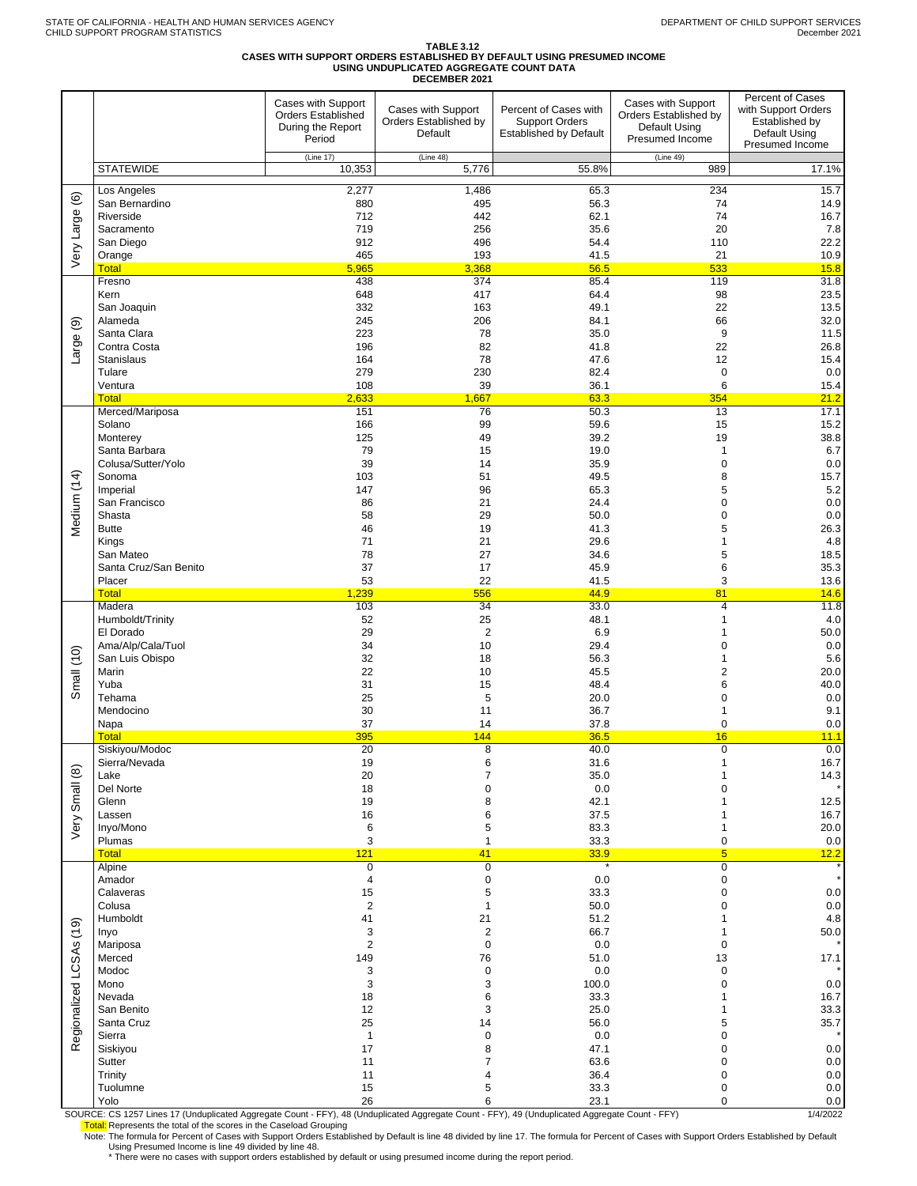STATE OF CALIFORNIA - HEALTH AND HUMAN SERVICES AGENCY
CHILD SUPPORT PROGRAM STATISTICS

DEPARTMENT OF CHILD SUPPORT SERVICES
December 2021

# TABLE 3.12
## CASES WITH SUPPORT ORDERS ESTABLISHED BY DEFAULT USING PRESUMED INCOME USING UNDUPLICATED AGGREGATE COUNT DATA
### DECEMBER 2021

| | | Cases with Support Orders Established During the Report Period | Cases with Support Orders Established by Default | Percent of Cases with Support Orders Established by Default | Cases with Support Orders Established by Default Using Presumed Income | Percent of Cases with Support Orders Established by Default Using Presumed Income |
|---|---|---|---|---|---|---|
| | | (Line 17) | (Line 48) | | (Line 49) | |
| | STATEWIDE | 10,353 | 5,776 | 55.8% | 989 | 17.1% |
| Very Large (6) | Los Angeles | 2,277 | 1,486 | 65.3 | 234 | 15.7 |
| | San Bernardino | 880 | 495 | 56.3 | 74 | 14.9 |
| | Riverside | 712 | 442 | 62.1 | 74 | 16.7 |
| | Sacramento | 719 | 256 | 35.6 | 20 | 7.8 |
| | San Diego | 912 | 496 | 54.4 | 110 | 22.2 |
| | Orange | 465 | 193 | 41.5 | 21 | 10.9 |
| | Total | 5,965 | 3,368 | 56.5 | 533 | 15.8 |
| Large (9) | Fresno | 438 | 374 | 85.4 | 119 | 31.8 |
| | Kern | 648 | 417 | 64.4 | 98 | 23.5 |
| | San Joaquin | 332 | 163 | 49.1 | 22 | 13.5 |
| | Alameda | 245 | 206 | 84.1 | 66 | 32.0 |
| | Santa Clara | 223 | 78 | 35.0 | 9 | 11.5 |
| | Contra Costa | 196 | 82 | 41.8 | 22 | 26.8 |
| | Stanislaus | 164 | 78 | 47.6 | 12 | 15.4 |
| | Tulare | 279 | 230 | 82.4 | 0 | 0.0 |
| | Ventura | 108 | 39 | 36.1 | 6 | 15.4 |
| | Total | 2,633 | 1,667 | 63.3 | 354 | 21.2 |
| Medium (14) | Merced/Mariposa | 151 | 76 | 50.3 | 13 | 17.1 |
| | Solano | 166 | 99 | 59.6 | 15 | 15.2 |
| | Monterey | 125 | 49 | 39.2 | 19 | 38.8 |
| | Santa Barbara | 79 | 15 | 19.0 | 1 | 6.7 |
| | Colusa/Sutter/Yolo | 39 | 14 | 35.9 | 0 | 0.0 |
| | Sonoma | 103 | 51 | 49.5 | 8 | 15.7 |
| | Imperial | 147 | 96 | 65.3 | 5 | 5.2 |
| | San Francisco | 86 | 21 | 24.4 | 0 | 0.0 |
| | Shasta | 58 | 29 | 50.0 | 0 | 0.0 |
| | Butte | 46 | 19 | 41.3 | 5 | 26.3 |
| | Kings | 71 | 21 | 29.6 | 1 | 4.8 |
| | San Mateo | 78 | 27 | 34.6 | 5 | 18.5 |
| | Santa Cruz/San Benito | 37 | 17 | 45.9 | 6 | 35.3 |
| | Placer | 53 | 22 | 41.5 | 3 | 13.6 |
| | Total | 1,239 | 556 | 44.9 | 81 | 14.6 |
| Small (10) | Madera | 103 | 34 | 33.0 | 4 | 11.8 |
| | Humboldt/Trinity | 52 | 25 | 48.1 | 1 | 4.0 |
| | El Dorado | 29 | 2 | 6.9 | 1 | 50.0 |
| | Ama/Alp/Cala/Tuol | 34 | 10 | 29.4 | 0 | 0.0 |
| | San Luis Obispo | 32 | 18 | 56.3 | 1 | 5.6 |
| | Marin | 22 | 10 | 45.5 | 2 | 20.0 |
| | Yuba | 31 | 15 | 48.4 | 6 | 40.0 |
| | Tehama | 25 | 5 | 20.0 | 0 | 0.0 |
| | Mendocino | 30 | 11 | 36.7 | 1 | 9.1 |
| | Napa | 37 | 14 | 37.8 | 0 | 0.0 |
| | Total | 395 | 144 | 36.5 | 16 | 11.1 |
| Very Small (8) | Siskiyou/Modoc | 20 | 8 | 40.0 | 0 | 0.0 |
| | Sierra/Nevada | 19 | 6 | 31.6 | 1 | 16.7 |
| | Lake | 20 | 7 | 35.0 | 1 | 14.3 |
| | Del Norte | 18 | 0 | 0.0 | 0 | * |
| | Glenn | 19 | 8 | 42.1 | 1 | 12.5 |
| | Lassen | 16 | 6 | 37.5 | 1 | 16.7 |
| | Inyo/Mono | 6 | 5 | 83.3 | 1 | 20.0 |
| | Plumas | 3 | 1 | 33.3 | 0 | 0.0 |
| | Total | 121 | 41 | 33.9 | 5 | 12.2 |
| Regionalized LCSAs (19) | Alpine | 0 | 0 | * | 0 | * |
| | Amador | 4 | 0 | 0.0 | 0 | * |
| | Calaveras | 15 | 5 | 33.3 | 0 | 0.0 |
| | Colusa | 2 | 1 | 50.0 | 0 | 0.0 |
| | Humboldt | 41 | 21 | 51.2 | 1 | 4.8 |
| | Inyo | 3 | 2 | 66.7 | 1 | 50.0 |
| | Mariposa | 2 | 0 | 0.0 | 0 | * |
| | Merced | 149 | 76 | 51.0 | 13 | 17.1 |
| | Modoc | 3 | 0 | 0.0 | 0 | * |
| | Mono | 3 | 3 | 100.0 | 0 | 0.0 |
| | Nevada | 18 | 6 | 33.3 | 1 | 16.7 |
| | San Benito | 12 | 3 | 25.0 | 1 | 33.3 |
| | Santa Cruz | 25 | 14 | 56.0 | 5 | 35.7 |
| | Sierra | 1 | 0 | 0.0 | 0 | * |
| | Siskiyou | 17 | 8 | 47.1 | 0 | 0.0 |
| | Sutter | 11 | 7 | 63.6 | 0 | 0.0 |
| | Trinity | 11 | 4 | 36.4 | 0 | 0.0 |
| | Tuolumne | 15 | 5 | 33.3 | 0 | 0.0 |
| | Yolo | 26 | 6 | 23.1 | 0 | 0.0 |

SOURCE: CS 1257 Lines 17 (Unduplicated Aggregate Count - FFY), 48 (Unduplicated Aggregate Count - FFY), 49 (Unduplicated Aggregate Count - FFY) 1/4/2022

Total: Represents the total of the scores in the Caseload Grouping

Note: The formula for Percent of Cases with Support Orders Established by Default is line 48 divided by line 17. The formula for Percent of Cases with Support Orders Established by Default Using Presumed Income is line 49 divided by line 48.

* There were no cases with support orders established by default or using presumed income during the report period.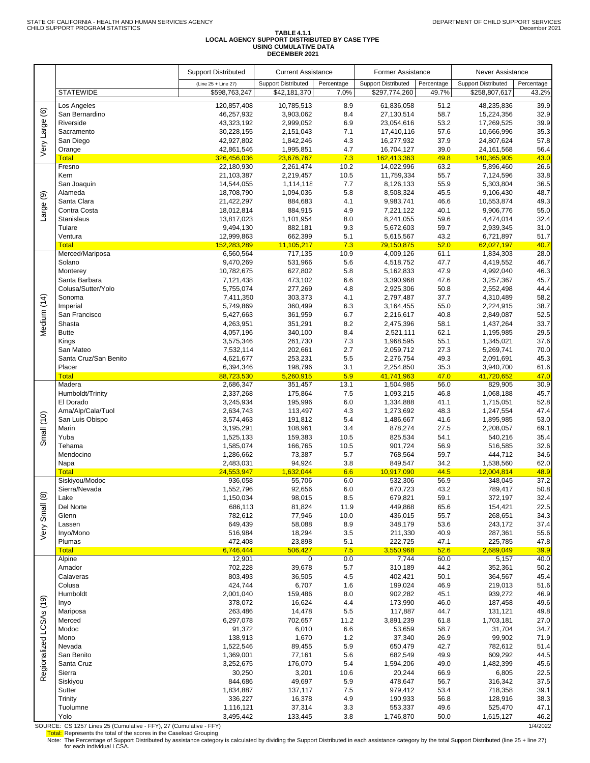STATE OF CALIFORNIA - HEALTH AND HUMAN SERVICES AGENCY
CHILD SUPPORT PROGRAM STATISTICS

DEPARTMENT OF CHILD SUPPORT SERVICES
December 2021

## TABLE 4.1.1
## LOCAL AGENCY SUPPORT DISTRIBUTED BY CASE TYPE
## USING CUMULATIVE DATA
## DECEMBER 2021

| | | Support Distributed | Current Assistance | | Former Assistance | | Never Assistance | |
|---|---|---|---|---|---|---|---|---|
| | | (Line 25 + Line 27) | Support Distributed | Percentage | Support Distributed | Percentage | Support Distributed | Percentage |
| | STATEWIDE | $598,763,247 | $42,181,370 | 7.0% | $297,774,260 | 49.7% | $258,807,617 | 43.2% |
| Very Large (6) | Los Angeles | 120,857,408 | 10,785,513 | 8.9 | 61,836,058 | 51.2 | 48,235,836 | 39.9 |
| | San Bernardino | 46,257,932 | 3,903,062 | 8.4 | 27,130,514 | 58.7 | 15,224,356 | 32.9 |
| | Riverside | 43,323,192 | 2,999,052 | 6.9 | 23,054,616 | 53.2 | 17,269,525 | 39.9 |
| | Sacramento | 30,228,155 | 2,151,043 | 7.1 | 17,410,116 | 57.6 | 10,666,996 | 35.3 |
| | San Diego | 42,927,802 | 1,842,246 | 4.3 | 16,277,932 | 37.9 | 24,807,624 | 57.8 |
| | Orange | 42,861,546 | 1,995,851 | 4.7 | 16,704,127 | 39.0 | 24,161,568 | 56.4 |
| | Total | 326,456,036 | 23,676,767 | 7.3 | 162,413,363 | 49.8 | 140,365,905 | 43.0 |
| Large (9) | Fresno | 22,180,930 | 2,261,474 | 10.2 | 14,022,996 | 63.2 | 5,896,460 | 26.6 |
| | Kern | 21,103,387 | 2,219,457 | 10.5 | 11,759,334 | 55.7 | 7,124,596 | 33.8 |
| | San Joaquin | 14,544,055 | 1,114,118 | 7.7 | 8,126,133 | 55.9 | 5,303,804 | 36.5 |
| | Alameda | 18,708,790 | 1,094,036 | 5.8 | 8,508,324 | 45.5 | 9,106,430 | 48.7 |
| | Santa Clara | 21,422,297 | 884,683 | 4.1 | 9,983,741 | 46.6 | 10,553,874 | 49.3 |
| | Contra Costa | 18,012,814 | 884,915 | 4.9 | 7,221,122 | 40.1 | 9,906,776 | 55.0 |
| | Stanislaus | 13,817,023 | 1,101,954 | 8.0 | 8,241,055 | 59.6 | 4,474,014 | 32.4 |
| | Tulare | 9,494,130 | 882,181 | 9.3 | 5,672,603 | 59.7 | 2,939,345 | 31.0 |
| | Ventura | 12,999,863 | 662,399 | 5.1 | 5,615,567 | 43.2 | 6,721,897 | 51.7 |
| | Total | 152,283,289 | 11,105,217 | 7.3 | 79,150,875 | 52.0 | 62,027,197 | 40.7 |
| Medium (14) | Merced/Mariposa | 6,560,564 | 717,135 | 10.9 | 4,009,126 | 61.1 | 1,834,303 | 28.0 |
| | Solano | 9,470,269 | 531,966 | 5.6 | 4,518,752 | 47.7 | 4,419,552 | 46.7 |
| | Monterey | 10,782,675 | 627,802 | 5.8 | 5,162,833 | 47.9 | 4,992,040 | 46.3 |
| | Santa Barbara | 7,121,438 | 473,102 | 6.6 | 3,390,968 | 47.6 | 3,257,367 | 45.7 |
| | Colusa/Sutter/Yolo | 5,755,074 | 277,269 | 4.8 | 2,925,306 | 50.8 | 2,552,498 | 44.4 |
| | Sonoma | 7,411,350 | 303,373 | 4.1 | 2,797,487 | 37.7 | 4,310,489 | 58.2 |
| | Imperial | 5,749,869 | 360,499 | 6.3 | 3,164,455 | 55.0 | 2,224,915 | 38.7 |
| | San Francisco | 5,427,663 | 361,959 | 6.7 | 2,216,617 | 40.8 | 2,849,087 | 52.5 |
| | Shasta | 4,263,951 | 351,291 | 8.2 | 2,475,396 | 58.1 | 1,437,264 | 33.7 |
| | Butte | 4,057,196 | 340,100 | 8.4 | 2,521,111 | 62.1 | 1,195,985 | 29.5 |
| | Kings | 3,575,346 | 261,730 | 7.3 | 1,968,595 | 55.1 | 1,345,021 | 37.6 |
| | San Mateo | 7,532,114 | 202,661 | 2.7 | 2,059,712 | 27.3 | 5,269,741 | 70.0 |
| | Santa Cruz/San Benito | 4,621,677 | 253,231 | 5.5 | 2,276,754 | 49.3 | 2,091,691 | 45.3 |
| | Placer | 6,394,346 | 198,796 | 3.1 | 2,254,850 | 35.3 | 3,940,700 | 61.6 |
| | Total | 88,723,530 | 5,260,915 | 5.9 | 41,741,963 | 47.0 | 41,720,652 | 47.0 |
| Small (10) | Madera | 2,686,347 | 351,457 | 13.1 | 1,504,985 | 56.0 | 829,905 | 30.9 |
| | Humboldt/Trinity | 2,337,268 | 175,864 | 7.5 | 1,093,215 | 46.8 | 1,068,188 | 45.7 |
| | El Dorado | 3,245,934 | 195,996 | 6.0 | 1,334,888 | 41.1 | 1,715,051 | 52.8 |
| | Ama/Alp/Cala/Tuol | 2,634,743 | 113,497 | 4.3 | 1,273,692 | 48.3 | 1,247,554 | 47.4 |
| | San Luis Obispo | 3,574,463 | 191,812 | 5.4 | 1,486,667 | 41.6 | 1,895,985 | 53.0 |
| | Marin | 3,195,291 | 108,961 | 3.4 | 878,274 | 27.5 | 2,208,057 | 69.1 |
| | Yuba | 1,525,133 | 159,383 | 10.5 | 825,534 | 54.1 | 540,216 | 35.4 |
| | Tehama | 1,585,074 | 166,765 | 10.5 | 901,724 | 56.9 | 516,585 | 32.6 |
| | Mendocino | 1,286,662 | 73,387 | 5.7 | 768,564 | 59.7 | 444,712 | 34.6 |
| | Napa | 2,483,031 | 94,924 | 3.8 | 849,547 | 34.2 | 1,538,560 | 62.0 |
| | Total | 24,553,947 | 1,632,044 | 6.6 | 10,917,090 | 44.5 | 12,004,814 | 48.9 |
| Very Small (8) | Siskiyou/Modoc | 936,058 | 55,706 | 6.0 | 532,306 | 56.9 | 348,045 | 37.2 |
| | Sierra/Nevada | 1,552,796 | 92,656 | 6.0 | 670,723 | 43.2 | 789,417 | 50.8 |
| | Lake | 1,150,034 | 98,015 | 8.5 | 679,821 | 59.1 | 372,197 | 32.4 |
| | Del Norte | 686,113 | 81,824 | 11.9 | 449,868 | 65.6 | 154,421 | 22.5 |
| | Glenn | 782,612 | 77,946 | 10.0 | 436,015 | 55.7 | 268,651 | 34.3 |
| | Lassen | 649,439 | 58,088 | 8.9 | 348,179 | 53.6 | 243,172 | 37.4 |
| | Inyo/Mono | 516,984 | 18,294 | 3.5 | 211,330 | 40.9 | 287,361 | 55.6 |
| | Plumas | 472,408 | 23,898 | 5.1 | 222,725 | 47.1 | 225,785 | 47.8 |
| | Total | 6,746,444 | 506,427 | 7.5 | 3,550,968 | 52.6 | 2,689,049 | 39.9 |
| Regionalized LCSAs (19) | Alpine | 12,901 | 0 | 0.0 | 7,744 | 60.0 | 5,157 | 40.0 |
| | Amador | 702,228 | 39,678 | 5.7 | 310,189 | 44.2 | 352,361 | 50.2 |
| | Calaveras | 803,493 | 36,505 | 4.5 | 402,421 | 50.1 | 364,567 | 45.4 |
| | Colusa | 424,744 | 6,707 | 1.6 | 199,024 | 46.9 | 219,013 | 51.6 |
| | Humboldt | 2,001,040 | 159,486 | 8.0 | 902,282 | 45.1 | 939,272 | 46.9 |
| | Inyo | 378,072 | 16,624 | 4.4 | 173,990 | 46.0 | 187,458 | 49.6 |
| | Mariposa | 263,486 | 14,478 | 5.5 | 117,887 | 44.7 | 131,121 | 49.8 |
| | Merced | 6,297,078 | 702,657 | 11.2 | 3,891,239 | 61.8 | 1,703,181 | 27.0 |
| | Modoc | 91,372 | 6,010 | 6.6 | 53,659 | 58.7 | 31,704 | 34.7 |
| | Mono | 138,913 | 1,670 | 1.2 | 37,340 | 26.9 | 99,902 | 71.9 |
| | Nevada | 1,522,546 | 89,455 | 5.9 | 650,479 | 42.7 | 782,612 | 51.4 |
| | San Benito | 1,369,001 | 77,161 | 5.6 | 682,549 | 49.9 | 609,292 | 44.5 |
| | Santa Cruz | 3,252,675 | 176,070 | 5.4 | 1,594,206 | 49.0 | 1,482,399 | 45.6 |
| | Sierra | 30,250 | 3,201 | 10.6 | 20,244 | 66.9 | 6,805 | 22.5 |
| | Siskiyou | 844,686 | 49,697 | 5.9 | 478,647 | 56.7 | 316,342 | 37.5 |
| | Sutter | 1,834,887 | 137,117 | 7.5 | 979,412 | 53.4 | 718,358 | 39.1 |
| | Trinity | 336,227 | 16,378 | 4.9 | 190,933 | 56.8 | 128,916 | 38.3 |
| | Tuolumne | 1,116,121 | 37,314 | 3.3 | 553,337 | 49.6 | 525,470 | 47.1 |
| | Yolo | 3,495,442 | 133,445 | 3.8 | 1,746,870 | 50.0 | 1,615,127 | 46.2 |

SOURCE: CS 1257 Lines 25 (Cumulative - FFY), 27 (Cumulative - FFY)

1/4/2022

Total: Represents the total of the scores in the Caseload Grouping

Note: The Percentage of Support Distributed by assistance category is calculated by dividing the Support Distributed in each assistance category by the total Support Distributed (line 25 + line 27) for each individual LCSA.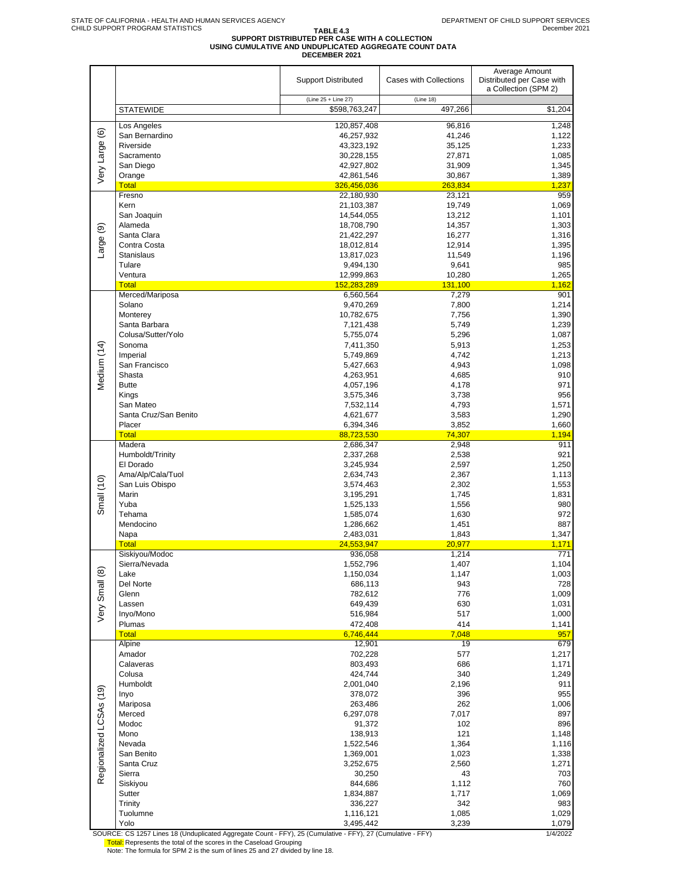STATE OF CALIFORNIA - HEALTH AND HUMAN SERVICES AGENCY
CHILD SUPPORT PROGRAM STATISTICS

DEPARTMENT OF CHILD SUPPORT SERVICES
December 2021

**TABLE 4.3**
**SUPPORT DISTRIBUTED PER CASE WITH A COLLECTION**
**USING CUMULATIVE AND UNDUPLICATED AGGREGATE COUNT DATA**
**DECEMBER 2021**

| | | Support Distributed | Cases with Collections | Average Amount Distributed per Case with a Collection (SPM 2) |
|---|---|---|---|---|
| | | (Line 25 + Line 27) | (Line 18) | |
| | STATEWIDE | $598,763,247 | 497,266 | $1,204 |
| Very Large (6) | Los Angeles | 120,857,408 | 96,816 | 1,248 |
| | San Bernardino | 46,257,932 | 41,246 | 1,122 |
| | Riverside | 43,323,192 | 35,125 | 1,233 |
| | Sacramento | 30,228,155 | 27,871 | 1,085 |
| | San Diego | 42,927,802 | 31,909 | 1,345 |
| | Orange | 42,861,546 | 30,867 | 1,389 |
| | Total | 326,456,036 | 263,834 | 1,237 |
| Large (9) | Fresno | 22,180,930 | 23,121 | 959 |
| | Kern | 21,103,387 | 19,749 | 1,069 |
| | San Joaquin | 14,544,055 | 13,212 | 1,101 |
| | Alameda | 18,708,790 | 14,357 | 1,303 |
| | Santa Clara | 21,422,297 | 16,277 | 1,316 |
| | Contra Costa | 18,012,814 | 12,914 | 1,395 |
| | Stanislaus | 13,817,023 | 11,549 | 1,196 |
| | Tulare | 9,494,130 | 9,641 | 985 |
| | Ventura | 12,999,863 | 10,280 | 1,265 |
| | Total | 152,283,289 | 131,100 | 1,162 |
| Medium (14) | Merced/Mariposa | 6,560,564 | 7,279 | 901 |
| | Solano | 9,470,269 | 7,800 | 1,214 |
| | Monterey | 10,782,675 | 7,756 | 1,390 |
| | Santa Barbara | 7,121,438 | 5,749 | 1,239 |
| | Colusa/Sutter/Yolo | 5,755,074 | 5,296 | 1,087 |
| | Sonoma | 7,411,350 | 5,913 | 1,253 |
| | Imperial | 5,749,869 | 4,742 | 1,213 |
| | San Francisco | 5,427,663 | 4,943 | 1,098 |
| | Shasta | 4,263,951 | 4,685 | 910 |
| | Butte | 4,057,196 | 4,178 | 971 |
| | Kings | 3,575,346 | 3,738 | 956 |
| | San Mateo | 7,532,114 | 4,793 | 1,571 |
| | Santa Cruz/San Benito | 4,621,677 | 3,583 | 1,290 |
| | Placer | 6,394,346 | 3,852 | 1,660 |
| | Total | 88,723,530 | 74,307 | 1,194 |
| Small (10) | Madera | 2,686,347 | 2,948 | 911 |
| | Humboldt/Trinity | 2,337,268 | 2,538 | 921 |
| | El Dorado | 3,245,934 | 2,597 | 1,250 |
| | Ama/Alp/Cala/Tuol | 2,634,743 | 2,367 | 1,113 |
| | San Luis Obispo | 3,574,463 | 2,302 | 1,553 |
| | Marin | 3,195,291 | 1,745 | 1,831 |
| | Yuba | 1,525,133 | 1,556 | 980 |
| | Tehama | 1,585,074 | 1,630 | 972 |
| | Mendocino | 1,286,662 | 1,451 | 887 |
| | Napa | 2,483,031 | 1,843 | 1,347 |
| | Total | 24,553,947 | 20,977 | 1,171 |
| Very Small (8) | Siskiyou/Modoc | 936,058 | 1,214 | 771 |
| | Sierra/Nevada | 1,552,796 | 1,407 | 1,104 |
| | Lake | 1,150,034 | 1,147 | 1,003 |
| | Del Norte | 686,113 | 943 | 728 |
| | Glenn | 782,612 | 776 | 1,009 |
| | Lassen | 649,439 | 630 | 1,031 |
| | Inyo/Mono | 516,984 | 517 | 1,000 |
| | Plumas | 472,408 | 414 | 1,141 |
| | Total | 6,746,444 | 7,048 | 957 |
| Regionalized LCSAs (19) | Alpine | 12,901 | 19 | 679 |
| | Amador | 702,228 | 577 | 1,217 |
| | Calaveras | 803,493 | 686 | 1,171 |
| | Colusa | 424,744 | 340 | 1,249 |
| | Humboldt | 2,001,040 | 2,196 | 911 |
| | Inyo | 378,072 | 396 | 955 |
| | Mariposa | 263,486 | 262 | 1,006 |
| | Merced | 6,297,078 | 7,017 | 897 |
| | Modoc | 91,372 | 102 | 896 |
| | Mono | 138,913 | 121 | 1,148 |
| | Nevada | 1,522,546 | 1,364 | 1,116 |
| | San Benito | 1,369,001 | 1,023 | 1,338 |
| | Santa Cruz | 3,252,675 | 2,560 | 1,271 |
| | Sierra | 30,250 | 43 | 703 |
| | Siskiyou | 844,686 | 1,112 | 760 |
| | Sutter | 1,834,887 | 1,717 | 1,069 |
| | Trinity | 336,227 | 342 | 983 |
| | Tuolumne | 1,116,121 | 1,085 | 1,029 |
| | Yolo | 3,495,442 | 3,239 | 1,079 |

SOURCE: CS 1257 Lines 18 (Unduplicated Aggregate Count - FFY), 25 (Cumulative - FFY), 27 (Cumulative - FFY) 1/4/2022

Total: Represents the total of the scores in the Caseload Grouping

Note: The formula for SPM 2 is the sum of lines 25 and 27 divided by line 18.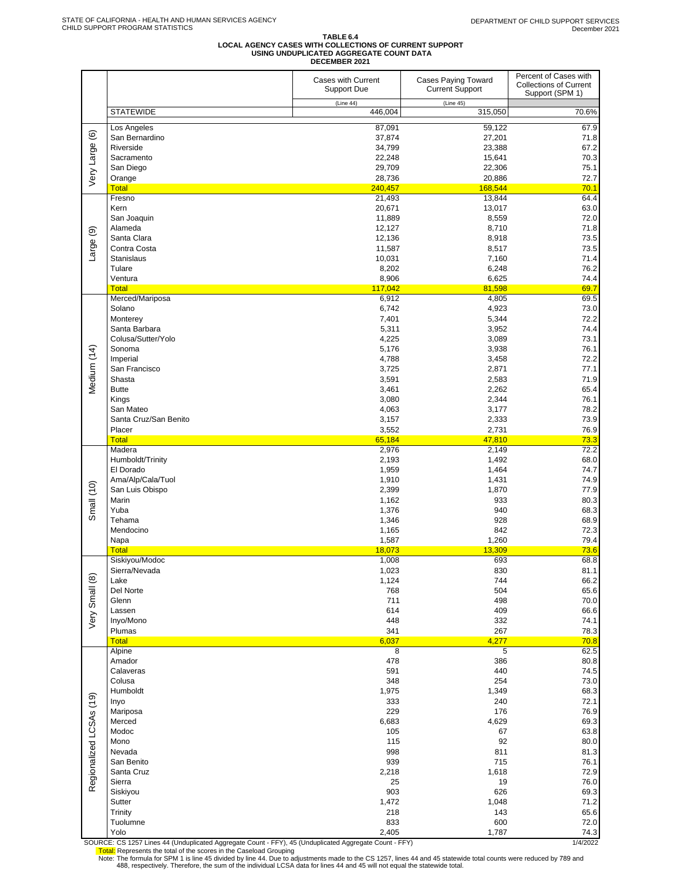STATE OF CALIFORNIA - HEALTH AND HUMAN SERVICES AGENCY
CHILD SUPPORT PROGRAM STATISTICS

DEPARTMENT OF CHILD SUPPORT SERVICES
December 2021

# TABLE 6.4
## LOCAL AGENCY CASES WITH COLLECTIONS OF CURRENT SUPPORT
## USING UNDUPLICATED AGGREGATE COUNT DATA
## DECEMBER 2021

| | | Cases with Current Support Due (Line 44) | Cases Paying Toward Current Support (Line 45) | Percent of Cases with Collections of Current Support (SPM 1) |
|---|---|---|---|---|
| | STATEWIDE | 446,004 | 315,050 | 70.6% |
| Very Large (6) | Los Angeles | 87,091 | 59,122 | 67.9 |
| | San Bernardino | 37,874 | 27,201 | 71.8 |
| | Riverside | 34,799 | 23,388 | 67.2 |
| | Sacramento | 22,248 | 15,641 | 70.3 |
| | San Diego | 29,709 | 22,306 | 75.1 |
| | Orange | 28,736 | 20,886 | 72.7 |
| | Total | 240,457 | 168,544 | 70.1 |
| Large (9) | Fresno | 21,493 | 13,844 | 64.4 |
| | Kern | 20,671 | 13,017 | 63.0 |
| | San Joaquin | 11,889 | 8,559 | 72.0 |
| | Alameda | 12,127 | 8,710 | 71.8 |
| | Santa Clara | 12,136 | 8,918 | 73.5 |
| | Contra Costa | 11,587 | 8,517 | 73.5 |
| | Stanislaus | 10,031 | 7,160 | 71.4 |
| | Tulare | 8,202 | 6,248 | 76.2 |
| | Ventura | 8,906 | 6,625 | 74.4 |
| | Total | 117,042 | 81,598 | 69.7 |
| Medium (14) | Merced/Mariposa | 6,912 | 4,805 | 69.5 |
| | Solano | 6,742 | 4,923 | 73.0 |
| | Monterey | 7,401 | 5,344 | 72.2 |
| | Santa Barbara | 5,311 | 3,952 | 74.4 |
| | Colusa/Sutter/Yolo | 4,225 | 3,089 | 73.1 |
| | Sonoma | 5,176 | 3,938 | 76.1 |
| | Imperial | 4,788 | 3,458 | 72.2 |
| | San Francisco | 3,725 | 2,871 | 77.1 |
| | Shasta | 3,591 | 2,583 | 71.9 |
| | Butte | 3,461 | 2,262 | 65.4 |
| | Kings | 3,080 | 2,344 | 76.1 |
| | San Mateo | 4,063 | 3,177 | 78.2 |
| | Santa Cruz/San Benito | 3,157 | 2,333 | 73.9 |
| | Placer | 3,552 | 2,731 | 76.9 |
| | Total | 65,184 | 47,810 | 73.3 |
| Small (10) | Madera | 2,976 | 2,149 | 72.2 |
| | Humboldt/Trinity | 2,193 | 1,492 | 68.0 |
| | El Dorado | 1,959 | 1,464 | 74.7 |
| | Ama/Alp/Cala/Tuol | 1,910 | 1,431 | 74.9 |
| | San Luis Obispo | 2,399 | 1,870 | 77.9 |
| | Marin | 1,162 | 933 | 80.3 |
| | Yuba | 1,376 | 940 | 68.3 |
| | Tehama | 1,346 | 928 | 68.9 |
| | Mendocino | 1,165 | 842 | 72.3 |
| | Napa | 1,587 | 1,260 | 79.4 |
| | Total | 18,073 | 13,309 | 73.6 |
| Very Small (8) | Siskiyou/Modoc | 1,008 | 693 | 68.8 |
| | Sierra/Nevada | 1,023 | 830 | 81.1 |
| | Lake | 1,124 | 744 | 66.2 |
| | Del Norte | 768 | 504 | 65.6 |
| | Glenn | 711 | 498 | 70.0 |
| | Lassen | 614 | 409 | 66.6 |
| | Inyo/Mono | 448 | 332 | 74.1 |
| | Plumas | 341 | 267 | 78.3 |
| | Total | 6,037 | 4,277 | 70.8 |
| Regionalized LCSAs (19) | Alpine | 8 | 5 | 62.5 |
| | Amador | 478 | 386 | 80.8 |
| | Calaveras | 591 | 440 | 74.5 |
| | Colusa | 348 | 254 | 73.0 |
| | Humboldt | 1,975 | 1,349 | 68.3 |
| | Inyo | 333 | 240 | 72.1 |
| | Mariposa | 229 | 176 | 76.9 |
| | Merced | 6,683 | 4,629 | 69.3 |
| | Modoc | 105 | 67 | 63.8 |
| | Mono | 115 | 92 | 80.0 |
| | Nevada | 998 | 811 | 81.3 |
| | San Benito | 939 | 715 | 76.1 |
| | Santa Cruz | 2,218 | 1,618 | 72.9 |
| | Sierra | 25 | 19 | 76.0 |
| | Siskiyou | 903 | 626 | 69.3 |
| | Sutter | 1,472 | 1,048 | 71.2 |
| | Trinity | 218 | 143 | 65.6 |
| | Tuolumne | 833 | 600 | 72.0 |
| | Yolo | 2,405 | 1,787 | 74.3 |

SOURCE: CS 1257 Lines 44 (Unduplicated Aggregate Count - FFY), 45 (Unduplicated Aggregate Count - FFY) 1/4/2022

Total: Represents the total of the scores in the Caseload Grouping

Note: The formula for SPM 1 is line 45 divided by line 44. Due to adjustments made to the CS 1257, lines 44 and 45 statewide total counts were reduced by 789 and 488, respectively. Therefore, the sum of the individual LCSA data for lines 44 and 45 will not equal the statewide total.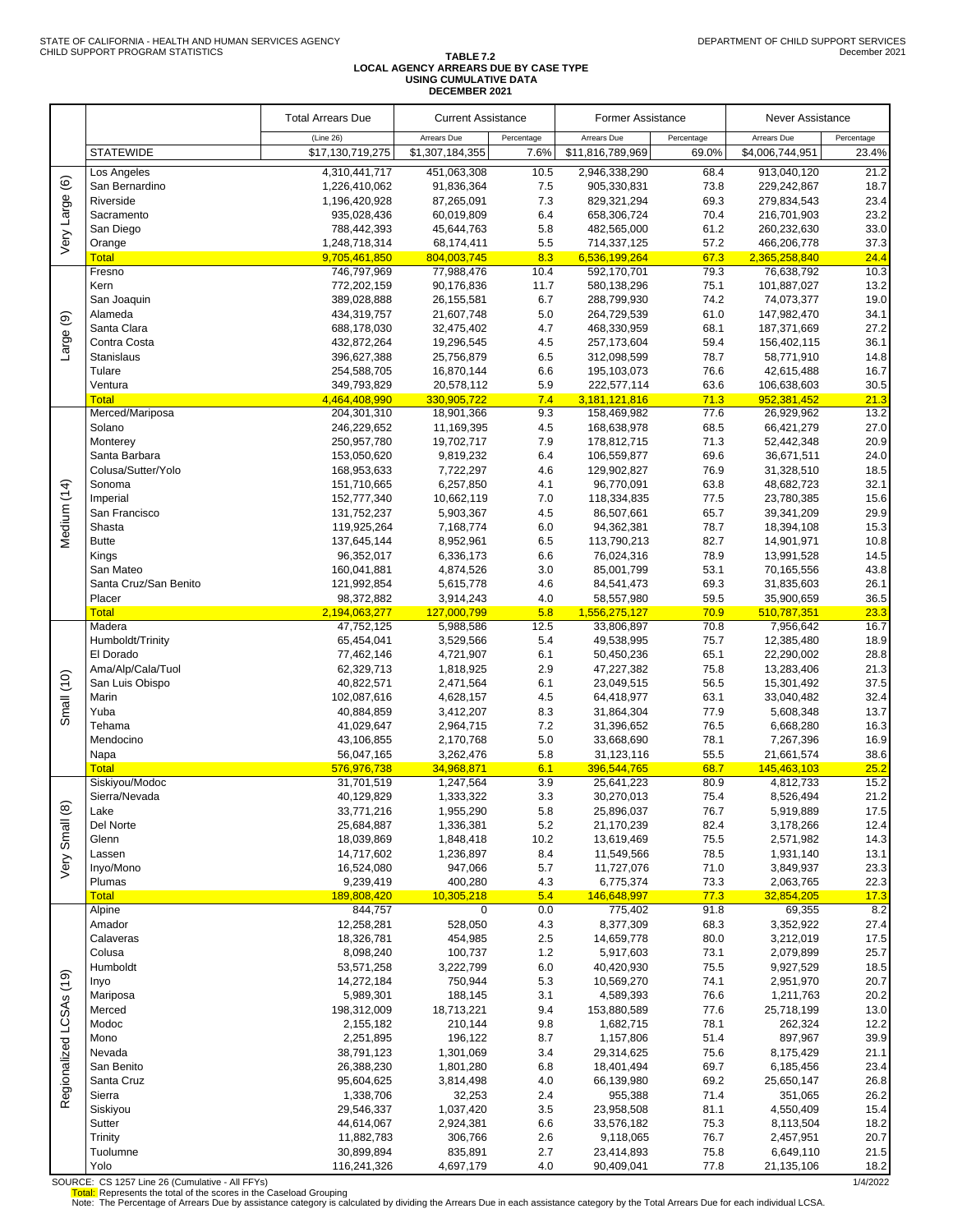STATE OF CALIFORNIA - HEALTH AND HUMAN SERVICES AGENCY
CHILD SUPPORT PROGRAM STATISTICS

DEPARTMENT OF CHILD SUPPORT SERVICES
December 2021

## TABLE 7.2
## LOCAL AGENCY ARREARS DUE BY CASE TYPE
## USING CUMULATIVE DATA
## DECEMBER 2021

| | | Total Arrears Due | Current Assistance | | Former Assistance | | Never Assistance | |
|---|---|---|---|---|---|---|---|---|
| | | (Line 26) | Arrears Due | Percentage | Arrears Due | Percentage | Arrears Due | Percentage |
| | STATEWIDE | $17,130,719,275 | $1,307,184,355 | 7.6% | $11,816,789,969 | 69.0% | $4,006,744,951 | 23.4% |
| Very Large (6) | Los Angeles | 4,310,441,717 | 451,063,308 | 10.5 | 2,946,338,290 | 68.4 | 913,040,120 | 21.2 |
| | San Bernardino | 1,226,410,062 | 91,836,364 | 7.5 | 905,330,831 | 73.8 | 229,242,867 | 18.7 |
| | Riverside | 1,196,420,928 | 87,265,091 | 7.3 | 829,321,294 | 69.3 | 279,834,543 | 23.4 |
| | Sacramento | 935,028,436 | 60,019,809 | 6.4 | 658,306,724 | 70.4 | 216,701,903 | 23.2 |
| | San Diego | 788,442,393 | 45,644,763 | 5.8 | 482,565,000 | 61.2 | 260,232,630 | 33.0 |
| | Orange | 1,248,718,314 | 68,174,411 | 5.5 | 714,337,125 | 57.2 | 466,206,778 | 37.3 |
| | Total | 9,705,461,850 | 804,003,745 | 8.3 | 6,536,199,264 | 67.3 | 2,365,258,840 | 24.4 |
| Large (9) | Fresno | 746,797,969 | 77,988,476 | 10.4 | 592,170,701 | 79.3 | 76,638,792 | 10.3 |
| | Kern | 772,202,159 | 90,176,836 | 11.7 | 580,138,296 | 75.1 | 101,887,027 | 13.2 |
| | San Joaquin | 389,028,888 | 26,155,581 | 6.7 | 288,799,930 | 74.2 | 74,073,377 | 19.0 |
| | Alameda | 434,319,757 | 21,607,748 | 5.0 | 264,729,539 | 61.0 | 147,982,470 | 34.1 |
| | Santa Clara | 688,178,030 | 32,475,402 | 4.7 | 468,330,959 | 68.1 | 187,371,669 | 27.2 |
| | Contra Costa | 432,872,264 | 19,296,545 | 4.5 | 257,173,604 | 59.4 | 156,402,115 | 36.1 |
| | Stanislaus | 396,627,388 | 25,756,879 | 6.5 | 312,098,599 | 78.7 | 58,771,910 | 14.8 |
| | Tulare | 254,588,705 | 16,870,144 | 6.6 | 195,103,073 | 76.6 | 42,615,488 | 16.7 |
| | Ventura | 349,793,829 | 20,578,112 | 5.9 | 222,577,114 | 63.6 | 106,638,603 | 30.5 |
| | Total | 4,464,408,990 | 330,905,722 | 7.4 | 3,181,121,816 | 71.3 | 952,381,452 | 21.3 |
| Medium (14) | Merced/Mariposa | 204,301,310 | 18,901,366 | 9.3 | 158,469,982 | 77.6 | 26,929,962 | 13.2 |
| | Solano | 246,229,652 | 11,169,395 | 4.5 | 168,638,978 | 68.5 | 66,421,279 | 27.0 |
| | Monterey | 250,957,780 | 19,702,717 | 7.9 | 178,812,715 | 71.3 | 52,442,348 | 20.9 |
| | Santa Barbara | 153,050,620 | 9,819,232 | 6.4 | 106,559,877 | 69.6 | 36,671,511 | 24.0 |
| | Colusa/Sutter/Yolo | 168,953,633 | 7,722,297 | 4.6 | 129,902,827 | 76.9 | 31,328,510 | 18.5 |
| | Sonoma | 151,710,665 | 6,257,850 | 4.1 | 96,770,091 | 63.8 | 48,682,723 | 32.1 |
| | Imperial | 152,777,340 | 10,662,119 | 7.0 | 118,334,835 | 77.5 | 23,780,385 | 15.6 |
| | San Francisco | 131,752,237 | 5,903,367 | 4.5 | 86,507,661 | 65.7 | 39,341,209 | 29.9 |
| | Shasta | 119,925,264 | 7,168,774 | 6.0 | 94,362,381 | 78.7 | 18,394,108 | 15.3 |
| | Butte | 137,645,144 | 8,952,961 | 6.5 | 113,790,213 | 82.7 | 14,901,971 | 10.8 |
| | Kings | 96,352,017 | 6,336,173 | 6.6 | 76,024,316 | 78.9 | 13,991,528 | 14.5 |
| | San Mateo | 160,041,881 | 4,874,526 | 3.0 | 85,001,799 | 53.1 | 70,165,556 | 43.8 |
| | Santa Cruz/San Benito | 121,992,854 | 5,615,778 | 4.6 | 84,541,473 | 69.3 | 31,835,603 | 26.1 |
| | Placer | 98,372,882 | 3,914,243 | 4.0 | 58,557,980 | 59.5 | 35,900,659 | 36.5 |
| | Total | 2,194,063,277 | 127,000,799 | 5.8 | 1,556,275,127 | 70.9 | 510,787,351 | 23.3 |
| Small (10) | Madera | 47,752,125 | 5,988,586 | 12.5 | 33,806,897 | 70.8 | 7,956,642 | 16.7 |
| | Humboldt/Trinity | 65,454,041 | 3,529,566 | 5.4 | 49,538,995 | 75.7 | 12,385,480 | 18.9 |
| | El Dorado | 77,462,146 | 4,721,907 | 6.1 | 50,450,236 | 65.1 | 22,290,002 | 28.8 |
| | Ama/Alp/Cala/Tuol | 62,329,713 | 1,818,925 | 2.9 | 47,227,382 | 75.8 | 13,283,406 | 21.3 |
| | San Luis Obispo | 40,822,571 | 2,471,564 | 6.1 | 23,049,515 | 56.5 | 15,301,492 | 37.5 |
| | Marin | 102,087,616 | 4,628,157 | 4.5 | 64,418,977 | 63.1 | 33,040,482 | 32.4 |
| | Yuba | 40,884,859 | 3,412,207 | 8.3 | 31,864,304 | 77.9 | 5,608,348 | 13.7 |
| | Tehama | 41,029,647 | 2,964,715 | 7.2 | 31,396,652 | 76.5 | 6,668,280 | 16.3 |
| | Mendocino | 43,106,855 | 2,170,768 | 5.0 | 33,668,690 | 78.1 | 7,267,396 | 16.9 |
| | Napa | 56,047,165 | 3,262,476 | 5.8 | 31,123,116 | 55.5 | 21,661,574 | 38.6 |
| | Total | 576,976,738 | 34,968,871 | 6.1 | 396,544,765 | 68.7 | 145,463,103 | 25.2 |
| Very Small (8) | Siskiyou/Modoc | 31,701,519 | 1,247,564 | 3.9 | 25,641,223 | 80.9 | 4,812,733 | 15.2 |
| | Sierra/Nevada | 40,129,829 | 1,333,322 | 3.3 | 30,270,013 | 75.4 | 8,526,494 | 21.2 |
| | Lake | 33,771,216 | 1,955,290 | 5.8 | 25,896,037 | 76.7 | 5,919,889 | 17.5 |
| | Del Norte | 25,684,887 | 1,336,381 | 5.2 | 21,170,239 | 82.4 | 3,178,266 | 12.4 |
| | Glenn | 18,039,869 | 1,848,418 | 10.2 | 13,619,469 | 75.5 | 2,571,982 | 14.3 |
| | Lassen | 14,717,602 | 1,236,897 | 8.4 | 11,549,566 | 78.5 | 1,931,140 | 13.1 |
| | Inyo/Mono | 16,524,080 | 947,066 | 5.7 | 11,727,076 | 71.0 | 3,849,937 | 23.3 |
| | Plumas | 9,239,419 | 400,280 | 4.3 | 6,775,374 | 73.3 | 2,063,765 | 22.3 |
| | Total | 189,808,420 | 10,305,218 | 5.4 | 146,648,997 | 77.3 | 32,854,205 | 17.3 |
| Regionalized LCSAs (19) | Alpine | 844,757 | 0 | 0.0 | 775,402 | 91.8 | 69,355 | 8.2 |
| | Amador | 12,258,281 | 528,050 | 4.3 | 8,377,309 | 68.3 | 3,352,922 | 27.4 |
| | Calaveras | 18,326,781 | 454,985 | 2.5 | 14,659,778 | 80.0 | 3,212,019 | 17.5 |
| | Colusa | 8,098,240 | 100,737 | 1.2 | 5,917,603 | 73.1 | 2,079,899 | 25.7 |
| | Humboldt | 53,571,258 | 3,222,799 | 6.0 | 40,420,930 | 75.5 | 9,927,529 | 18.5 |
| | Inyo | 14,272,184 | 750,944 | 5.3 | 10,569,270 | 74.1 | 2,951,970 | 20.7 |
| | Mariposa | 5,989,301 | 188,145 | 3.1 | 4,589,393 | 76.6 | 1,211,763 | 20.2 |
| | Merced | 198,312,009 | 18,713,221 | 9.4 | 153,880,589 | 77.6 | 25,718,199 | 13.0 |
| | Modoc | 2,155,182 | 210,144 | 9.8 | 1,682,715 | 78.1 | 262,324 | 12.2 |
| | Mono | 2,251,895 | 196,122 | 8.7 | 1,157,806 | 51.4 | 897,967 | 39.9 |
| | Nevada | 38,791,123 | 1,301,069 | 3.4 | 29,314,625 | 75.6 | 8,175,429 | 21.1 |
| | San Benito | 26,388,230 | 1,801,280 | 6.8 | 18,401,494 | 69.7 | 6,185,456 | 23.4 |
| | Santa Cruz | 95,604,625 | 3,814,498 | 4.0 | 66,139,980 | 69.2 | 25,650,147 | 26.8 |
| | Sierra | 1,338,706 | 32,253 | 2.4 | 955,388 | 71.4 | 351,065 | 26.2 |
| | Siskiyou | 29,546,337 | 1,037,420 | 3.5 | 23,958,508 | 81.1 | 4,550,409 | 15.4 |
| | Sutter | 44,614,067 | 2,924,381 | 6.6 | 33,576,182 | 75.3 | 8,113,504 | 18.2 |
| | Trinity | 11,882,783 | 306,766 | 2.6 | 9,118,065 | 76.7 | 2,457,951 | 20.7 |
| | Tuolumne | 30,899,894 | 835,891 | 2.7 | 23,414,893 | 75.8 | 6,649,110 | 21.5 |
| | Yolo | 116,241,326 | 4,697,179 | 4.0 | 90,409,041 | 77.8 | 21,135,106 | 18.2 |

SOURCE: CS 1257 Line 26 (Cumulative - All FFYs)

1/4/2022

Total: Represents the total of the scores in the Caseload Grouping

Note: The Percentage of Arrears Due by assistance category is calculated by dividing the Arrears Due in each assistance category by the Total Arrears Due for each individual LCSA.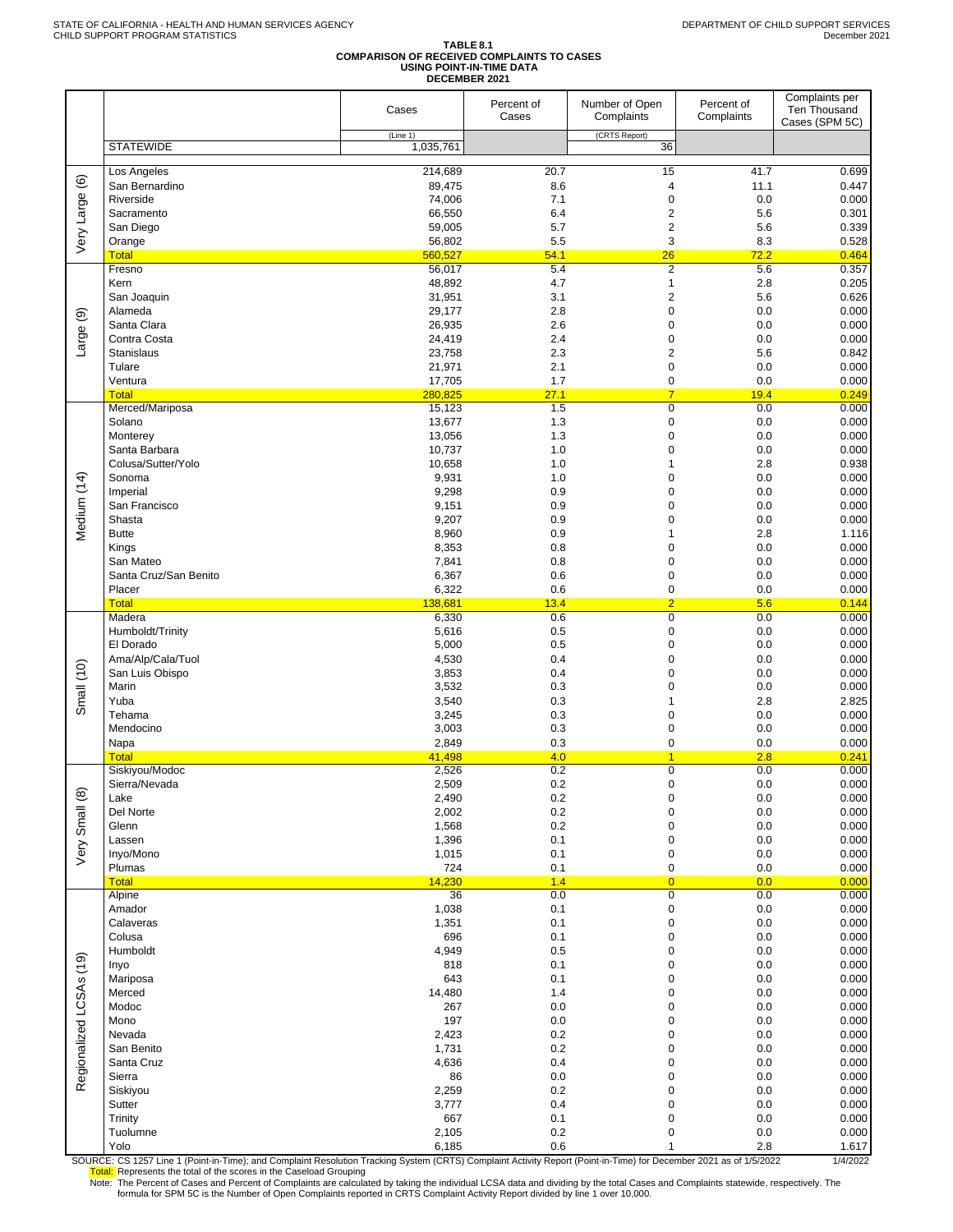STATE OF CALIFORNIA - HEALTH AND HUMAN SERVICES AGENCY
CHILD SUPPORT PROGRAM STATISTICS

DEPARTMENT OF CHILD SUPPORT SERVICES
December 2021

# TABLE 8.1
## COMPARISON OF RECEIVED COMPLAINTS TO CASES USING POINT-IN-TIME DATA
### DECEMBER 2021

| | | Cases | Percent of Cases | Number of Open Complaints | Percent of Complaints | Complaints per Ten Thousand Cases (SPM 5C) |
|---|---|---|---|---|---|---|
| | | (Line 1) | | (CRTS Report) | | |
| | STATEWIDE | 1,035,761 | | 36 | | |
| Very Large (6) | Los Angeles | 214,689 | 20.7 | 15 | 41.7 | 0.699 |
| | San Bernardino | 89,475 | 8.6 | 4 | 11.1 | 0.447 |
| | Riverside | 74,006 | 7.1 | 0 | 0.0 | 0.000 |
| | Sacramento | 66,550 | 6.4 | 2 | 5.6 | 0.301 |
| | San Diego | 59,005 | 5.7 | 2 | 5.6 | 0.339 |
| | Orange | 56,802 | 5.5 | 3 | 8.3 | 0.528 |
| | Total | 560,527 | 54.1 | 26 | 72.2 | 0.464 |
| Large (9) | Fresno | 56,017 | 5.4 | 2 | 5.6 | 0.357 |
| | Kern | 48,892 | 4.7 | 1 | 2.8 | 0.205 |
| | San Joaquin | 31,951 | 3.1 | 2 | 5.6 | 0.626 |
| | Alameda | 29,177 | 2.8 | 0 | 0.0 | 0.000 |
| | Santa Clara | 26,935 | 2.6 | 0 | 0.0 | 0.000 |
| | Contra Costa | 24,419 | 2.4 | 0 | 0.0 | 0.000 |
| | Stanislaus | 23,758 | 2.3 | 2 | 5.6 | 0.842 |
| | Tulare | 21,971 | 2.1 | 0 | 0.0 | 0.000 |
| | Ventura | 17,705 | 1.7 | 0 | 0.0 | 0.000 |
| | Total | 280,825 | 27.1 | 7 | 19.4 | 0.249 |
| Medium (14) | Merced/Mariposa | 15,123 | 1.5 | 0 | 0.0 | 0.000 |
| | Solano | 13,677 | 1.3 | 0 | 0.0 | 0.000 |
| | Monterey | 13,056 | 1.3 | 0 | 0.0 | 0.000 |
| | Santa Barbara | 10,737 | 1.0 | 0 | 0.0 | 0.000 |
| | Colusa/Sutter/Yolo | 10,658 | 1.0 | 1 | 2.8 | 0.938 |
| | Sonoma | 9,931 | 1.0 | 0 | 0.0 | 0.000 |
| | Imperial | 9,298 | 0.9 | 0 | 0.0 | 0.000 |
| | San Francisco | 9,151 | 0.9 | 0 | 0.0 | 0.000 |
| | Shasta | 9,207 | 0.9 | 0 | 0.0 | 0.000 |
| | Butte | 8,960 | 0.9 | 1 | 2.8 | 1.116 |
| | Kings | 8,353 | 0.8 | 0 | 0.0 | 0.000 |
| | San Mateo | 7,841 | 0.8 | 0 | 0.0 | 0.000 |
| | Santa Cruz/San Benito | 6,367 | 0.6 | 0 | 0.0 | 0.000 |
| | Placer | 6,322 | 0.6 | 0 | 0.0 | 0.000 |
| | Total | 138,681 | 13.4 | 2 | 5.6 | 0.144 |
| Small (10) | Madera | 6,330 | 0.6 | 0 | 0.0 | 0.000 |
| | Humboldt/Trinity | 5,616 | 0.5 | 0 | 0.0 | 0.000 |
| | El Dorado | 5,000 | 0.5 | 0 | 0.0 | 0.000 |
| | Ama/Alp/Cala/Tuol | 4,530 | 0.4 | 0 | 0.0 | 0.000 |
| | San Luis Obispo | 3,853 | 0.4 | 0 | 0.0 | 0.000 |
| | Marin | 3,532 | 0.3 | 0 | 0.0 | 0.000 |
| | Yuba | 3,540 | 0.3 | 1 | 2.8 | 2.825 |
| | Tehama | 3,245 | 0.3 | 0 | 0.0 | 0.000 |
| | Mendocino | 3,003 | 0.3 | 0 | 0.0 | 0.000 |
| | Napa | 2,849 | 0.3 | 0 | 0.0 | 0.000 |
| | Total | 41,498 | 4.0 | 1 | 2.8 | 0.241 |
| Very Small (8) | Siskiyou/Modoc | 2,526 | 0.2 | 0 | 0.0 | 0.000 |
| | Sierra/Nevada | 2,509 | 0.2 | 0 | 0.0 | 0.000 |
| | Lake | 2,490 | 0.2 | 0 | 0.0 | 0.000 |
| | Del Norte | 2,002 | 0.2 | 0 | 0.0 | 0.000 |
| | Glenn | 1,568 | 0.2 | 0 | 0.0 | 0.000 |
| | Lassen | 1,396 | 0.1 | 0 | 0.0 | 0.000 |
| | Inyo/Mono | 1,015 | 0.1 | 0 | 0.0 | 0.000 |
| | Plumas | 724 | 0.1 | 0 | 0.0 | 0.000 |
| | Total | 14,230 | 1.4 | 0 | 0.0 | 0.000 |
| Regionalized LCSAs (19) | Alpine | 36 | 0.0 | 0 | 0.0 | 0.000 |
| | Amador | 1,038 | 0.1 | 0 | 0.0 | 0.000 |
| | Calaveras | 1,351 | 0.1 | 0 | 0.0 | 0.000 |
| | Colusa | 696 | 0.1 | 0 | 0.0 | 0.000 |
| | Humboldt | 4,949 | 0.5 | 0 | 0.0 | 0.000 |
| | Inyo | 818 | 0.1 | 0 | 0.0 | 0.000 |
| | Mariposa | 643 | 0.1 | 0 | 0.0 | 0.000 |
| | Merced | 14,480 | 1.4 | 0 | 0.0 | 0.000 |
| | Modoc | 267 | 0.0 | 0 | 0.0 | 0.000 |
| | Mono | 197 | 0.0 | 0 | 0.0 | 0.000 |
| | Nevada | 2,423 | 0.2 | 0 | 0.0 | 0.000 |
| | San Benito | 1,731 | 0.2 | 0 | 0.0 | 0.000 |
| | Santa Cruz | 4,636 | 0.4 | 0 | 0.0 | 0.000 |
| | Sierra | 86 | 0.0 | 0 | 0.0 | 0.000 |
| | Siskiyou | 2,259 | 0.2 | 0 | 0.0 | 0.000 |
| | Sutter | 3,777 | 0.4 | 0 | 0.0 | 0.000 |
| | Trinity | 667 | 0.1 | 0 | 0.0 | 0.000 |
| | Tuolumne | 2,105 | 0.2 | 0 | 0.0 | 0.000 |
| | Yolo | 6,185 | 0.6 | 1 | 2.8 | 1.617 |

SOURCE: CS 1257 Line 1 (Point-in-Time); and Complaint Resolution Tracking System (CRTS) Complaint Activity Report (Point-in-Time) for December 2021 as of 1/5/2022 — 1/4/2022

Total: Represents the total of the scores in the Caseload Grouping

Note: The Percent of Cases and Percent of Complaints are calculated by taking the individual LCSA data and dividing by the total Cases and Complaints statewide, respectively. The formula for SPM 5C is the Number of Open Complaints reported in CRTS Complaint Activity Report divided by line 1 over 10,000.